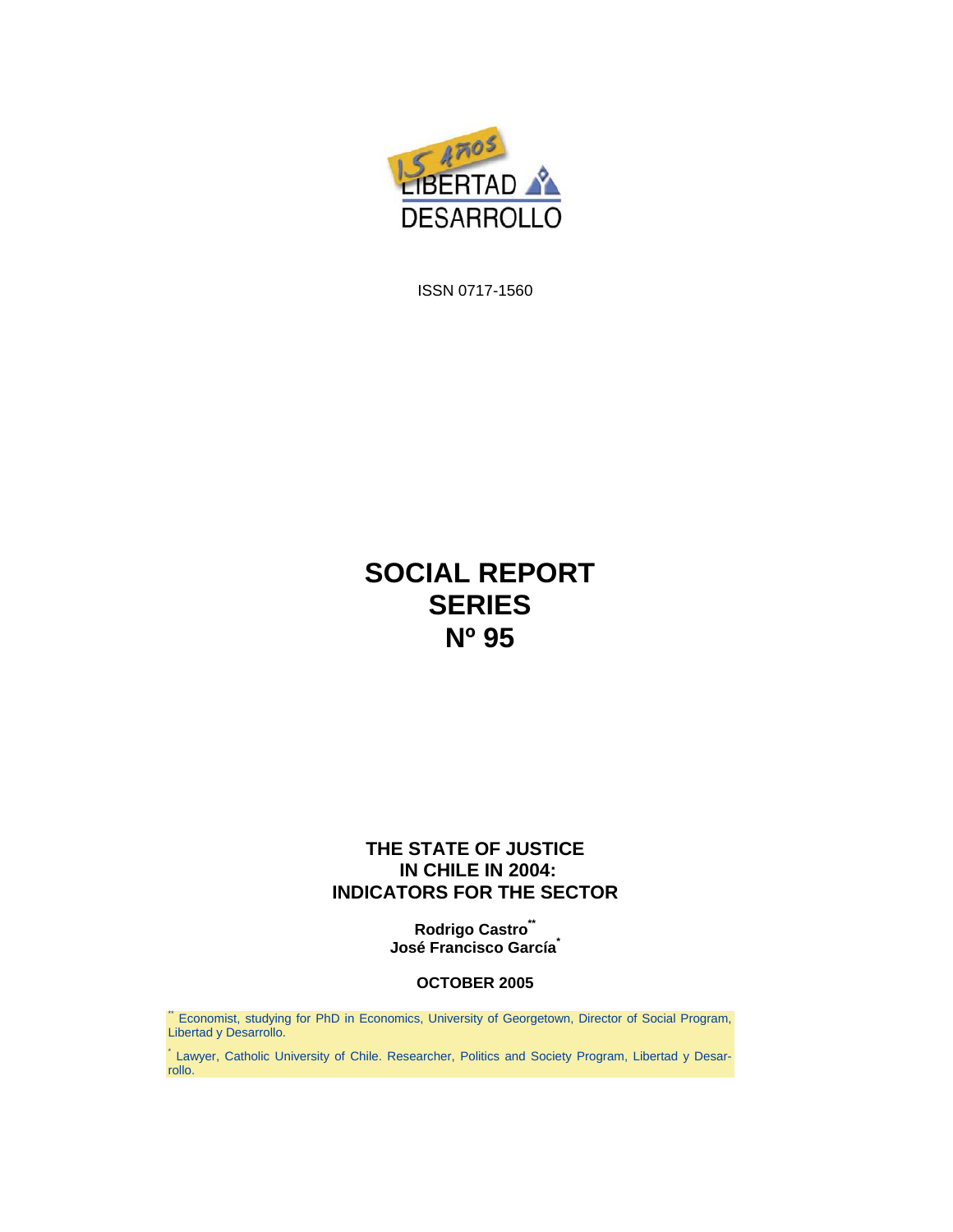15 Años LIBERTAD DESARROLLO

ISSN 0717-1560

# SOCIAL REPORT SERIES Nº 95

## THE STATE OF JUSTICE IN CHILE IN 2004: INDICATORS FOR THE SECTOR

**Rodrigo Castro[\*\*]**
**José Francisco García[\*]**

**OCTOBER 2005**

[\*\*] Economist, studying for PhD in Economics, University of Georgetown, Director of Social Program, Libertad y Desarrollo.

[\*] Lawyer, Catholic University of Chile. Researcher, Politics and Society Program, Libertad y Desarrollo.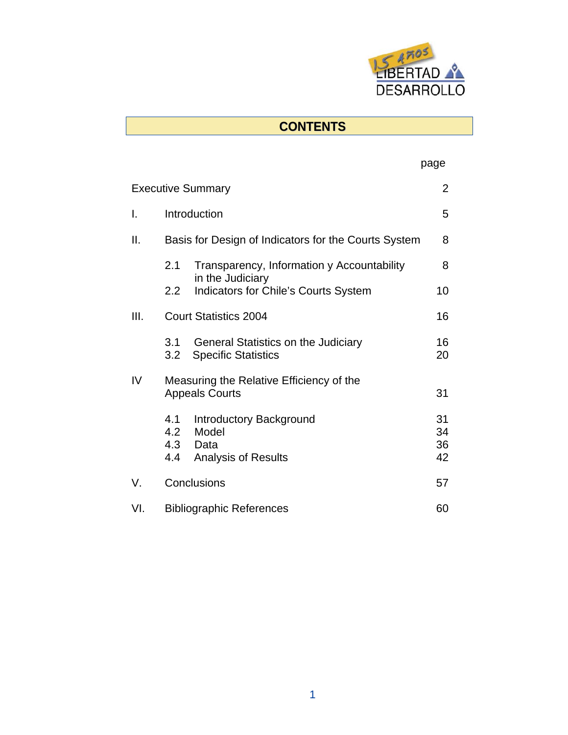# CONTENTS

| | | page |
|---|---|---|
| Executive Summary | | 2 |
| I. | Introduction | 5 |
| II. | Basis for Design of Indicators for the Courts System | 8 |
| | 2.1 Transparency, Information y Accountability in the Judiciary | 8 |
| | 2.2 Indicators for Chile's Courts System | 10 |
| III. | Court Statistics 2004 | 16 |
| | 3.1 General Statistics on the Judiciary | 16 |
| | 3.2 Specific Statistics | 20 |
| IV | Measuring the Relative Efficiency of the Appeals Courts | 31 |
| | 4.1 Introductory Background | 31 |
| | 4.2 Model | 34 |
| | 4.3 Data | 36 |
| | 4.4 Analysis of Results | 42 |
| V. | Conclusions | 57 |
| VI. | Bibliographic References | 60 |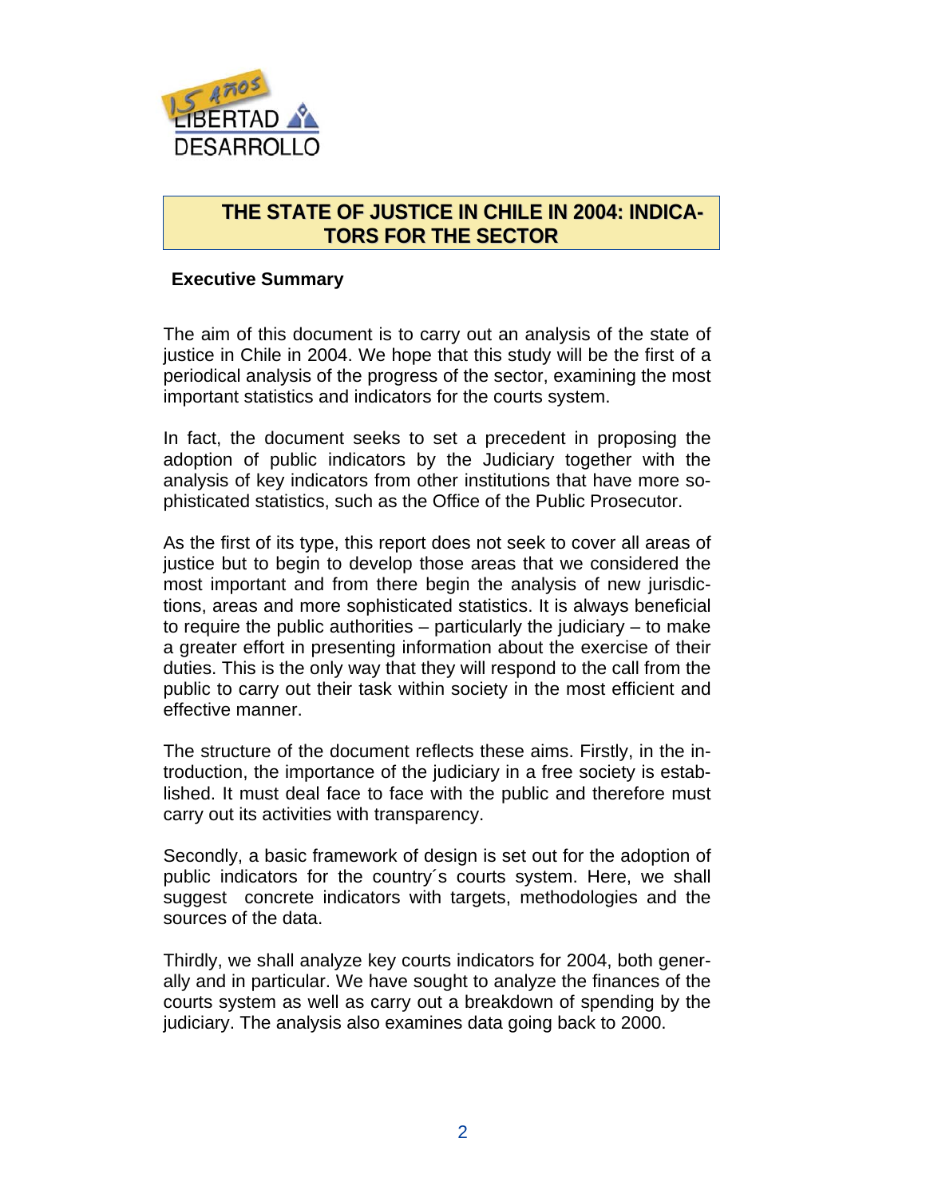# THE STATE OF JUSTICE IN CHILE IN 2004: INDICATORS FOR THE SECTOR

## Executive Summary

The aim of this document is to carry out an analysis of the state of justice in Chile in 2004. We hope that this study will be the first of a periodical analysis of the progress of the sector, examining the most important statistics and indicators for the courts system.

In fact, the document seeks to set a precedent in proposing the adoption of public indicators by the Judiciary together with the analysis of key indicators from other institutions that have more sophisticated statistics, such as the Office of the Public Prosecutor.

As the first of its type, this report does not seek to cover all areas of justice but to begin to develop those areas that we considered the most important and from there begin the analysis of new jurisdictions, areas and more sophisticated statistics. It is always beneficial to require the public authorities – particularly the judiciary – to make a greater effort in presenting information about the exercise of their duties. This is the only way that they will respond to the call from the public to carry out their task within society in the most efficient and effective manner.

The structure of the document reflects these aims. Firstly, in the introduction, the importance of the judiciary in a free society is established. It must deal face to face with the public and therefore must carry out its activities with transparency.

Secondly, a basic framework of design is set out for the adoption of public indicators for the country´s courts system. Here, we shall suggest concrete indicators with targets, methodologies and the sources of the data.

Thirdly, we shall analyze key courts indicators for 2004, both generally and in particular. We have sought to analyze the finances of the courts system as well as carry out a breakdown of spending by the judiciary. The analysis also examines data going back to 2000.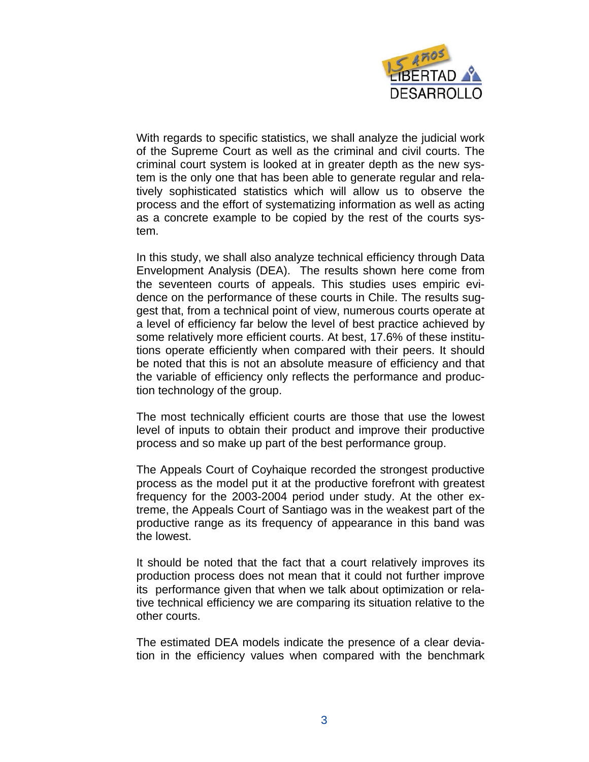With regards to specific statistics, we shall analyze the judicial work of the Supreme Court as well as the criminal and civil courts. The criminal court system is looked at in greater depth as the new system is the only one that has been able to generate regular and relatively sophisticated statistics which will allow us to observe the process and the effort of systematizing information as well as acting as a concrete example to be copied by the rest of the courts system.

In this study, we shall also analyze technical efficiency through Data Envelopment Analysis (DEA). The results shown here come from the seventeen courts of appeals. This studies uses empiric evidence on the performance of these courts in Chile. The results suggest that, from a technical point of view, numerous courts operate at a level of efficiency far below the level of best practice achieved by some relatively more efficient courts. At best, 17.6% of these institutions operate efficiently when compared with their peers. It should be noted that this is not an absolute measure of efficiency and that the variable of efficiency only reflects the performance and production technology of the group.

The most technically efficient courts are those that use the lowest level of inputs to obtain their product and improve their productive process and so make up part of the best performance group.

The Appeals Court of Coyhaique recorded the strongest productive process as the model put it at the productive forefront with greatest frequency for the 2003-2004 period under study. At the other extreme, the Appeals Court of Santiago was in the weakest part of the productive range as its frequency of appearance in this band was the lowest.

It should be noted that the fact that a court relatively improves its production process does not mean that it could not further improve its performance given that when we talk about optimization or relative technical efficiency we are comparing its situation relative to the other courts.

The estimated DEA models indicate the presence of a clear deviation in the efficiency values when compared with the benchmark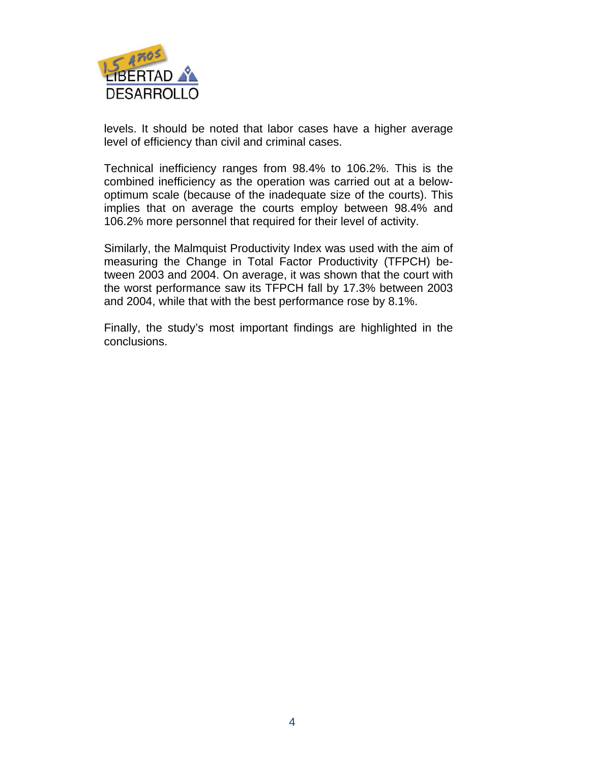levels. It should be noted that labor cases have a higher average level of efficiency than civil and criminal cases.

Technical inefficiency ranges from 98.4% to 106.2%. This is the combined inefficiency as the operation was carried out at a below-optimum scale (because of the inadequate size of the courts). This implies that on average the courts employ between 98.4% and 106.2% more personnel that required for their level of activity.

Similarly, the Malmquist Productivity Index was used with the aim of measuring the Change in Total Factor Productivity (TFPCH) between 2003 and 2004. On average, it was shown that the court with the worst performance saw its TFPCH fall by 17.3% between 2003 and 2004, while that with the best performance rose by 8.1%.

Finally, the study's most important findings are highlighted in the conclusions.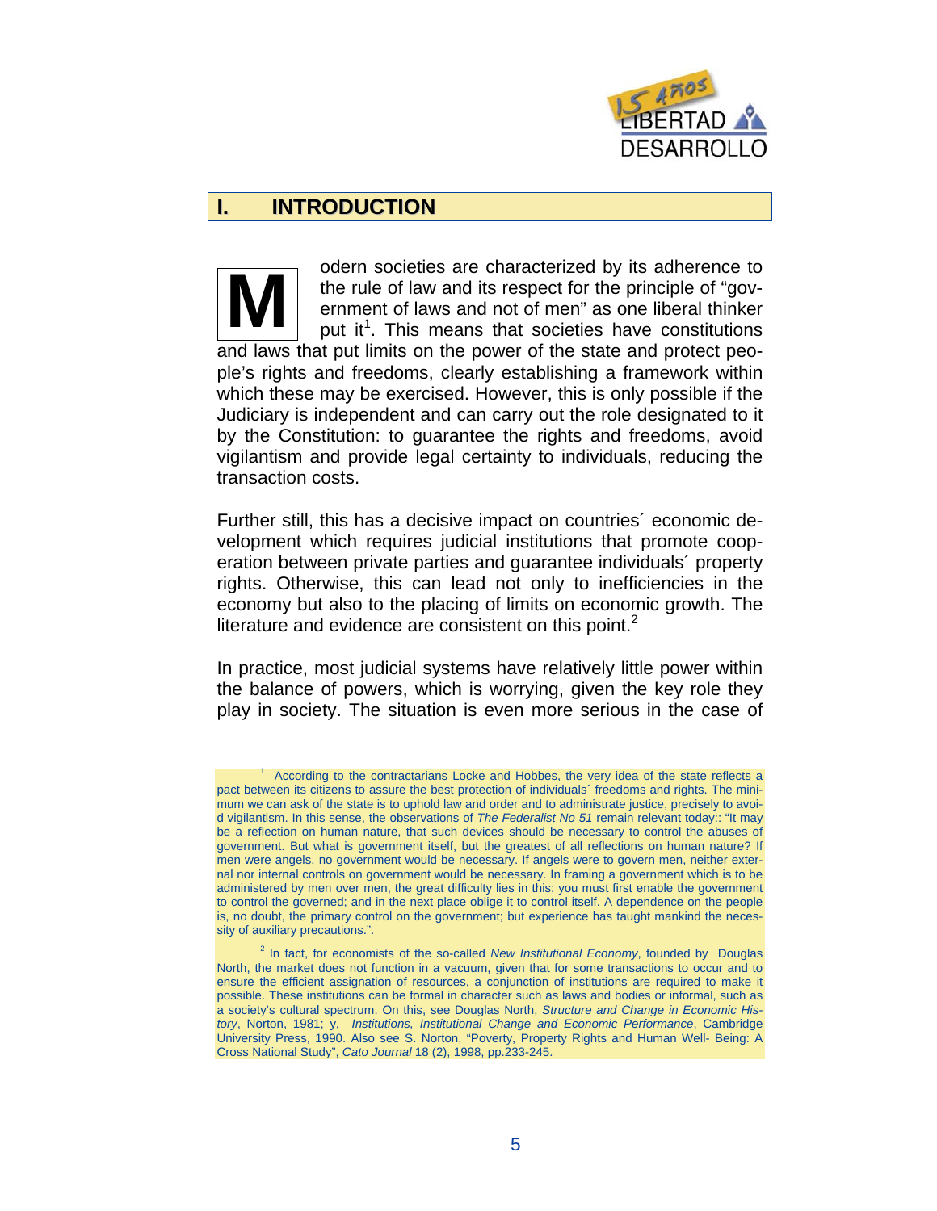## I. INTRODUCTION

Modern societies are characterized by its adherence to the rule of law and its respect for the principle of "government of laws and not of men" as one liberal thinker put it[1]. This means that societies have constitutions and laws that put limits on the power of the state and protect people's rights and freedoms, clearly establishing a framework within which these may be exercised. However, this is only possible if the Judiciary is independent and can carry out the role designated to it by the Constitution: to guarantee the rights and freedoms, avoid vigilantism and provide legal certainty to individuals, reducing the transaction costs.

Further still, this has a decisive impact on countries´ economic development which requires judicial institutions that promote cooperation between private parties and guarantee individuals´ property rights. Otherwise, this can lead not only to inefficiencies in the economy but also to the placing of limits on economic growth. The literature and evidence are consistent on this point.[2]

In practice, most judicial systems have relatively little power within the balance of powers, which is worrying, given the key role they play in society. The situation is even more serious in the case of

---

[1] According to the contractarians Locke and Hobbes, the very idea of the state reflects a pact between its citizens to assure the best protection of individuals´ freedoms and rights. The minimum we can ask of the state is to uphold law and order and to administrate justice, precisely to avoid vigilantism. In this sense, the observations of *The Federalist No 51* remain relevant today:: "It may be a reflection on human nature, that such devices should be necessary to control the abuses of government. But what is government itself, but the greatest of all reflections on human nature? If men were angels, no government would be necessary. If angels were to govern men, neither external nor internal controls on government would be necessary. In framing a government which is to be administered by men over men, the great difficulty lies in this: you must first enable the government to control the governed; and in the next place oblige it to control itself. A dependence on the people is, no doubt, the primary control on the government; but experience has taught mankind the necessity of auxiliary precautions.".

[2] In fact, for economists of the so-called *New Institutional Economy*, founded by Douglas North, the market does not function in a vacuum, given that for some transactions to occur and to ensure the efficient assignation of resources, a conjunction of institutions are required to make it possible. These institutions can be formal in character such as laws and bodies or informal, such as a society's cultural spectrum. On this, see Douglas North, *Structure and Change in Economic History*, Norton, 1981; y, *Institutions, Institutional Change and Economic Performance*, Cambridge University Press, 1990. Also see S. Norton, "Poverty, Property Rights and Human Well- Being: A Cross National Study", *Cato Journal* 18 (2), 1998, pp.233-245.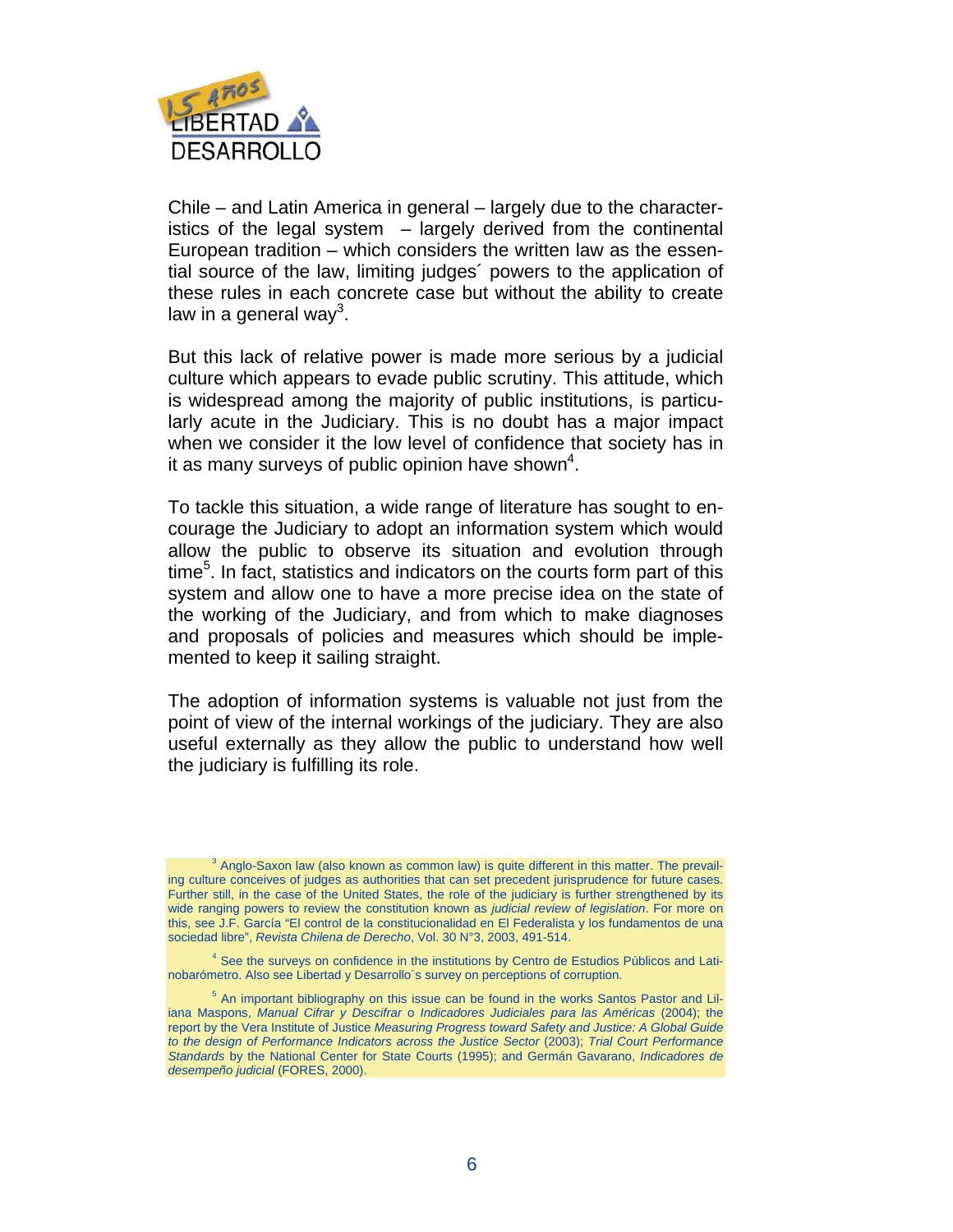Chile – and Latin America in general – largely due to the characteristics of the legal system – largely derived from the continental European tradition – which considers the written law as the essential source of the law, limiting judges´ powers to the application of these rules in each concrete case but without the ability to create law in a general way[3].

But this lack of relative power is made more serious by a judicial culture which appears to evade public scrutiny. This attitude, which is widespread among the majority of public institutions, is particularly acute in the Judiciary. This is no doubt has a major impact when we consider it the low level of confidence that society has in it as many surveys of public opinion have shown[4].

To tackle this situation, a wide range of literature has sought to encourage the Judiciary to adopt an information system which would allow the public to observe its situation and evolution through time[5]. In fact, statistics and indicators on the courts form part of this system and allow one to have a more precise idea on the state of the working of the Judiciary, and from which to make diagnoses and proposals of policies and measures which should be implemented to keep it sailing straight.

The adoption of information systems is valuable not just from the point of view of the internal workings of the judiciary. They are also useful externally as they allow the public to understand how well the judiciary is fulfilling its role.

---

[3] Anglo-Saxon law (also known as common law) is quite different in this matter. The prevailing culture conceives of judges as authorities that can set precedent jurisprudence for future cases. Further still, in the case of the United States, the role of the judiciary is further strengthened by its wide ranging powers to review the constitution known as *judicial review of legislation*. For more on this, see J.F. García "El control de la constitucionalidad en El Federalista y los fundamentos de una sociedad libre", *Revista Chilena de Derecho*, Vol. 30 N°3, 2003, 491-514.

[4] See the surveys on confidence in the institutions by Centro de Estudios Públicos and Latinobarómetro. Also see Libertad y Desarrollo´s survey on perceptions of corruption.

[5] An important bibliography on this issue can be found in the works Santos Pastor and Liliana Maspons, *Manual Cifrar y Descifrar* o *Indicadores Judiciales para las Américas* (2004); the report by the Vera Institute of Justice *Measuring Progress toward Safety and Justice: A Global Guide to the design of Performance Indicators across the Justice Sector* (2003); *Trial Court Performance Standards* by the National Center for State Courts (1995); and Germán Gavarano, *Indicadores de desempeño judicial* (FORES, 2000).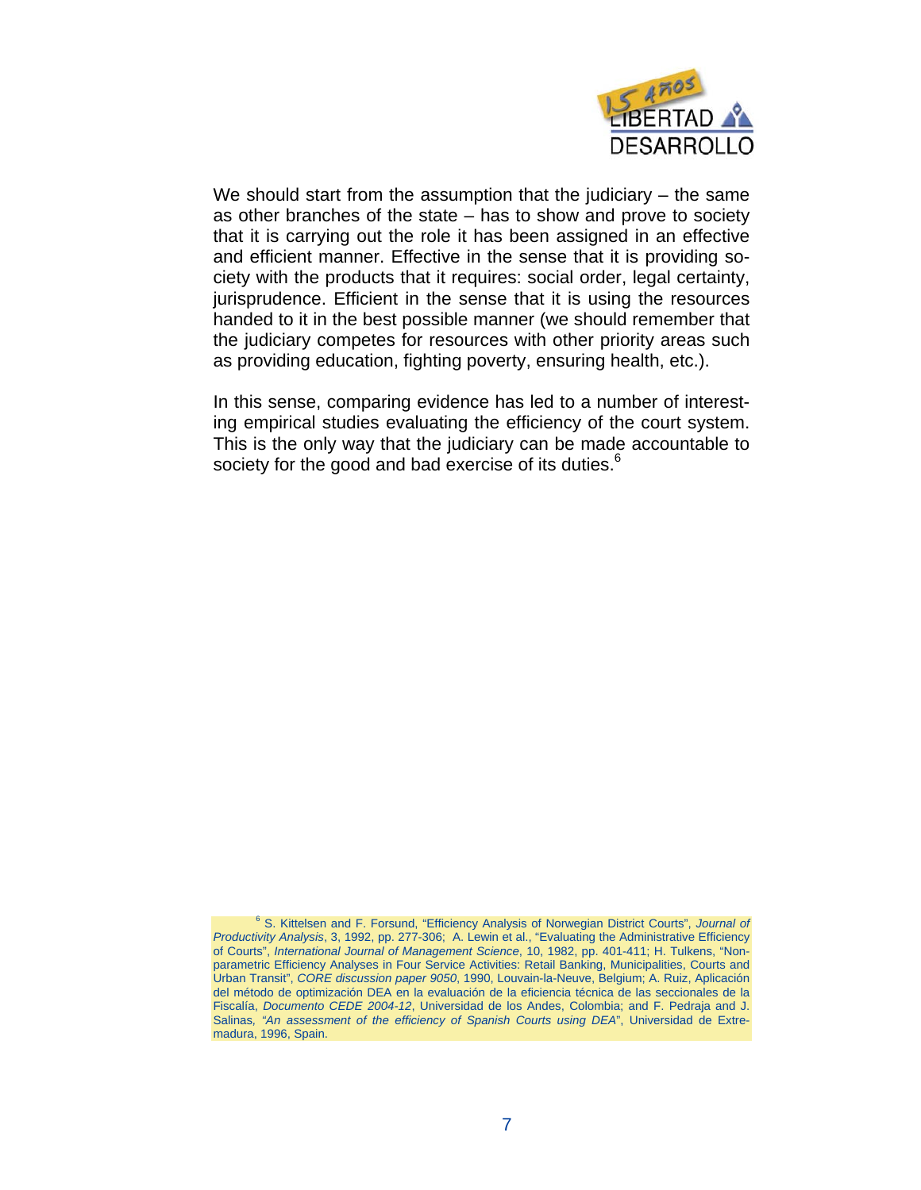We should start from the assumption that the judiciary – the same as other branches of the state – has to show and prove to society that it is carrying out the role it has been assigned in an effective and efficient manner. Effective in the sense that it is providing society with the products that it requires: social order, legal certainty, jurisprudence. Efficient in the sense that it is using the resources handed to it in the best possible manner (we should remember that the judiciary competes for resources with other priority areas such as providing education, fighting poverty, ensuring health, etc.).

In this sense, comparing evidence has led to a number of interesting empirical studies evaluating the efficiency of the court system. This is the only way that the judiciary can be made accountable to society for the good and bad exercise of its duties.[6]

[6] S. Kittelsen and F. Forsund, "Efficiency Analysis of Norwegian District Courts", *Journal of Productivity Analysis*, 3, 1992, pp. 277-306; A. Lewin et al., "Evaluating the Administrative Efficiency of Courts", *International Journal of Management Science*, 10, 1982, pp. 401-411; H. Tulkens, "Non-parametric Efficiency Analyses in Four Service Activities: Retail Banking, Municipalities, Courts and Urban Transit", *CORE discussion paper 9050*, 1990, Louvain-la-Neuve, Belgium; A. Ruiz, Aplicación del método de optimización DEA en la evaluación de la eficiencia técnica de las seccionales de la Fiscalía, *Documento CEDE 2004-12*, Universidad de los Andes, Colombia; and F. Pedraja and J. Salinas, *"An assessment of the efficiency of Spanish Courts using DEA"*, Universidad de Extremadura, 1996, Spain.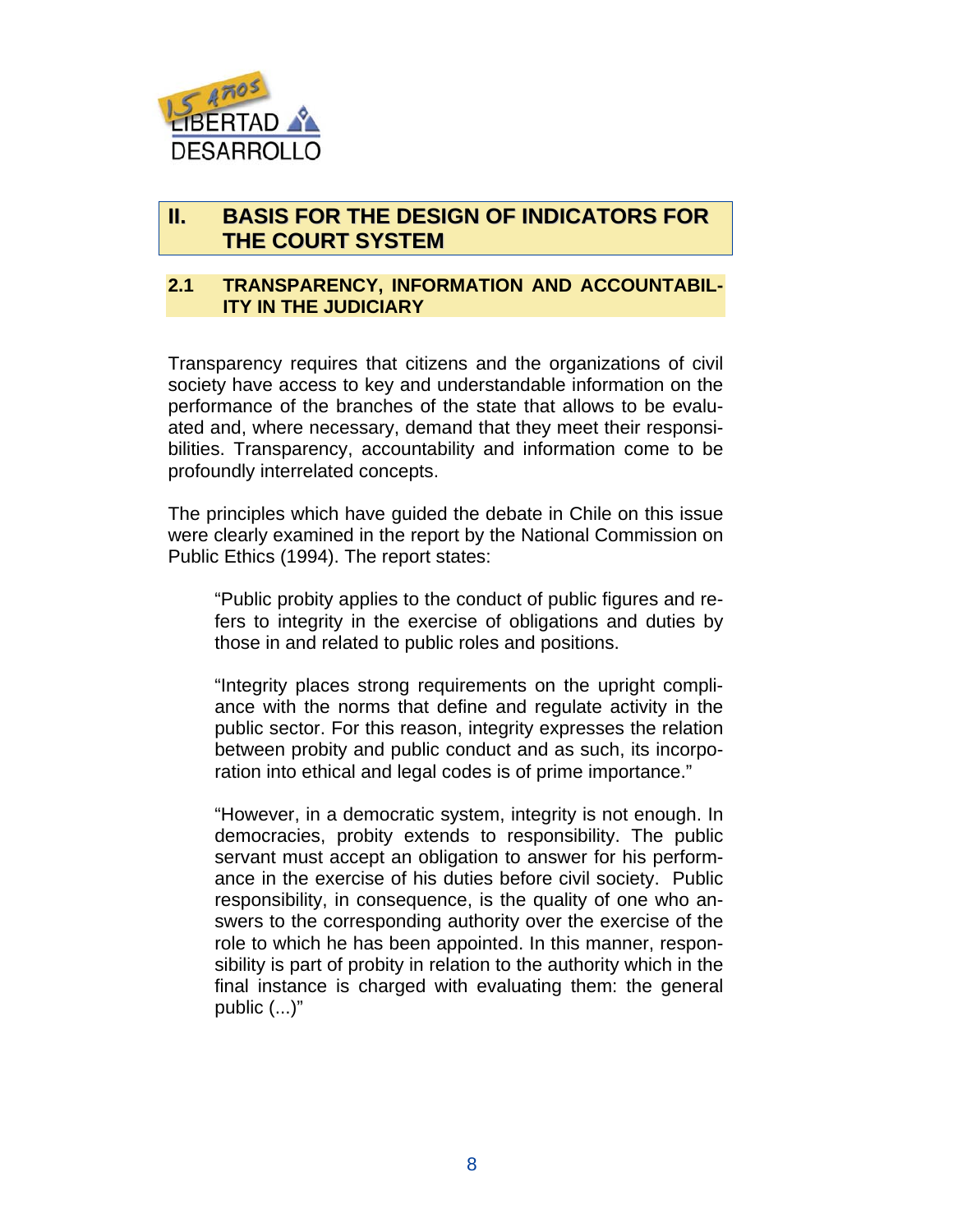## II. BASIS FOR THE DESIGN OF INDICATORS FOR THE COURT SYSTEM

### 2.1 TRANSPARENCY, INFORMATION AND ACCOUNTABILITY IN THE JUDICIARY

Transparency requires that citizens and the organizations of civil society have access to key and understandable information on the performance of the branches of the state that allows to be evaluated and, where necessary, demand that they meet their responsibilities. Transparency, accountability and information come to be profoundly interrelated concepts.

The principles which have guided the debate in Chile on this issue were clearly examined in the report by the National Commission on Public Ethics (1994). The report states:

> "Public probity applies to the conduct of public figures and refers to integrity in the exercise of obligations and duties by those in and related to public roles and positions.
>
> "Integrity places strong requirements on the upright compliance with the norms that define and regulate activity in the public sector. For this reason, integrity expresses the relation between probity and public conduct and as such, its incorporation into ethical and legal codes is of prime importance."
>
> "However, in a democratic system, integrity is not enough. In democracies, probity extends to responsibility. The public servant must accept an obligation to answer for his performance in the exercise of his duties before civil society. Public responsibility, in consequence, is the quality of one who answers to the corresponding authority over the exercise of the role to which he has been appointed. In this manner, responsibility is part of probity in relation to the authority which in the final instance is charged with evaluating them: the general public (...)"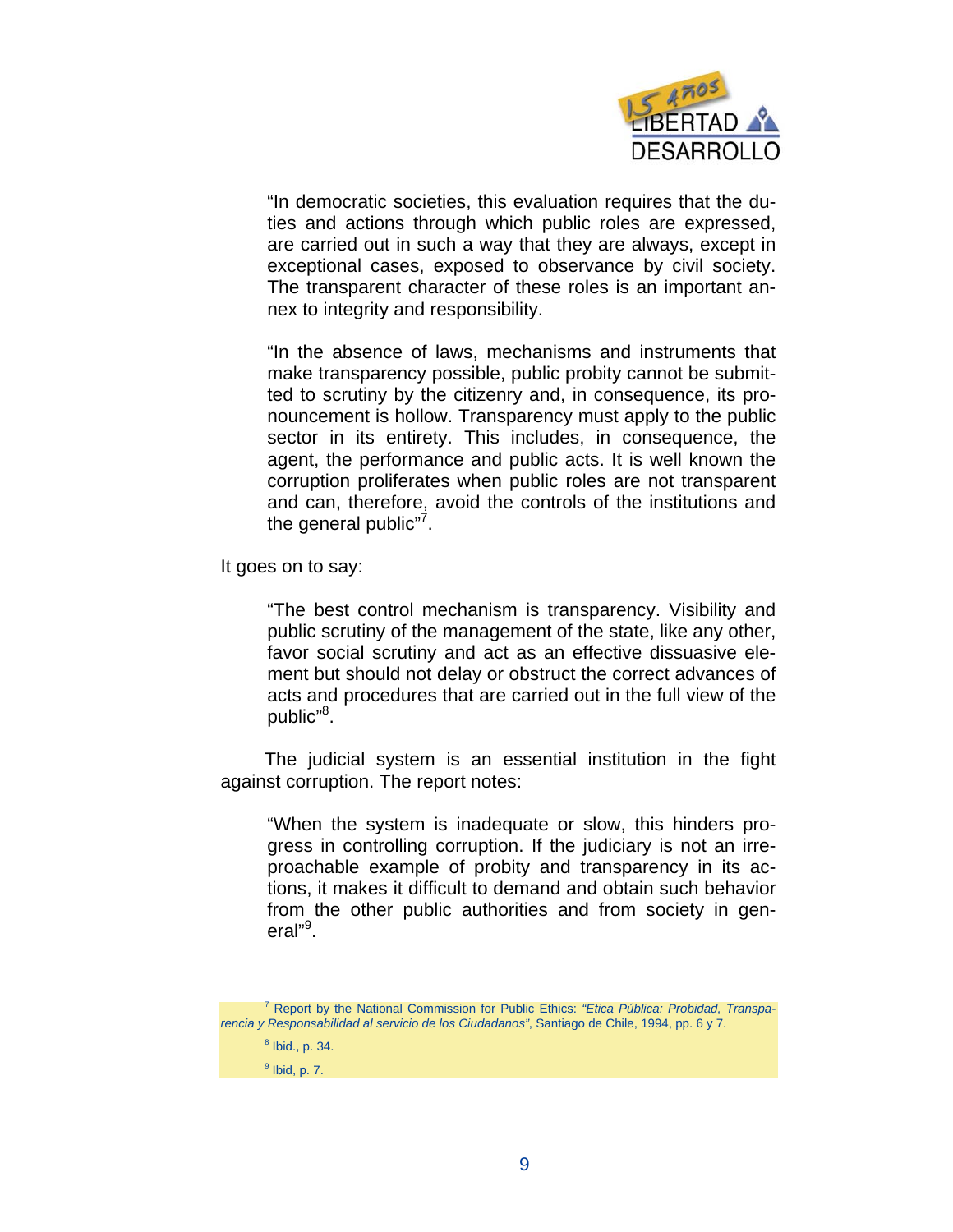> "In democratic societies, this evaluation requires that the duties and actions through which public roles are expressed, are carried out in such a way that they are always, except in exceptional cases, exposed to observance by civil society. The transparent character of these roles is an important annex to integrity and responsibility.
>
> "In the absence of laws, mechanisms and instruments that make transparency possible, public probity cannot be submitted to scrutiny by the citizenry and, in consequence, its pronouncement is hollow. Transparency must apply to the public sector in its entirety. This includes, in consequence, the agent, the performance and public acts. It is well known the corruption proliferates when public roles are not transparent and can, therefore, avoid the controls of the institutions and the general public"[7].

It goes on to say:

> "The best control mechanism is transparency. Visibility and public scrutiny of the management of the state, like any other, favor social scrutiny and act as an effective dissuasive element but should not delay or obstruct the correct advances of acts and procedures that are carried out in the full view of the public"[8].

The judicial system is an essential institution in the fight against corruption. The report notes:

> "When the system is inadequate or slow, this hinders progress in controlling corruption. If the judiciary is not an irreproachable example of probity and transparency in its actions, it makes it difficult to demand and obtain such behavior from the other public authorities and from society in general"[9].

---

[7] Report by the National Commission for Public Ethics: *"Etica Pública: Probidad, Transparencia y Responsabilidad al servicio de los Ciudadanos"*, Santiago de Chile, 1994, pp. 6 y 7.

[8] Ibid., p. 34.

[9] Ibid, p. 7.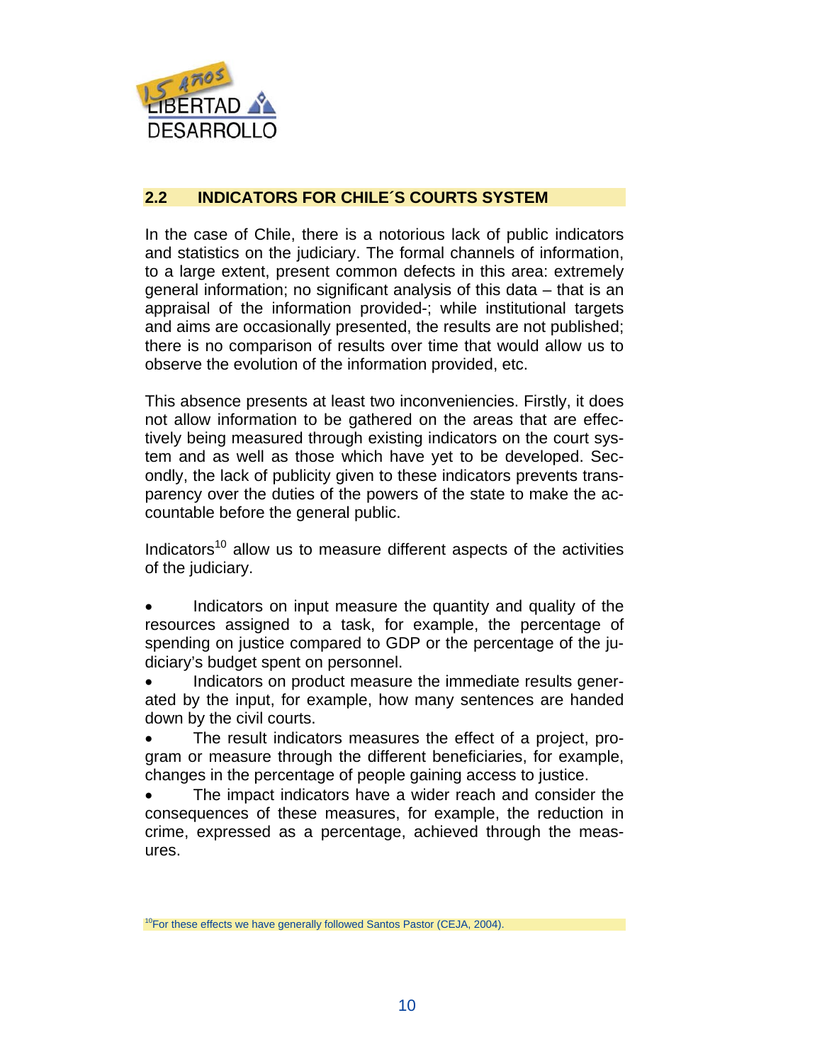## 2.2 INDICATORS FOR CHILE´S COURTS SYSTEM

In the case of Chile, there is a notorious lack of public indicators and statistics on the judiciary. The formal channels of information, to a large extent, present common defects in this area: extremely general information; no significant analysis of this data – that is an appraisal of the information provided-; while institutional targets and aims are occasionally presented, the results are not published; there is no comparison of results over time that would allow us to observe the evolution of the information provided, etc.

This absence presents at least two inconveniencies. Firstly, it does not allow information to be gathered on the areas that are effectively being measured through existing indicators on the court system and as well as those which have yet to be developed. Secondly, the lack of publicity given to these indicators prevents transparency over the duties of the powers of the state to make the accountable before the general public.

Indicators[10] allow us to measure different aspects of the activities of the judiciary.

- Indicators on input measure the quantity and quality of the resources assigned to a task, for example, the percentage of spending on justice compared to GDP or the percentage of the judiciary's budget spent on personnel.
- Indicators on product measure the immediate results generated by the input, for example, how many sentences are handed down by the civil courts.
- The result indicators measures the effect of a project, program or measure through the different beneficiaries, for example, changes in the percentage of people gaining access to justice.
- The impact indicators have a wider reach and consider the consequences of these measures, for example, the reduction in crime, expressed as a percentage, achieved through the measures.

[10] For these effects we have generally followed Santos Pastor (CEJA, 2004).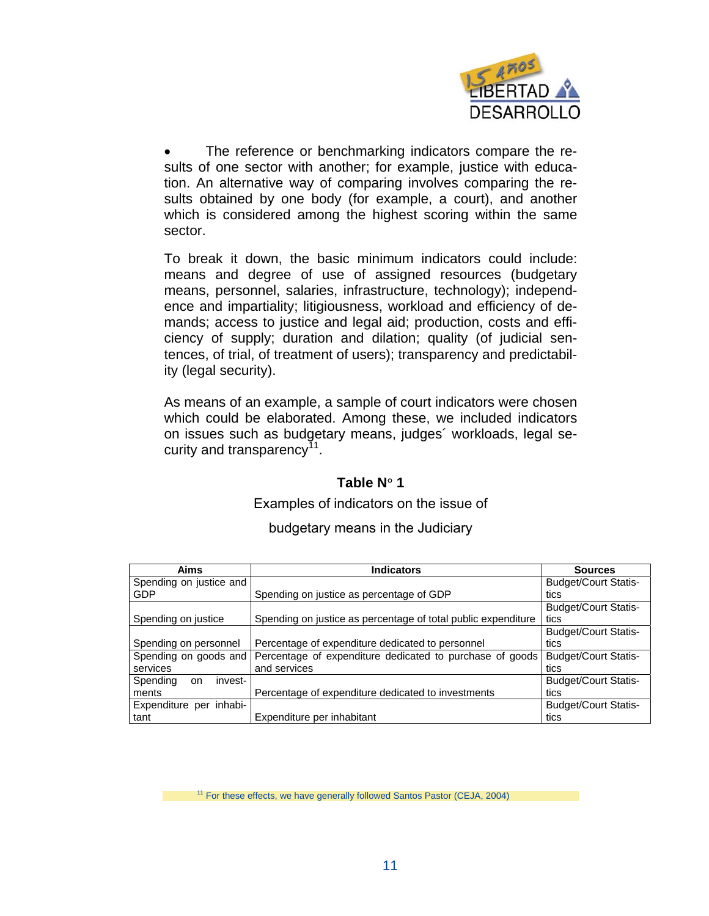- The reference or benchmarking indicators compare the results of one sector with another; for example, justice with education. An alternative way of comparing involves comparing the results obtained by one body (for example, a court), and another which is considered among the highest scoring within the same sector.

To break it down, the basic minimum indicators could include: means and degree of use of assigned resources (budgetary means, personnel, salaries, infrastructure, technology); independence and impartiality; litigiousness, workload and efficiency of demands; access to justice and legal aid; production, costs and efficiency of supply; duration and dilation; quality (of judicial sentences, of trial, of treatment of users); transparency and predictability (legal security).

As means of an example, a sample of court indicators were chosen which could be elaborated. Among these, we included indicators on issues such as budgetary means, judges´ workloads, legal security and transparency[11].

**Table N° 1**

Examples of indicators on the issue of

budgetary means in the Judiciary

| Aims | Indicators | Sources |
|---|---|---|
| Spending on justice and GDP | Spending on justice as percentage of GDP | Budget/Court Statistics |
| Spending on justice | Spending on justice as percentage of total public expenditure | Budget/Court Statistics |
| Spending on personnel | Percentage of expenditure dedicated to personnel | Budget/Court Statistics |
| Spending on goods and services | Percentage of expenditure dedicated to purchase of goods and services | Budget/Court Statistics |
| Spending on investments | Percentage of expenditure dedicated to investments | Budget/Court Statistics |
| Expenditure per inhabitant | Expenditure per inhabitant | Budget/Court Statistics |

[11] For these effects, we have generally followed Santos Pastor (CEJA, 2004)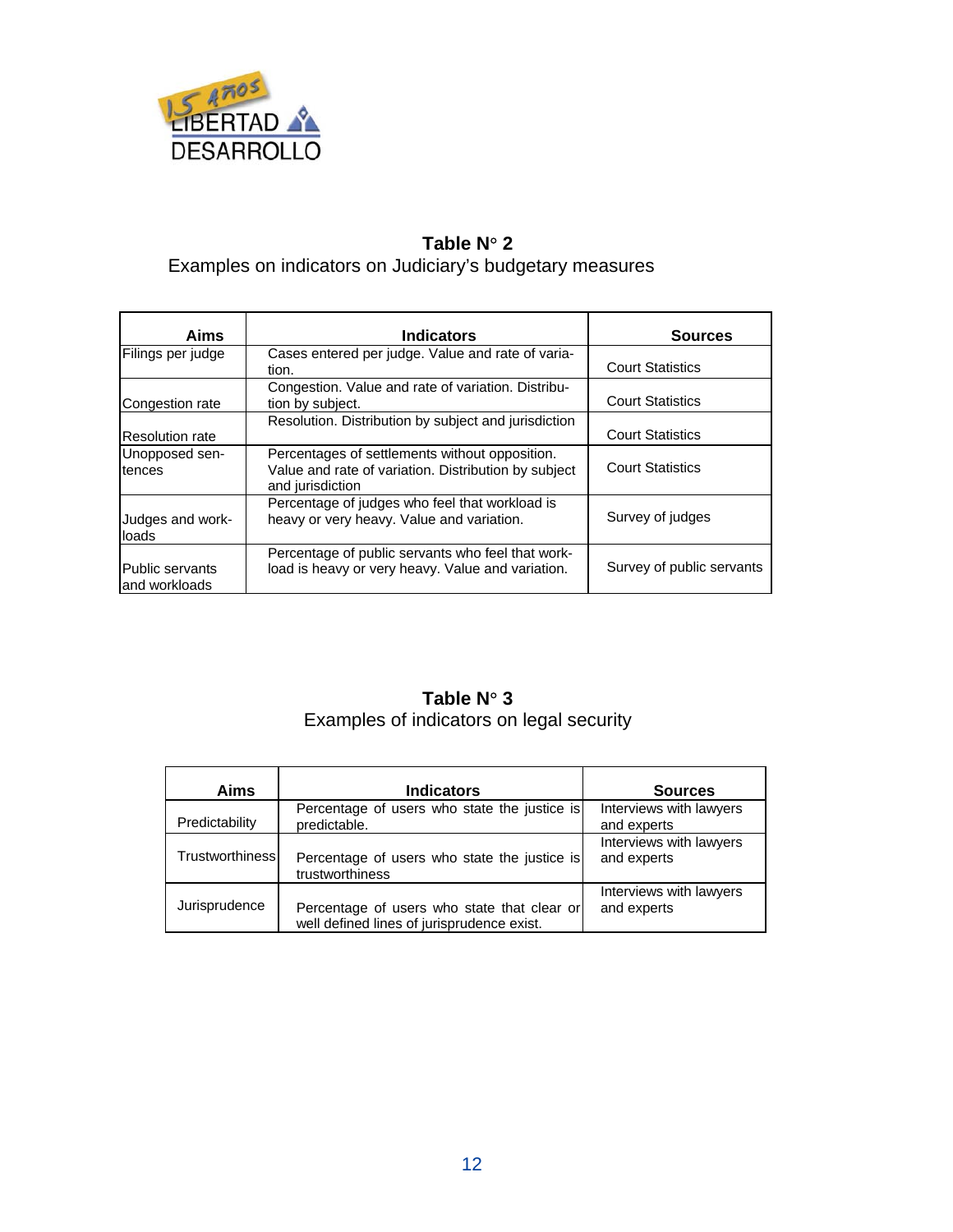**Table N° 2**

Examples on indicators on Judiciary's budgetary measures

| Aims | Indicators | Sources |
|---|---|---|
| Filings per judge | Cases entered per judge. Value and rate of variation. | Court Statistics |
| Congestion rate | Congestion. Value and rate of variation. Distribution by subject. | Court Statistics |
| Resolution rate | Resolution. Distribution by subject and jurisdiction | Court Statistics |
| Unopposed sentences | Percentages of settlements without opposition. Value and rate of variation. Distribution by subject and jurisdiction | Court Statistics |
| Judges and workloads | Percentage of judges who feel that workload is heavy or very heavy. Value and variation. | Survey of judges |
| Public servants and workloads | Percentage of public servants who feel that workload is heavy or very heavy. Value and variation. | Survey of public servants |

**Table N° 3**

Examples of indicators on legal security

| Aims | Indicators | Sources |
|---|---|---|
| Predictability | Percentage of users who state the justice is predictable. | Interviews with lawyers and experts |
| Trustworthiness | Percentage of users who state the justice is trustworthiness | Interviews with lawyers and experts |
| Jurisprudence | Percentage of users who state that clear or well defined lines of jurisprudence exist. | Interviews with lawyers and experts |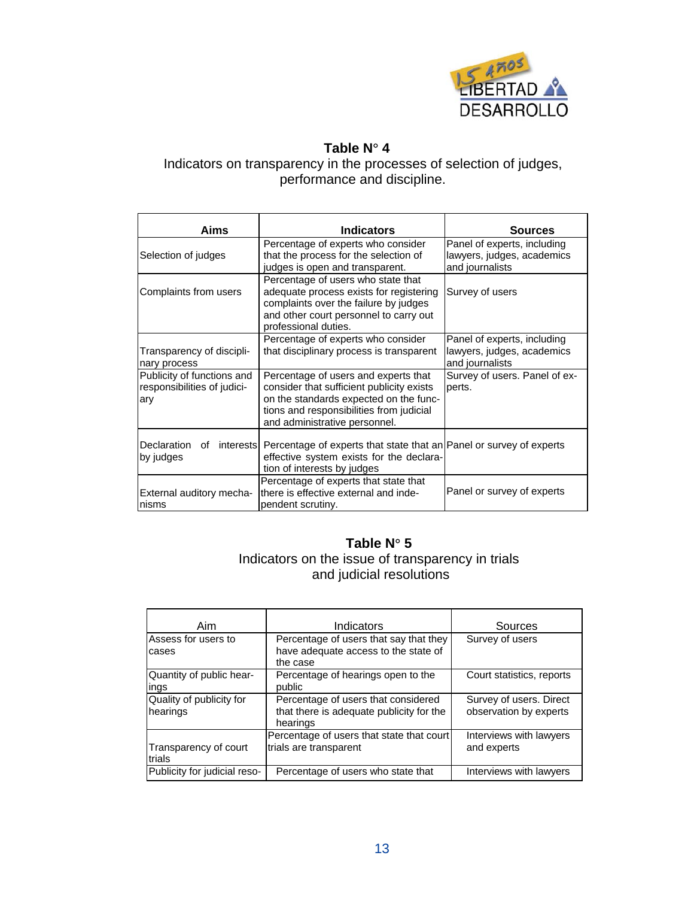**Table N° 4**
Indicators on transparency in the processes of selection of judges, performance and discipline.

| Aims | Indicators | Sources |
|---|---|---|
| Selection of judges | Percentage of experts who consider that the process for the selection of judges is open and transparent. | Panel of experts, including lawyers, judges, academics and journalists |
| Complaints from users | Percentage of users who state that adequate process exists for registering complaints over the failure by judges and other court personnel to carry out professional duties. | Survey of users |
| Transparency of disciplinary process | Percentage of experts who consider that disciplinary process is transparent | Panel of experts, including lawyers, judges, academics and journalists |
| Publicity of functions and responsibilities of judiciary | Percentage of users and experts that consider that sufficient publicity exists on the standards expected on the functions and responsibilities from judicial and administrative personnel. | Survey of users. Panel of experts. |
| Declaration of interests by judges | Percentage of experts that state that an effective system exists for the declaration of interests by judges | Panel or survey of experts |
| External auditory mechanisms | Percentage of experts that state that there is effective external and independent scrutiny. | Panel or survey of experts |

**Table N° 5**
Indicators on the issue of transparency in trials and judicial resolutions

| Aim | Indicators | Sources |
|---|---|---|
| Assess for users to cases | Percentage of users that say that they have adequate access to the state of the case | Survey of users |
| Quantity of public hearings | Percentage of hearings open to the public | Court statistics, reports |
| Quality of publicity for hearings | Percentage of users that considered that there is adequate publicity for the hearings | Survey of users. Direct observation by experts |
| Transparency of court trials | Percentage of users that state that court trials are transparent | Interviews with lawyers and experts |
| Publicity for judicial reso- | Percentage of users who state that | Interviews with lawyers |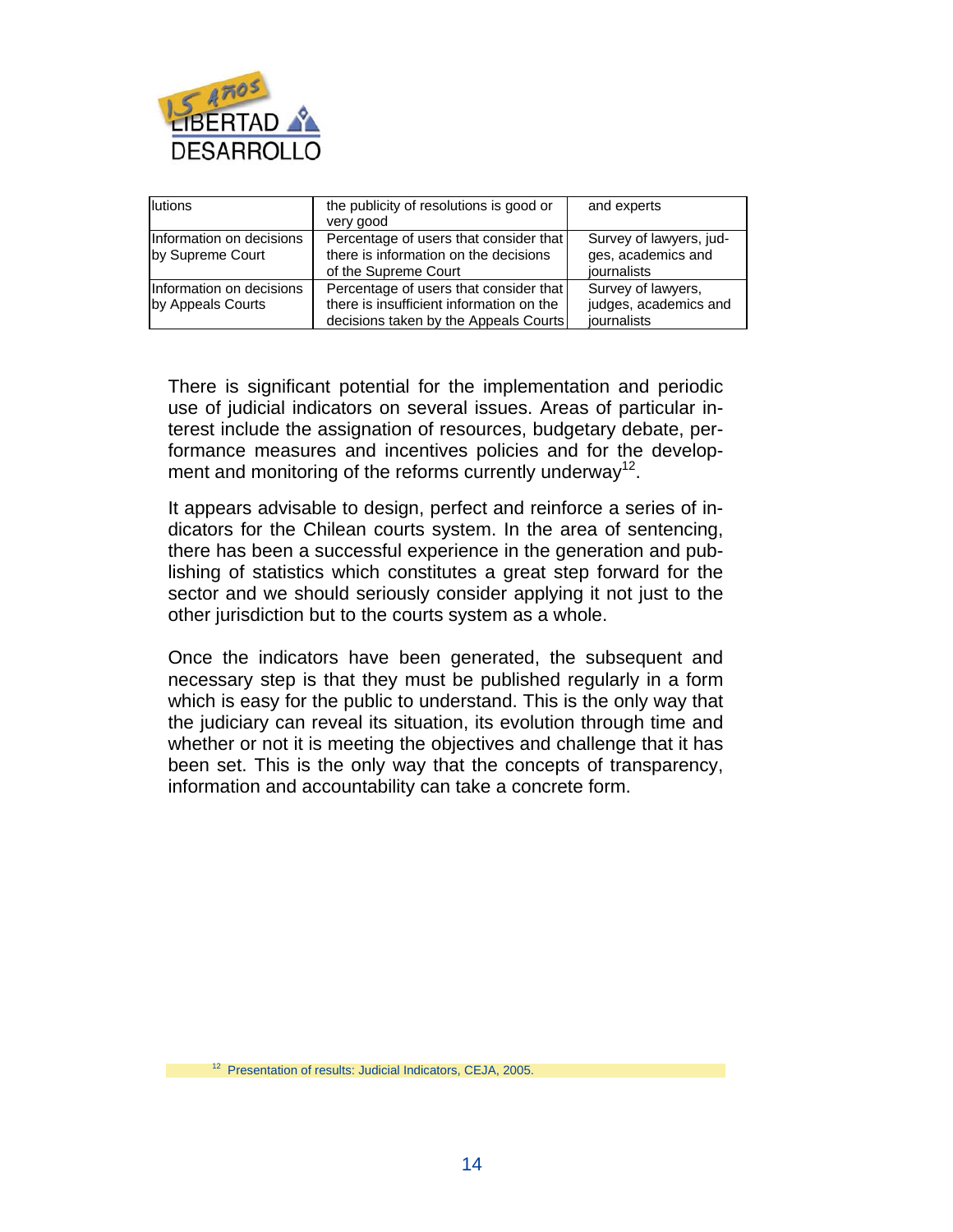| | | |
|---|---|---|
| lutions | the publicity of resolutions is good or very good | and experts |
| Information on decisions by Supreme Court | Percentage of users that consider that there is information on the decisions of the Supreme Court | Survey of lawyers, judges, academics and journalists |
| Information on decisions by Appeals Courts | Percentage of users that consider that there is insufficient information on the decisions taken by the Appeals Courts | Survey of lawyers, judges, academics and journalists |

There is significant potential for the implementation and periodic use of judicial indicators on several issues. Areas of particular interest include the assignation of resources, budgetary debate, performance measures and incentives policies and for the development and monitoring of the reforms currently underway[12].

It appears advisable to design, perfect and reinforce a series of indicators for the Chilean courts system. In the area of sentencing, there has been a successful experience in the generation and publishing of statistics which constitutes a great step forward for the sector and we should seriously consider applying it not just to the other jurisdiction but to the courts system as a whole.

Once the indicators have been generated, the subsequent and necessary step is that they must be published regularly in a form which is easy for the public to understand. This is the only way that the judiciary can reveal its situation, its evolution through time and whether or not it is meeting the objectives and challenge that it has been set. This is the only way that the concepts of transparency, information and accountability can take a concrete form.

[12] Presentation of results: Judicial Indicators, CEJA, 2005.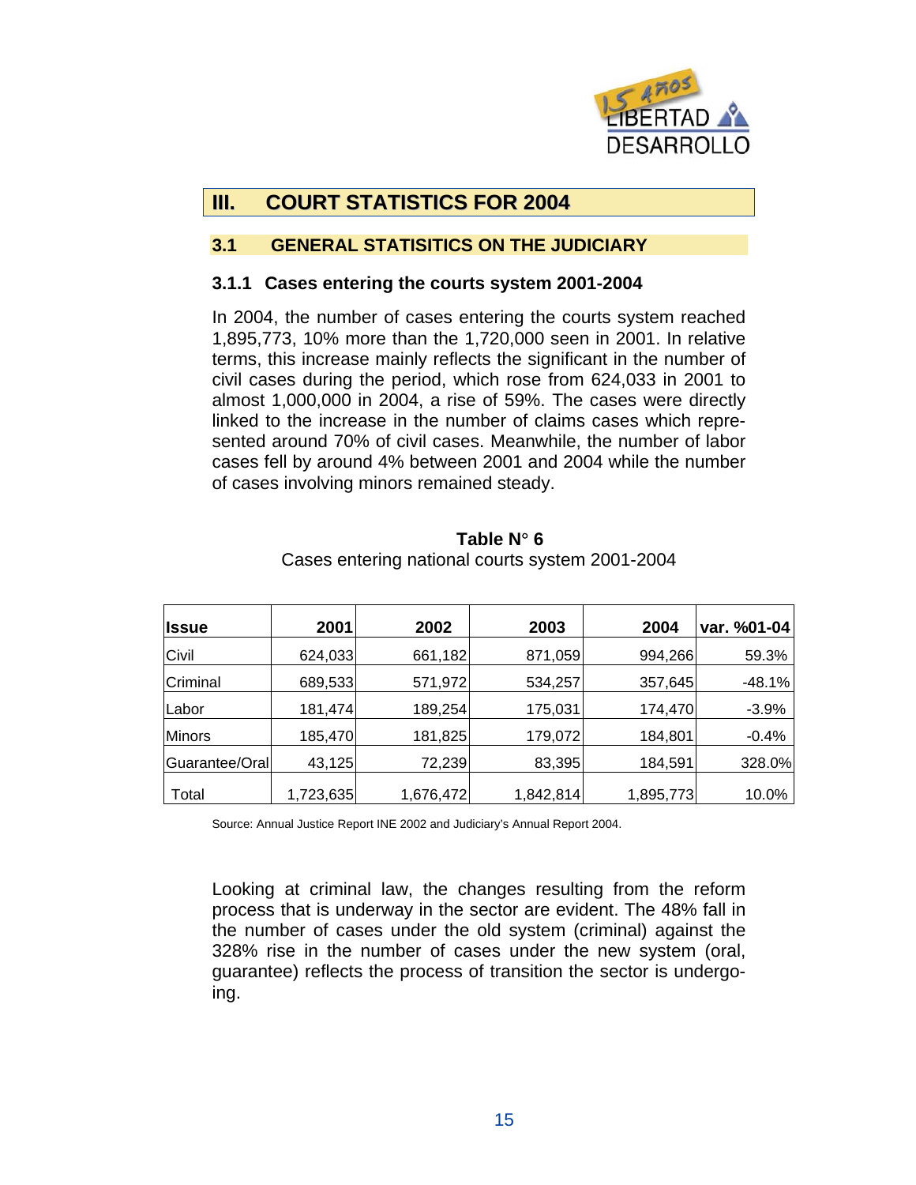# III. COURT STATISTICS FOR 2004

## 3.1 GENERAL STATISITICS ON THE JUDICIARY

### 3.1.1 Cases entering the courts system 2001-2004

In 2004, the number of cases entering the courts system reached 1,895,773, 10% more than the 1,720,000 seen in 2001. In relative terms, this increase mainly reflects the significant in the number of civil cases during the period, which rose from 624,033 in 2001 to almost 1,000,000 in 2004, a rise of 59%. The cases were directly linked to the increase in the number of claims cases which represented around 70% of civil cases. Meanwhile, the number of labor cases fell by around 4% between 2001 and 2004 while the number of cases involving minors remained steady.

**Table N° 6**

Cases entering national courts system 2001-2004

| Issue | 2001 | 2002 | 2003 | 2004 | var. %01-04 |
|---|---|---|---|---|---|
| Civil | 624,033 | 661,182 | 871,059 | 994,266 | 59.3% |
| Criminal | 689,533 | 571,972 | 534,257 | 357,645 | -48.1% |
| Labor | 181,474 | 189,254 | 175,031 | 174,470 | -3.9% |
| Minors | 185,470 | 181,825 | 179,072 | 184,801 | -0.4% |
| Guarantee/Oral | 43,125 | 72,239 | 83,395 | 184,591 | 328.0% |
| Total | 1,723,635 | 1,676,472 | 1,842,814 | 1,895,773 | 10.0% |

Source: Annual Justice Report INE 2002 and Judiciary's Annual Report 2004.

Looking at criminal law, the changes resulting from the reform process that is underway in the sector are evident. The 48% fall in the number of cases under the old system (criminal) against the 328% rise in the number of cases under the new system (oral, guarantee) reflects the process of transition the sector is undergoing.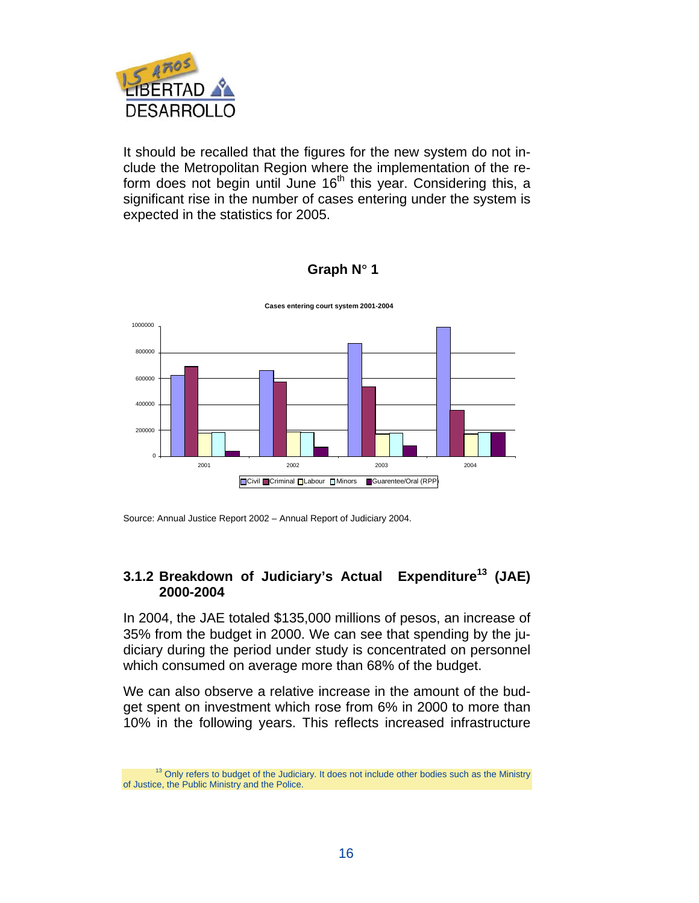It should be recalled that the figures for the new system do not include the Metropolitan Region where the implementation of the reform does not begin until June 16th this year. Considering this, a significant rise in the number of cases entering under the system is expected in the statistics for 2005.

**Graph N° 1**

Cases entering court system 2001-2004

Source: Annual Justice Report 2002 – Annual Report of Judiciary 2004.

### 3.1.2 Breakdown of Judiciary's Actual Expenditure[13] (JAE) 2000-2004

In 2004, the JAE totaled $135,000 millions of pesos, an increase of 35% from the budget in 2000. We can see that spending by the judiciary during the period under study is concentrated on personnel which consumed on average more than 68% of the budget.

We can also observe a relative increase in the amount of the budget spent on investment which rose from 6% in 2000 to more than 10% in the following years. This reflects increased infrastructure

[13] Only refers to budget of the Judiciary. It does not include other bodies such as the Ministry of Justice, the Public Ministry and the Police.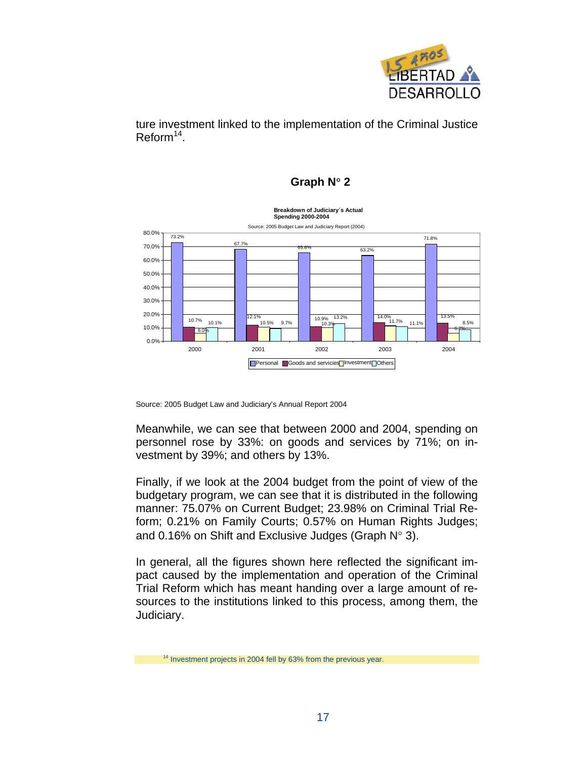ture investment linked to the implementation of the Criminal Justice Reform[14].

**Graph N° 2**

**Breakdown of Judiciary´s Actual Spending 2000-2004**

Source: 2005 Budget Law and Judiciary Report (2004)

| Year | Personal | Goods and servicies | Investment | Others |
|---|---|---|---|---|
| 2000 | 73.2% | 10.7% | 6.0% | 10.1% |
| 2001 | 67.7% | 12.1% | 10.5% | 9.7% |
| 2002 | 65.6% | 10.9% | 10.3% | 13.2% |
| 2003 | 63.2% | 14.0% | 11.7% | 11.1% |
| 2004 | 71.8% | 13.5% | 6.2% | 8.5% |

Source: 2005 Budget Law and Judiciary's Annual Report 2004

Meanwhile, we can see that between 2000 and 2004, spending on personnel rose by 33%: on goods and services by 71%; on investment by 39%; and others by 13%.

Finally, if we look at the 2004 budget from the point of view of the budgetary program, we can see that it is distributed in the following manner: 75.07% on Current Budget; 23.98% on Criminal Trial Reform; 0.21% on Family Courts; 0.57% on Human Rights Judges; and 0.16% on Shift and Exclusive Judges (Graph N° 3).

In general, all the figures shown here reflected the significant impact caused by the implementation and operation of the Criminal Trial Reform which has meant handing over a large amount of resources to the institutions linked to this process, among them, the Judiciary.

[14] Investment projects in 2004 fell by 63% from the previous year.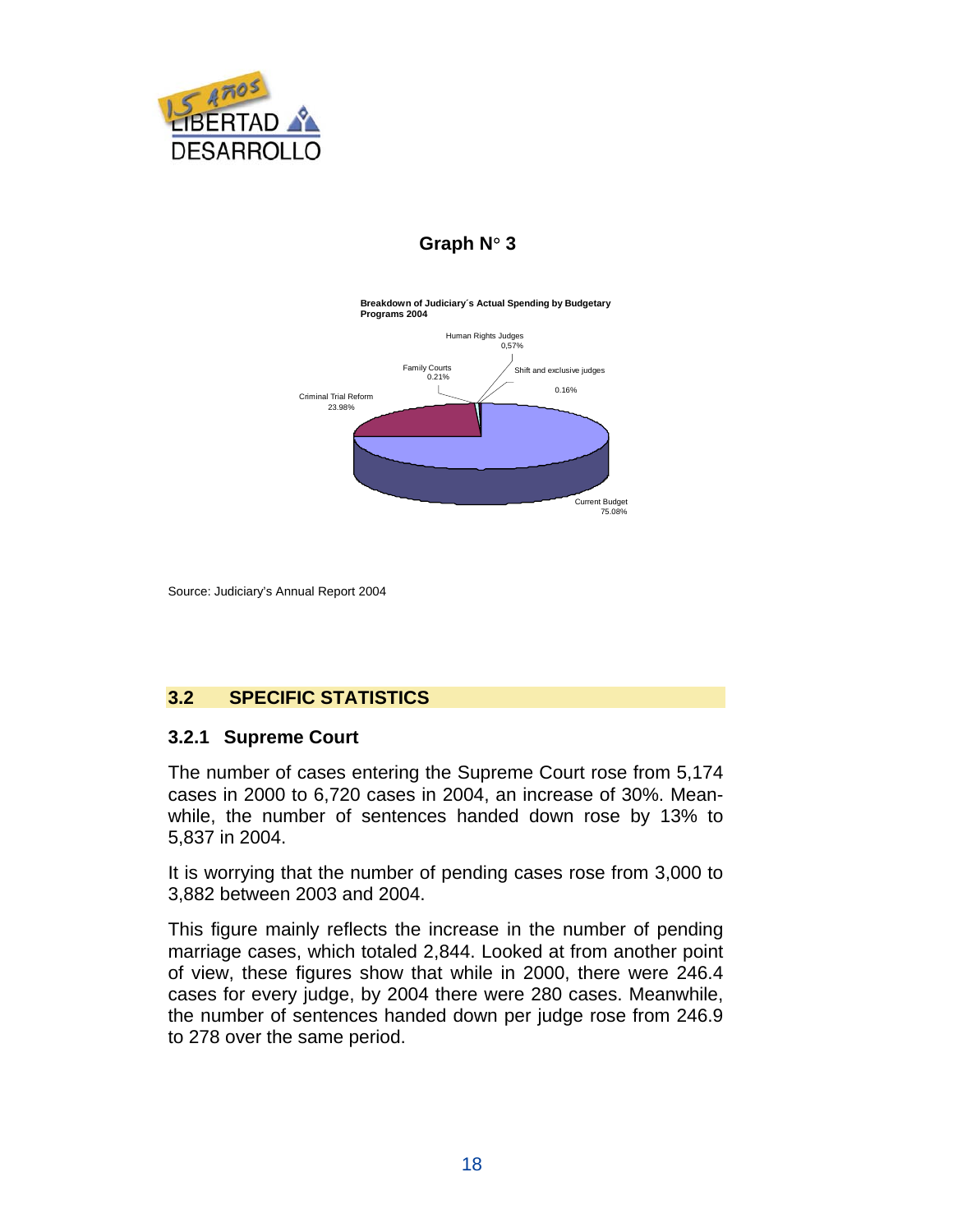**Graph N° 3**

**Breakdown of Judiciary´s Actual Spending by Budgetary Programs 2004**

Human Rights Judges 0,57%

Family Courts 0.21%

Shift and exclusive judges 0.16%

Criminal Trial Reform 23.98%

Current Budget 75.08%

Source: Judiciary's Annual Report 2004

## 3.2 SPECIFIC STATISTICS

### 3.2.1 Supreme Court

The number of cases entering the Supreme Court rose from 5,174 cases in 2000 to 6,720 cases in 2004, an increase of 30%. Meanwhile, the number of sentences handed down rose by 13% to 5,837 in 2004.

It is worrying that the number of pending cases rose from 3,000 to 3,882 between 2003 and 2004.

This figure mainly reflects the increase in the number of pending marriage cases, which totaled 2,844. Looked at from another point of view, these figures show that while in 2000, there were 246.4 cases for every judge, by 2004 there were 280 cases. Meanwhile, the number of sentences handed down per judge rose from 246.9 to 278 over the same period.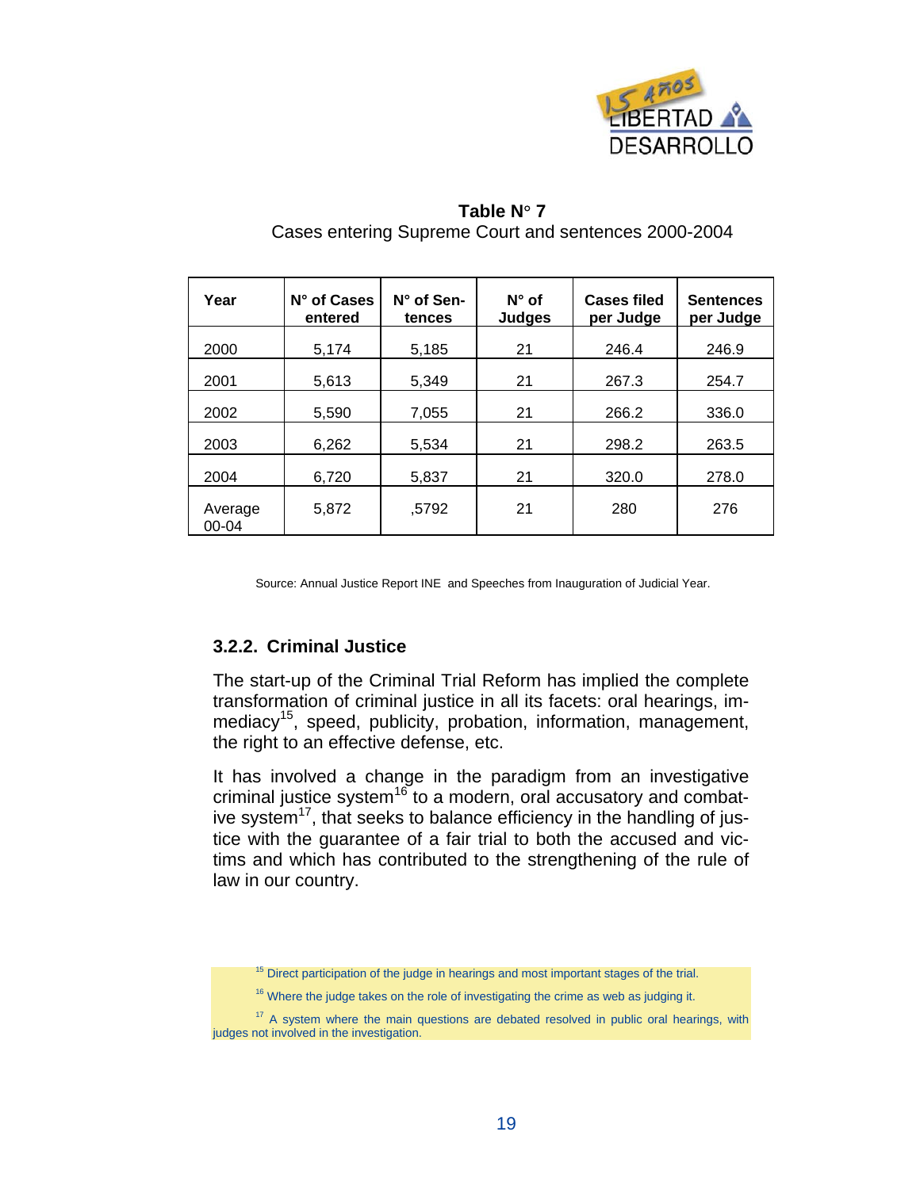**Table N° 7**
Cases entering Supreme Court and sentences 2000-2004

| Year | N° of Cases entered | N° of Sen-tences | N° of Judges | Cases filed per Judge | Sentences per Judge |
|---|---|---|---|---|---|
| 2000 | 5,174 | 5,185 | 21 | 246.4 | 246.9 |
| 2001 | 5,613 | 5,349 | 21 | 267.3 | 254.7 |
| 2002 | 5,590 | 7,055 | 21 | 266.2 | 336.0 |
| 2003 | 6,262 | 5,534 | 21 | 298.2 | 263.5 |
| 2004 | 6,720 | 5,837 | 21 | 320.0 | 278.0 |
| Average 00-04 | 5,872 | ,5792 | 21 | 280 | 276 |

Source: Annual Justice Report INE and Speeches from Inauguration of Judicial Year.

### 3.2.2. Criminal Justice

The start-up of the Criminal Trial Reform has implied the complete transformation of criminal justice in all its facets: oral hearings, immediacy[15], speed, publicity, probation, information, management, the right to an effective defense, etc.

It has involved a change in the paradigm from an investigative criminal justice system[16] to a modern, oral accusatory and combative system[17], that seeks to balance efficiency in the handling of justice with the guarantee of a fair trial to both the accused and victims and which has contributed to the strengthening of the rule of law in our country.

[15] Direct participation of the judge in hearings and most important stages of the trial.

[16] Where the judge takes on the role of investigating the crime as web as judging it.

[17] A system where the main questions are debated resolved in public oral hearings, with judges not involved in the investigation.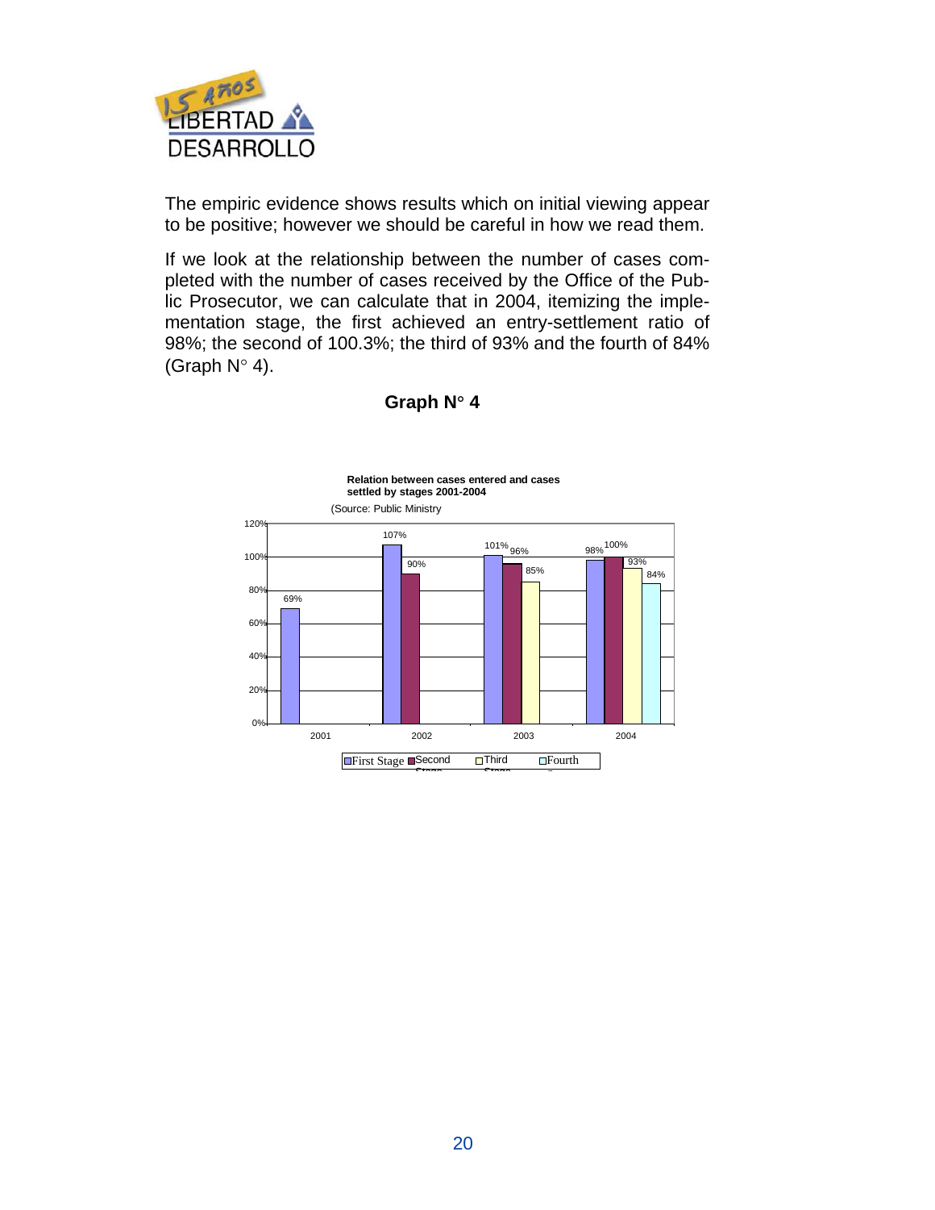The empiric evidence shows results which on initial viewing appear to be positive; however we should be careful in how we read them.

If we look at the relationship between the number of cases completed with the number of cases received by the Office of the Public Prosecutor, we can calculate that in 2004, itemizing the implementation stage, the first achieved an entry-settlement ratio of 98%; the second of 100.3%; the third of 93% and the fourth of 84% (Graph N° 4).

**Graph N° 4**

**Relation between cases entered and cases settled by stages 2001-2004**

(Source: Public Ministry

| Year | First Stage | Second Stage | Third Stage | Fourth Stage |
|---|---|---|---|---|
| 2001 | 69% | | | |
| 2002 | 107% | 90% | | |
| 2003 | 101% | 96% | 85% | |
| 2004 | 98% | 100% | 93% | 84% |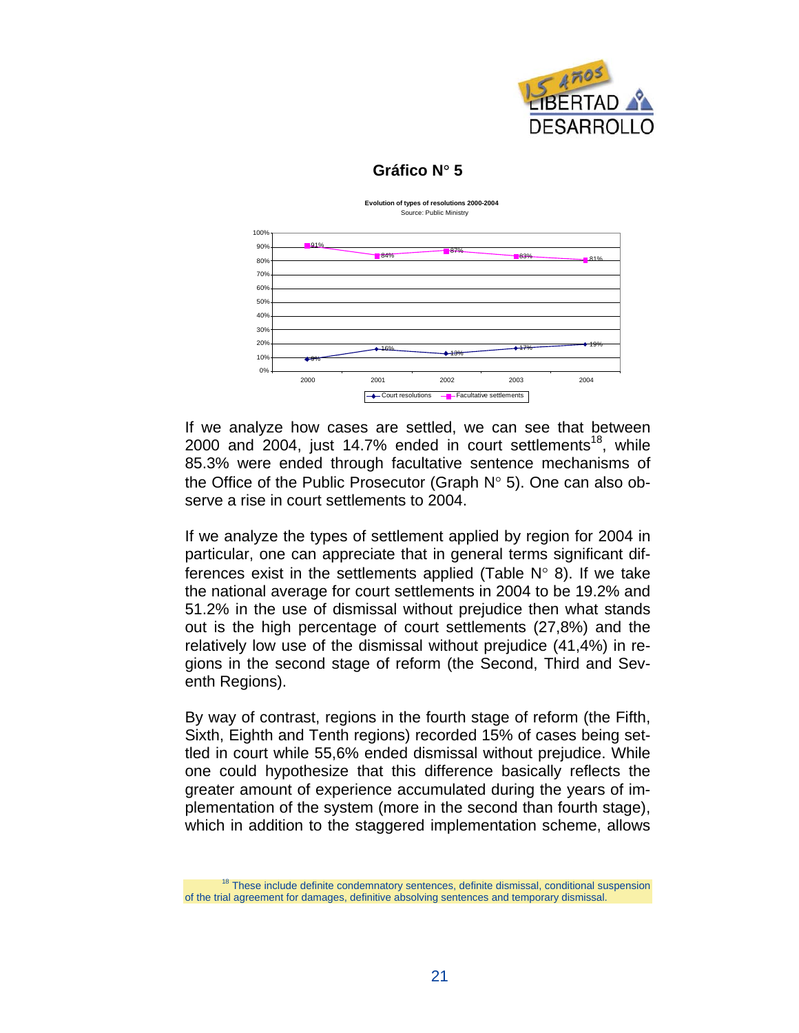**Gráfico N° 5**

Evolution of types of resolutions 2000-2004

Source: Public Ministry

| | 2000 | 2001 | 2002 | 2003 | 2004 |
|---|---|---|---|---|---|
| Court resolutions | 9% | 16% | 13% | 17% | 19% |
| Facultative settlements | 91% | 84% | 87% | 83% | 81% |

If we analyze how cases are settled, we can see that between 2000 and 2004, just 14.7% ended in court settlements[18], while 85.3% were ended through facultative sentence mechanisms of the Office of the Public Prosecutor (Graph N° 5). One can also observe a rise in court settlements to 2004.

If we analyze the types of settlement applied by region for 2004 in particular, one can appreciate that in general terms significant differences exist in the settlements applied (Table N° 8). If we take the national average for court settlements in 2004 to be 19.2% and 51.2% in the use of dismissal without prejudice then what stands out is the high percentage of court settlements (27,8%) and the relatively low use of the dismissal without prejudice (41,4%) in regions in the second stage of reform (the Second, Third and Seventh Regions).

By way of contrast, regions in the fourth stage of reform (the Fifth, Sixth, Eighth and Tenth regions) recorded 15% of cases being settled in court while 55,6% ended dismissal without prejudice. While one could hypothesize that this difference basically reflects the greater amount of experience accumulated during the years of implementation of the system (more in the second than fourth stage), which in addition to the staggered implementation scheme, allows

[18] These include definite condemnatory sentences, definite dismissal, conditional suspension of the trial agreement for damages, definitive absolving sentences and temporary dismissal.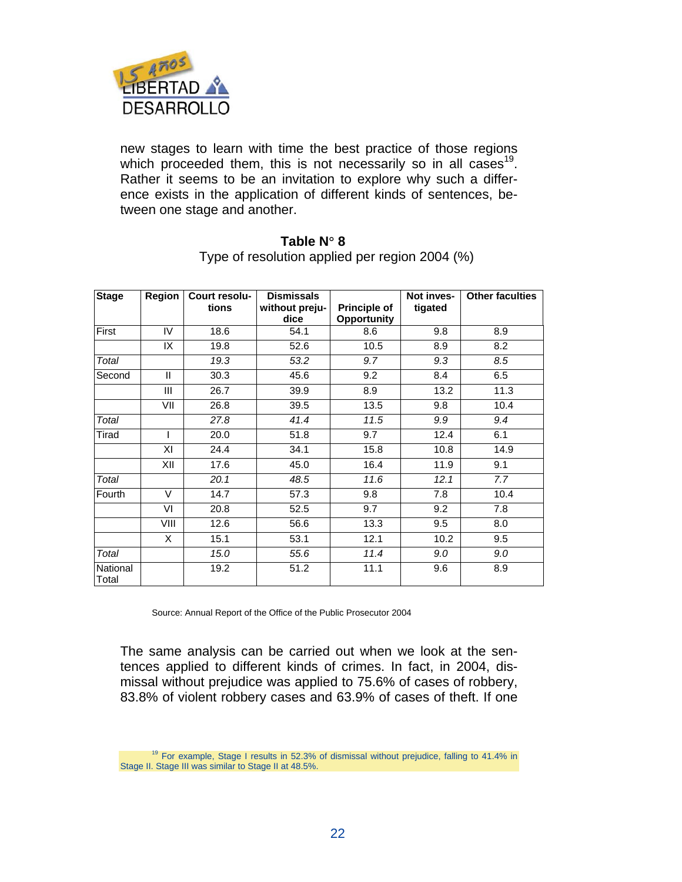new stages to learn with time the best practice of those regions which proceeded them, this is not necessarily so in all cases[19]. Rather it seems to be an invitation to explore why such a difference exists in the application of different kinds of sentences, between one stage and another.

**Table N° 8**

Type of resolution applied per region 2004 (%)

| Stage | Region | Court resolutions | Dismissals without prejudice | Principle of Opportunity | Not investigated | Other faculties |
|---|---|---|---|---|---|---|
| First | IV | 18.6 | 54.1 | 8.6 | 9.8 | 8.9 |
| | IX | 19.8 | 52.6 | 10.5 | 8.9 | 8.2 |
| *Total* | | *19.3* | *53.2* | *9.7* | *9.3* | *8.5* |
| Second | II | 30.3 | 45.6 | 9.2 | 8.4 | 6.5 |
| | III | 26.7 | 39.9 | 8.9 | 13.2 | 11.3 |
| | VII | 26.8 | 39.5 | 13.5 | 9.8 | 10.4 |
| *Total* | | *27.8* | *41.4* | *11.5* | *9.9* | *9.4* |
| Tirad | I | 20.0 | 51.8 | 9.7 | 12.4 | 6.1 |
| | XI | 24.4 | 34.1 | 15.8 | 10.8 | 14.9 |
| | XII | 17.6 | 45.0 | 16.4 | 11.9 | 9.1 |
| *Total* | | *20.1* | *48.5* | *11.6* | *12.1* | *7.7* |
| Fourth | V | 14.7 | 57.3 | 9.8 | 7.8 | 10.4 |
| | VI | 20.8 | 52.5 | 9.7 | 9.2 | 7.8 |
| | VIII | 12.6 | 56.6 | 13.3 | 9.5 | 8.0 |
| | X | 15.1 | 53.1 | 12.1 | 10.2 | 9.5 |
| *Total* | | *15.0* | *55.6* | *11.4* | *9.0* | *9.0* |
| National Total | | 19.2 | 51.2 | 11.1 | 9.6 | 8.9 |

Source: Annual Report of the Office of the Public Prosecutor 2004

The same analysis can be carried out when we look at the sentences applied to different kinds of crimes. In fact, in 2004, dismissal without prejudice was applied to 75.6% of cases of robbery, 83.8% of violent robbery cases and 63.9% of cases of theft. If one

[19] For example, Stage I results in 52.3% of dismissal without prejudice, falling to 41.4% in Stage II. Stage III was similar to Stage II at 48.5%.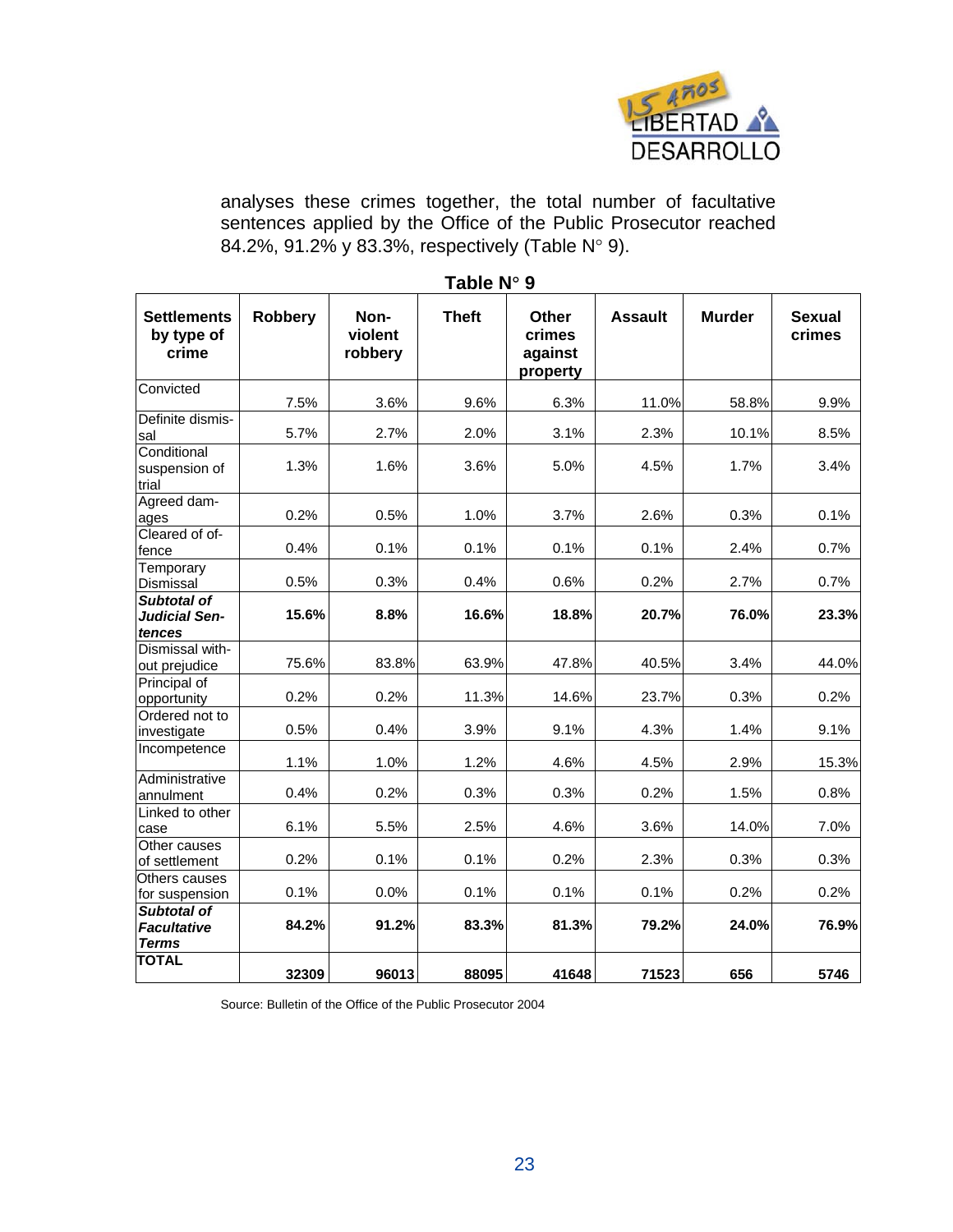analyses these crimes together, the total number of facultative sentences applied by the Office of the Public Prosecutor reached 84.2%, 91.2% y 83.3%, respectively (Table N° 9).

**Table N° 9**

| Settlements by type of crime | Robbery | Non-violent robbery | Theft | Other crimes against property | Assault | Murder | Sexual crimes |
|---|---|---|---|---|---|---|---|
| Convicted | 7.5% | 3.6% | 9.6% | 6.3% | 11.0% | 58.8% | 9.9% |
| Definite dismissal | 5.7% | 2.7% | 2.0% | 3.1% | 2.3% | 10.1% | 8.5% |
| Conditional suspension of trial | 1.3% | 1.6% | 3.6% | 5.0% | 4.5% | 1.7% | 3.4% |
| Agreed damages | 0.2% | 0.5% | 1.0% | 3.7% | 2.6% | 0.3% | 0.1% |
| Cleared of offence | 0.4% | 0.1% | 0.1% | 0.1% | 0.1% | 2.4% | 0.7% |
| Temporary Dismissal | 0.5% | 0.3% | 0.4% | 0.6% | 0.2% | 2.7% | 0.7% |
| ***Subtotal of Judicial Sentences*** | **15.6%** | **8.8%** | **16.6%** | **18.8%** | **20.7%** | **76.0%** | **23.3%** |
| Dismissal without prejudice | 75.6% | 83.8% | 63.9% | 47.8% | 40.5% | 3.4% | 44.0% |
| Principal of opportunity | 0.2% | 0.2% | 11.3% | 14.6% | 23.7% | 0.3% | 0.2% |
| Ordered not to investigate | 0.5% | 0.4% | 3.9% | 9.1% | 4.3% | 1.4% | 9.1% |
| Incompetence | 1.1% | 1.0% | 1.2% | 4.6% | 4.5% | 2.9% | 15.3% |
| Administrative annulment | 0.4% | 0.2% | 0.3% | 0.3% | 0.2% | 1.5% | 0.8% |
| Linked to other case | 6.1% | 5.5% | 2.5% | 4.6% | 3.6% | 14.0% | 7.0% |
| Other causes of settlement | 0.2% | 0.1% | 0.1% | 0.2% | 2.3% | 0.3% | 0.3% |
| Others causes for suspension | 0.1% | 0.0% | 0.1% | 0.1% | 0.1% | 0.2% | 0.2% |
| ***Subtotal of Facultative Terms*** | **84.2%** | **91.2%** | **83.3%** | **81.3%** | **79.2%** | **24.0%** | **76.9%** |
| **TOTAL** | **32309** | **96013** | **88095** | **41648** | **71523** | **656** | **5746** |

Source: Bulletin of the Office of the Public Prosecutor 2004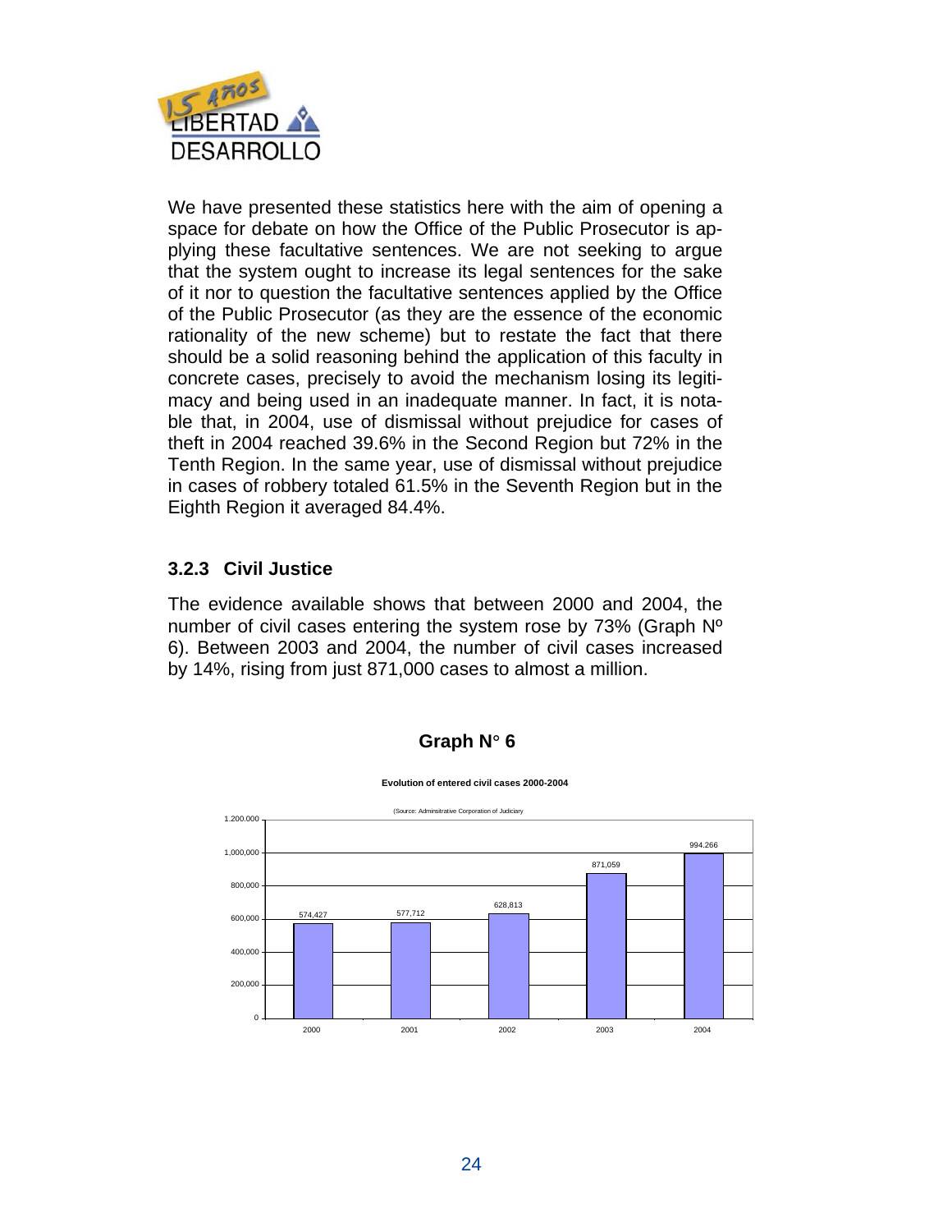We have presented these statistics here with the aim of opening a space for debate on how the Office of the Public Prosecutor is applying these facultative sentences. We are not seeking to argue that the system ought to increase its legal sentences for the sake of it nor to question the facultative sentences applied by the Office of the Public Prosecutor (as they are the essence of the economic rationality of the new scheme) but to restate the fact that there should be a solid reasoning behind the application of this faculty in concrete cases, precisely to avoid the mechanism losing its legitimacy and being used in an inadequate manner. In fact, it is notable that, in 2004, use of dismissal without prejudice for cases of theft in 2004 reached 39.6% in the Second Region but 72% in the Tenth Region. In the same year, use of dismissal without prejudice in cases of robbery totaled 61.5% in the Seventh Region but in the Eighth Region it averaged 84.4%.

### 3.2.3 Civil Justice

The evidence available shows that between 2000 and 2004, the number of civil cases entering the system rose by 73% (Graph Nº 6). Between 2003 and 2004, the number of civil cases increased by 14%, rising from just 871,000 cases to almost a million.

**Graph N° 6**

**Evolution of entered civil cases 2000-2004**

(Source: Adminsitrative Corporation of Judiciary)

| Year | Entered civil cases |
|---|---|
| 2000 | 574,427 |
| 2001 | 577,712 |
| 2002 | 628,813 |
| 2003 | 871,059 |
| 2004 | 994.266 |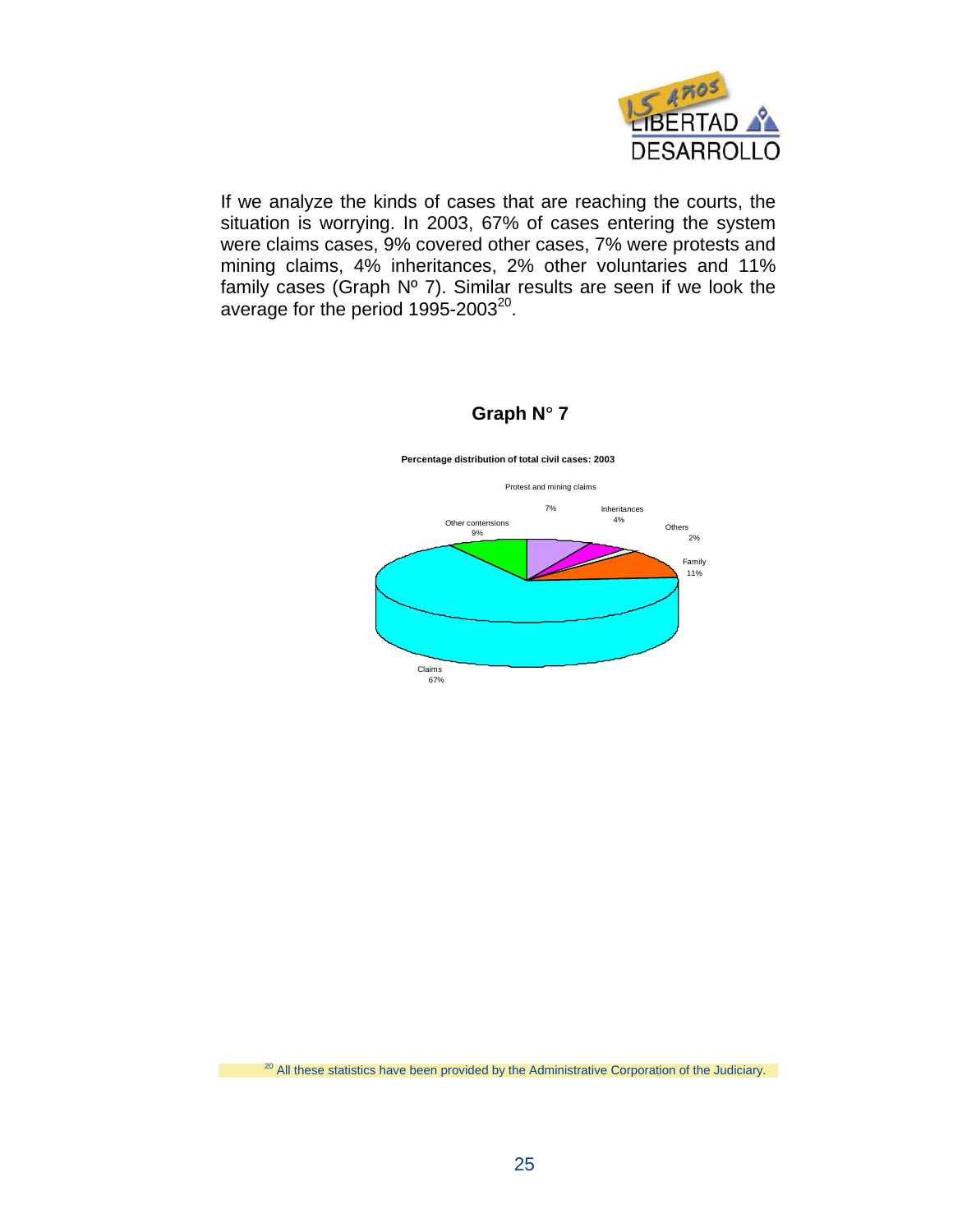If we analyze the kinds of cases that are reaching the courts, the situation is worrying. In 2003, 67% of cases entering the system were claims cases, 9% covered other cases, 7% were protests and mining claims, 4% inheritances, 2% other voluntaries and 11% family cases (Graph Nº 7). Similar results are seen if we look the average for the period 1995-2003[20].

**Graph N° 7**

**Percentage distribution of total civil cases: 2003**

| Category | Percentage |
| --- | --- |
| Claims | 67% |
| Other contensions | 9% |
| Protest and mining claims | 7% |
| Inheritances | 4% |
| Others | 2% |
| Family | 11% |

[20] All these statistics have been provided by the Administrative Corporation of the Judiciary.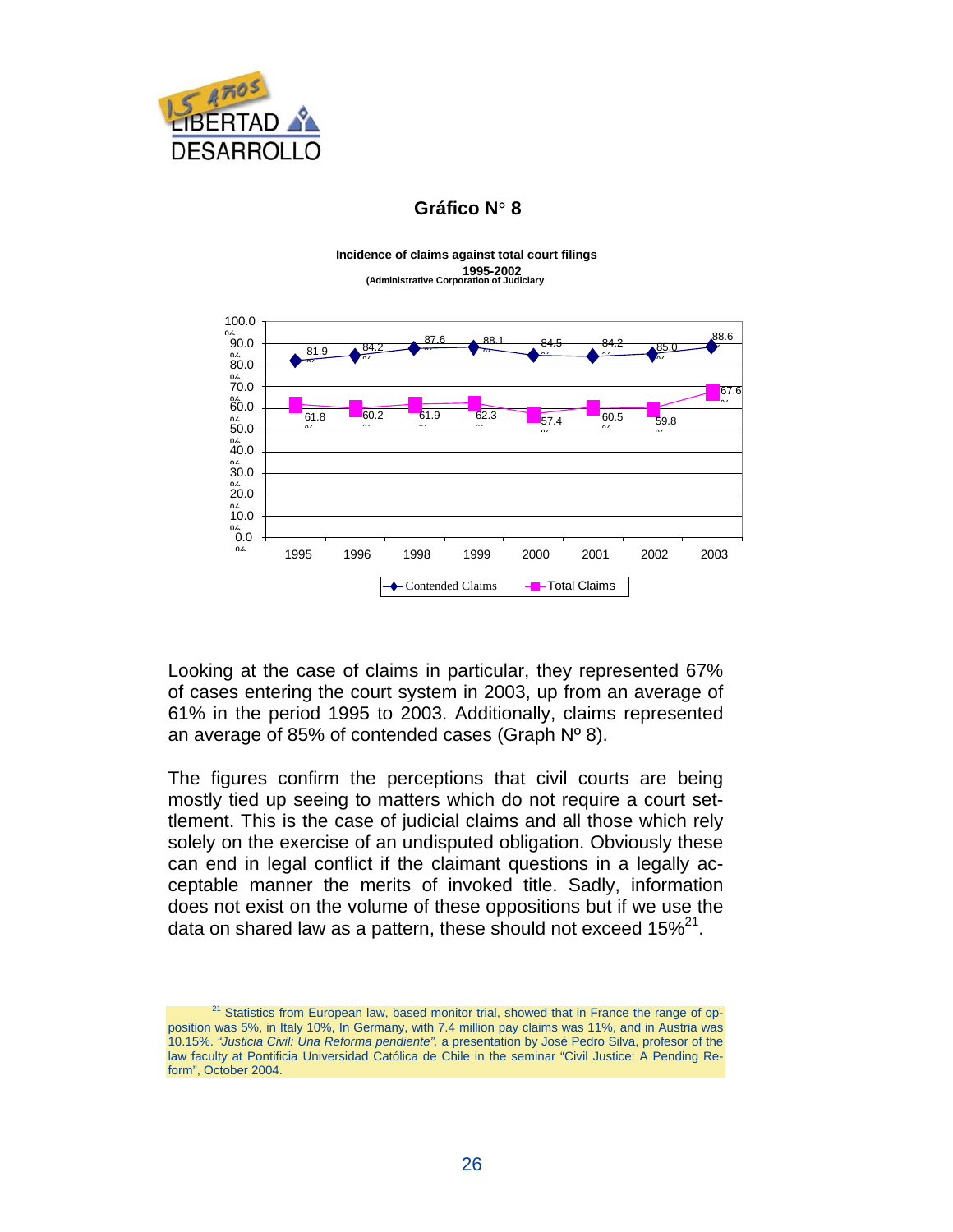## Gráfico N° 8

**Incidence of claims against total court filings**
**1995-2002**
**(Administrative Corporation of Judiciary)**

| | 1995 | 1996 | 1998 | 1999 | 2000 | 2001 | 2002 | 2003 |
|---|---|---|---|---|---|---|---|---|
| Contended Claims | 81.9 | 84.2 | 87.6 | 88.1 | 84.5 | 84.2 | 85.0 | 88.6 |
| Total Claims | 61.8 | 60.2 | 61.9 | 62.3 | 57.4 | 60.5 | 59.8 | 67.6 |

Looking at the case of claims in particular, they represented 67% of cases entering the court system in 2003, up from an average of 61% in the period 1995 to 2003. Additionally, claims represented an average of 85% of contended cases (Graph Nº 8).

The figures confirm the perceptions that civil courts are being mostly tied up seeing to matters which do not require a court settlement. This is the case of judicial claims and all those which rely solely on the exercise of an undisputed obligation. Obviously these can end in legal conflict if the claimant questions in a legally acceptable manner the merits of invoked title. Sadly, information does not exist on the volume of these oppositions but if we use the data on shared law as a pattern, these should not exceed 15%[21].

[21] Statistics from European law, based monitor trial, showed that in France the range of opposition was 5%, in Italy 10%, In Germany, with 7.4 million pay claims was 11%, and in Austria was 10.15%. *"Justicia Civil: Una Reforma pendiente",* a presentation by José Pedro Silva, profesor of the law faculty at Pontificia Universidad Católica de Chile in the seminar "Civil Justice: A Pending Reform", October 2004.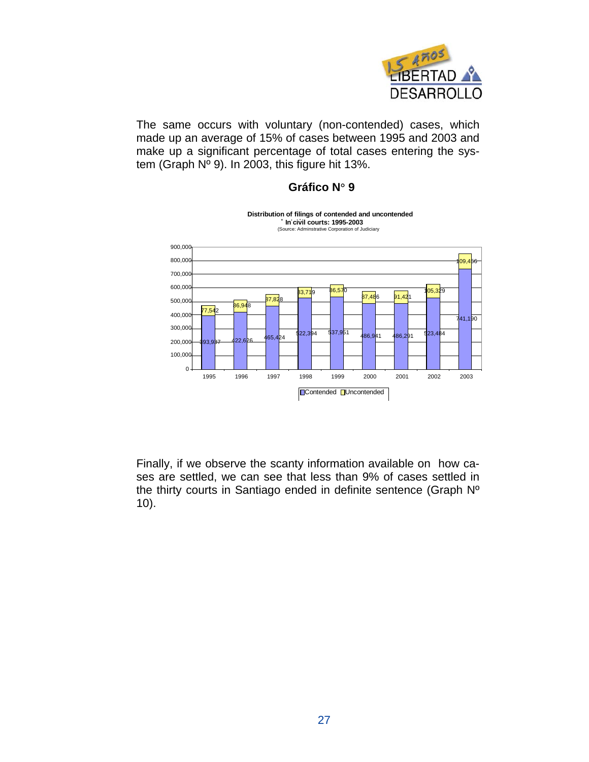The same occurs with voluntary (non-contended) cases, which made up an average of 15% of cases between 1995 and 2003 and make up a significant percentage of total cases entering the system (Graph Nº 9). In 2003, this figure hit 13%.

## Gráfico N° 9

**Distribution of filings of contended and uncontended In civil courts: 1995-2003**
(Source: Adminstrative Corporation of Judiciary)

| Year | Contended | Uncontended |
|---|---|---|
| 1995 | 393,937 | 77,542 |
| 1996 | 422,626 | 86,948 |
| 1997 | 465,424 | 87,828 |
| 1998 | 522,394 | 83,719 |
| 1999 | 537,951 | 86,570 |
| 2000 | 486,941 | 87,486 |
| 2001 | 486,291 | 91,421 |
| 2002 | 523,484 | 105,329 |
| 2003 | 741,190 | 109,456 |

Finally, if we observe the scanty information available on how cases are settled, we can see that less than 9% of cases settled in the thirty courts in Santiago ended in definite sentence (Graph Nº 10).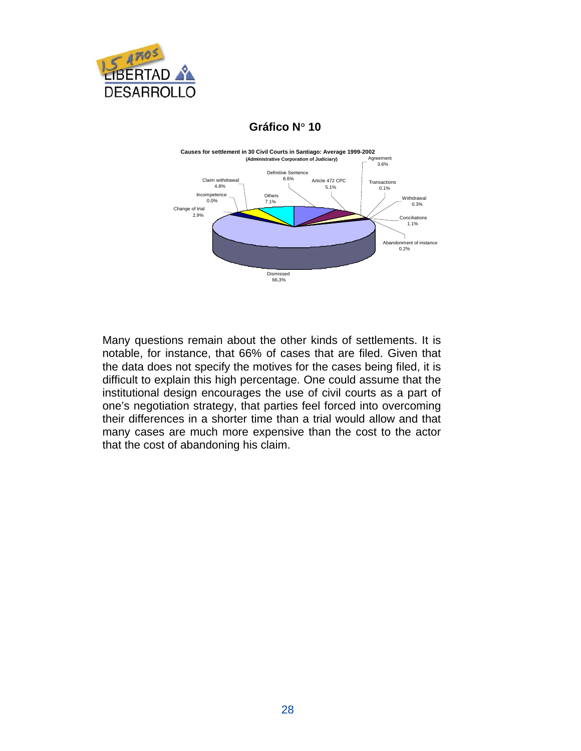**Gráfico N° 10**

**Causes for settlement in 30 Civil Courts in Santiago: Average 1999-2002**
**(Administrative Corporation of Judiciary)**

| Cause | % |
|---|---|
| Dismissed | 66,3% |
| Definitive Sentence | 8.6% |
| Others | 7.1% |
| Article 472 CPC | 5.1% |
| Claim withdrawal | 4.8% |
| Agreement | 3.6% |
| Change of trial | 2.9% |
| Conciliations | 1.1% |
| Withdrawal | 0.3% |
| Abandonment of instance | 0.2% |
| Transactions | 0.1% |
| Incompetence | 0.0% |

Many questions remain about the other kinds of settlements. It is notable, for instance, that 66% of cases that are filed. Given that the data does not specify the motives for the cases being filed, it is difficult to explain this high percentage. One could assume that the institutional design encourages the use of civil courts as a part of one's negotiation strategy, that parties feel forced into overcoming their differences in a shorter time than a trial would allow and that many cases are much more expensive than the cost to the actor that the cost of abandoning his claim.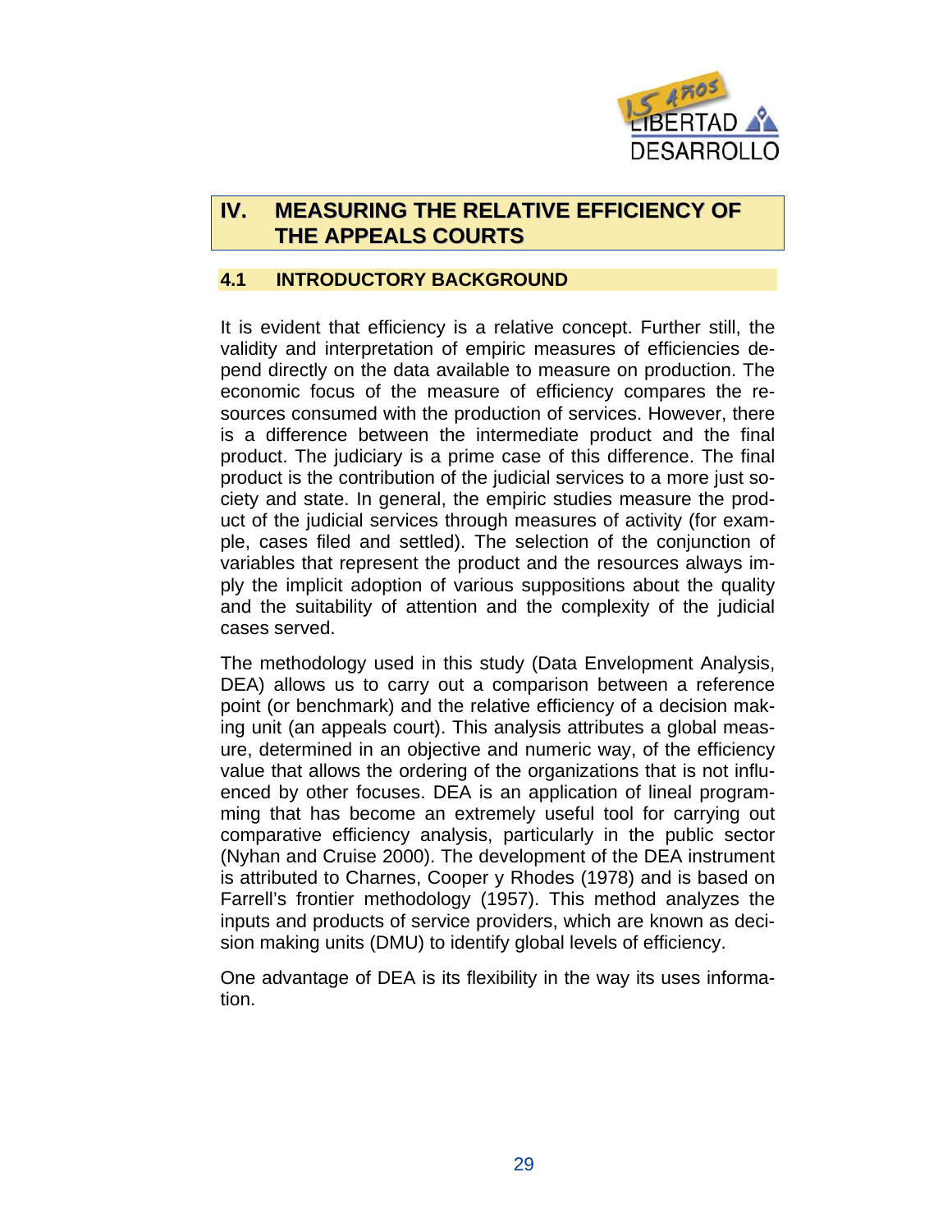## IV. MEASURING THE RELATIVE EFFICIENCY OF THE APPEALS COURTS

### 4.1 INTRODUCTORY BACKGROUND

It is evident that efficiency is a relative concept. Further still, the validity and interpretation of empiric measures of efficiencies depend directly on the data available to measure on production. The economic focus of the measure of efficiency compares the resources consumed with the production of services. However, there is a difference between the intermediate product and the final product. The judiciary is a prime case of this difference. The final product is the contribution of the judicial services to a more just society and state. In general, the empiric studies measure the product of the judicial services through measures of activity (for example, cases filed and settled). The selection of the conjunction of variables that represent the product and the resources always imply the implicit adoption of various suppositions about the quality and the suitability of attention and the complexity of the judicial cases served.

The methodology used in this study (Data Envelopment Analysis, DEA) allows us to carry out a comparison between a reference point (or benchmark) and the relative efficiency of a decision making unit (an appeals court). This analysis attributes a global measure, determined in an objective and numeric way, of the efficiency value that allows the ordering of the organizations that is not influenced by other focuses. DEA is an application of lineal programming that has become an extremely useful tool for carrying out comparative efficiency analysis, particularly in the public sector (Nyhan and Cruise 2000). The development of the DEA instrument is attributed to Charnes, Cooper y Rhodes (1978) and is based on Farrell's frontier methodology (1957). This method analyzes the inputs and products of service providers, which are known as decision making units (DMU) to identify global levels of efficiency.

One advantage of DEA is its flexibility in the way its uses information.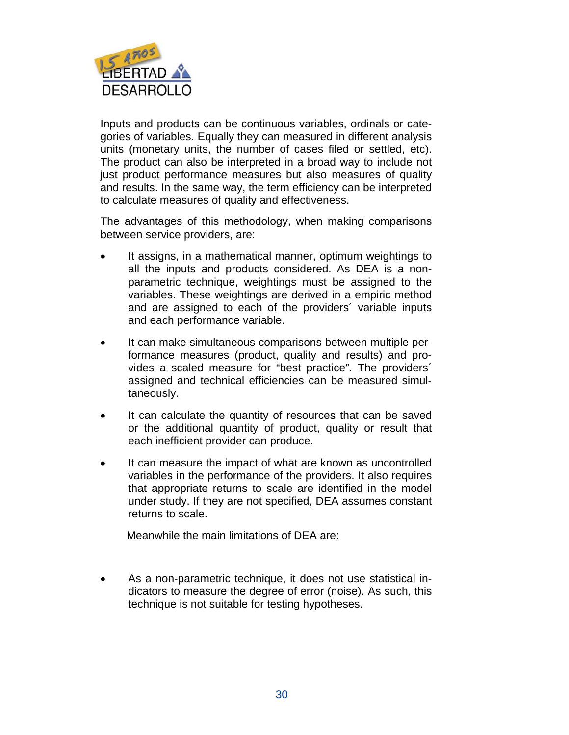Inputs and products can be continuous variables, ordinals or categories of variables. Equally they can measured in different analysis units (monetary units, the number of cases filed or settled, etc). The product can also be interpreted in a broad way to include not just product performance measures but also measures of quality and results. In the same way, the term efficiency can be interpreted to calculate measures of quality and effectiveness.

The advantages of this methodology, when making comparisons between service providers, are:

- It assigns, in a mathematical manner, optimum weightings to all the inputs and products considered. As DEA is a non-parametric technique, weightings must be assigned to the variables. These weightings are derived in a empiric method and are assigned to each of the providers´ variable inputs and each performance variable.
- It can make simultaneous comparisons between multiple performance measures (product, quality and results) and provides a scaled measure for "best practice". The providers´ assigned and technical efficiencies can be measured simultaneously.
- It can calculate the quantity of resources that can be saved or the additional quantity of product, quality or result that each inefficient provider can produce.
- It can measure the impact of what are known as uncontrolled variables in the performance of the providers. It also requires that appropriate returns to scale are identified in the model under study. If they are not specified, DEA assumes constant returns to scale.

Meanwhile the main limitations of DEA are:

- As a non-parametric technique, it does not use statistical indicators to measure the degree of error (noise). As such, this technique is not suitable for testing hypotheses.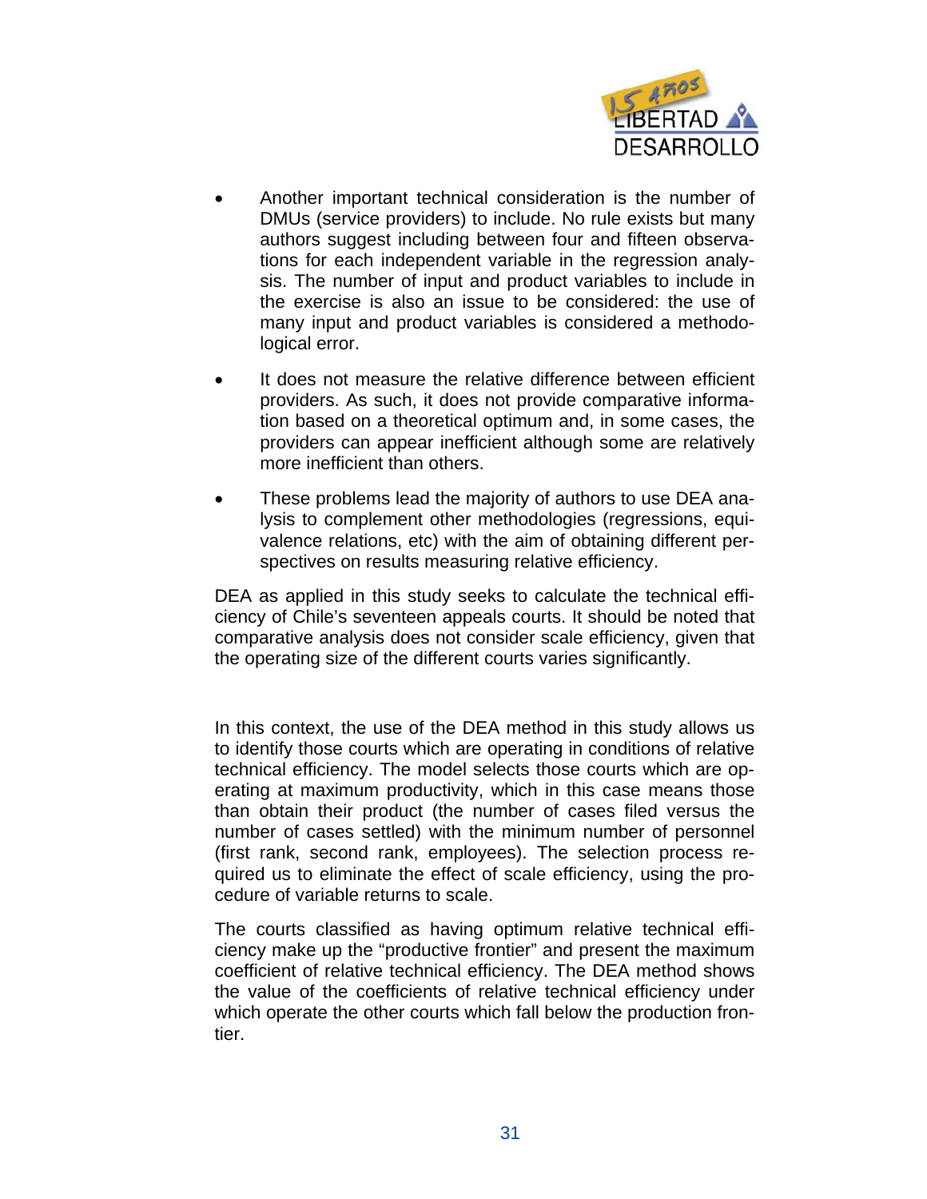- Another important technical consideration is the number of DMUs (service providers) to include. No rule exists but many authors suggest including between four and fifteen observations for each independent variable in the regression analysis. The number of input and product variables to include in the exercise is also an issue to be considered: the use of many input and product variables is considered a methodological error.

- It does not measure the relative difference between efficient providers. As such, it does not provide comparative information based on a theoretical optimum and, in some cases, the providers can appear inefficient although some are relatively more inefficient than others.

- These problems lead the majority of authors to use DEA analysis to complement other methodologies (regressions, equivalence relations, etc) with the aim of obtaining different perspectives on results measuring relative efficiency.

DEA as applied in this study seeks to calculate the technical efficiency of Chile's seventeen appeals courts. It should be noted that comparative analysis does not consider scale efficiency, given that the operating size of the different courts varies significantly.

In this context, the use of the DEA method in this study allows us to identify those courts which are operating in conditions of relative technical efficiency. The model selects those courts which are operating at maximum productivity, which in this case means those than obtain their product (the number of cases filed versus the number of cases settled) with the minimum number of personnel (first rank, second rank, employees). The selection process required us to eliminate the effect of scale efficiency, using the procedure of variable returns to scale.

The courts classified as having optimum relative technical efficiency make up the "productive frontier" and present the maximum coefficient of relative technical efficiency. The DEA method shows the value of the coefficients of relative technical efficiency under which operate the other courts which fall below the production frontier.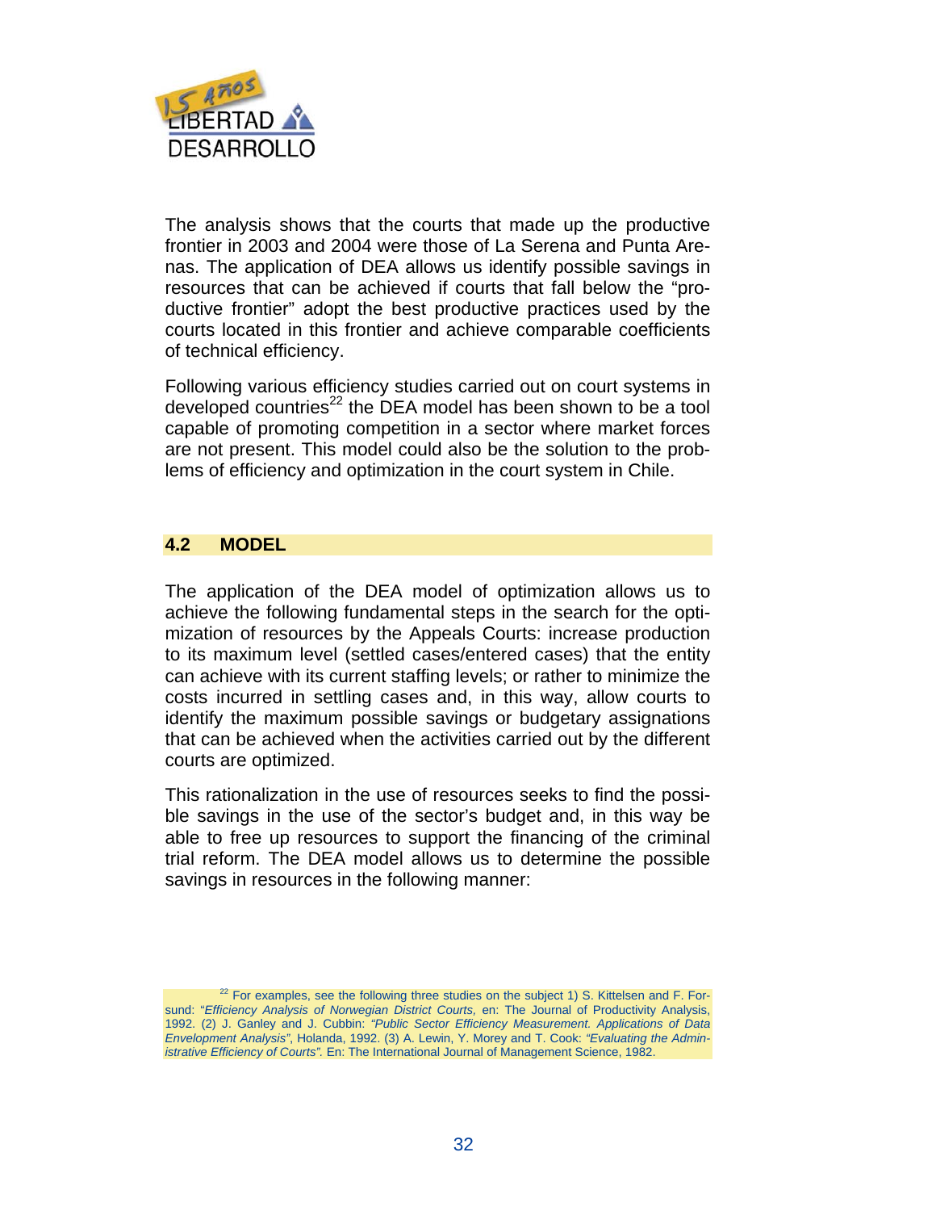The analysis shows that the courts that made up the productive frontier in 2003 and 2004 were those of La Serena and Punta Arenas. The application of DEA allows us identify possible savings in resources that can be achieved if courts that fall below the "productive frontier" adopt the best productive practices used by the courts located in this frontier and achieve comparable coefficients of technical efficiency.

Following various efficiency studies carried out on court systems in developed countries[22] the DEA model has been shown to be a tool capable of promoting competition in a sector where market forces are not present. This model could also be the solution to the problems of efficiency and optimization in the court system in Chile.

## 4.2 MODEL

The application of the DEA model of optimization allows us to achieve the following fundamental steps in the search for the optimization of resources by the Appeals Courts: increase production to its maximum level (settled cases/entered cases) that the entity can achieve with its current staffing levels; or rather to minimize the costs incurred in settling cases and, in this way, allow courts to identify the maximum possible savings or budgetary assignations that can be achieved when the activities carried out by the different courts are optimized.

This rationalization in the use of resources seeks to find the possible savings in the use of the sector's budget and, in this way be able to free up resources to support the financing of the criminal trial reform. The DEA model allows us to determine the possible savings in resources in the following manner:

[22] For examples, see the following three studies on the subject 1) S. Kittelsen and F. Forsund: "*Efficiency Analysis of Norwegian District Courts,* en: The Journal of Productivity Analysis, 1992. (2) J. Ganley and J. Cubbin: *"Public Sector Efficiency Measurement. Applications of Data Envelopment Analysis"*, Holanda, 1992. (3) A. Lewin, Y. Morey and T. Cook: *"Evaluating the Administrative Efficiency of Courts".* En: The International Journal of Management Science, 1982.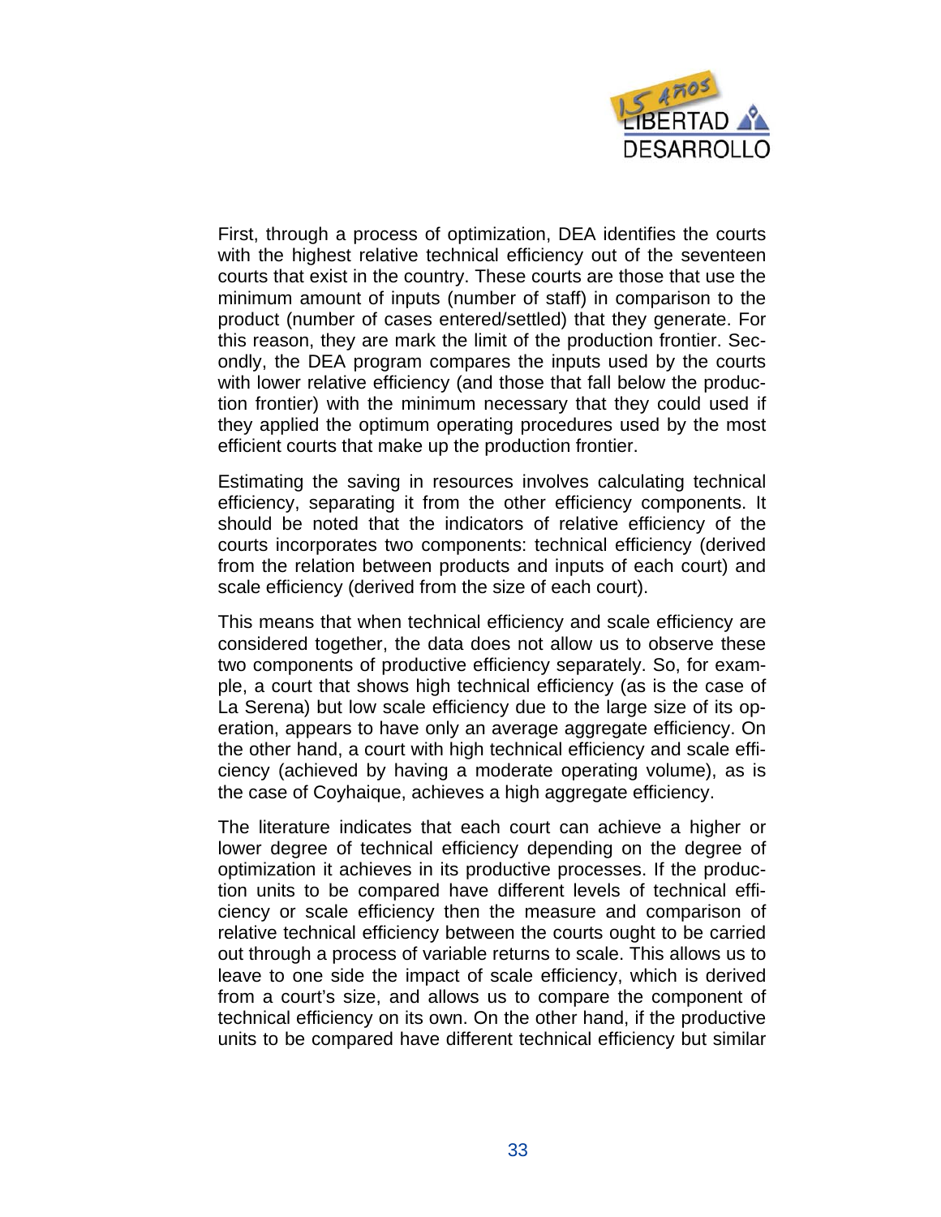First, through a process of optimization, DEA identifies the courts with the highest relative technical efficiency out of the seventeen courts that exist in the country. These courts are those that use the minimum amount of inputs (number of staff) in comparison to the product (number of cases entered/settled) that they generate. For this reason, they are mark the limit of the production frontier. Secondly, the DEA program compares the inputs used by the courts with lower relative efficiency (and those that fall below the production frontier) with the minimum necessary that they could used if they applied the optimum operating procedures used by the most efficient courts that make up the production frontier.

Estimating the saving in resources involves calculating technical efficiency, separating it from the other efficiency components. It should be noted that the indicators of relative efficiency of the courts incorporates two components: technical efficiency (derived from the relation between products and inputs of each court) and scale efficiency (derived from the size of each court).

This means that when technical efficiency and scale efficiency are considered together, the data does not allow us to observe these two components of productive efficiency separately. So, for example, a court that shows high technical efficiency (as is the case of La Serena) but low scale efficiency due to the large size of its operation, appears to have only an average aggregate efficiency. On the other hand, a court with high technical efficiency and scale efficiency (achieved by having a moderate operating volume), as is the case of Coyhaique, achieves a high aggregate efficiency.

The literature indicates that each court can achieve a higher or lower degree of technical efficiency depending on the degree of optimization it achieves in its productive processes. If the production units to be compared have different levels of technical efficiency or scale efficiency then the measure and comparison of relative technical efficiency between the courts ought to be carried out through a process of variable returns to scale. This allows us to leave to one side the impact of scale efficiency, which is derived from a court's size, and allows us to compare the component of technical efficiency on its own. On the other hand, if the productive units to be compared have different technical efficiency but similar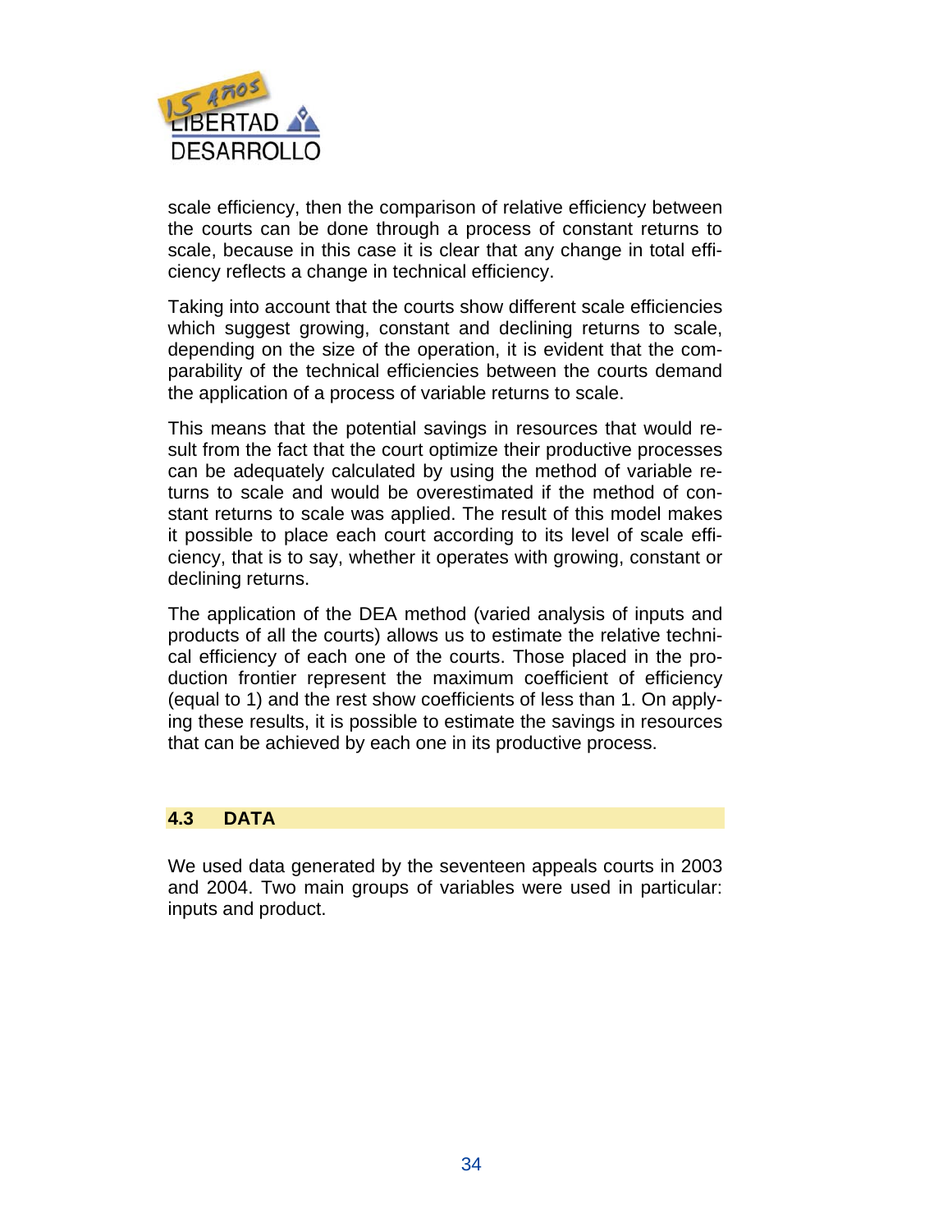scale efficiency, then the comparison of relative efficiency between the courts can be done through a process of constant returns to scale, because in this case it is clear that any change in total efficiency reflects a change in technical efficiency.

Taking into account that the courts show different scale efficiencies which suggest growing, constant and declining returns to scale, depending on the size of the operation, it is evident that the comparability of the technical efficiencies between the courts demand the application of a process of variable returns to scale.

This means that the potential savings in resources that would result from the fact that the court optimize their productive processes can be adequately calculated by using the method of variable returns to scale and would be overestimated if the method of constant returns to scale was applied. The result of this model makes it possible to place each court according to its level of scale efficiency, that is to say, whether it operates with growing, constant or declining returns.

The application of the DEA method (varied analysis of inputs and products of all the courts) allows us to estimate the relative technical efficiency of each one of the courts. Those placed in the production frontier represent the maximum coefficient of efficiency (equal to 1) and the rest show coefficients of less than 1. On applying these results, it is possible to estimate the savings in resources that can be achieved by each one in its productive process.

## 4.3 DATA

We used data generated by the seventeen appeals courts in 2003 and 2004. Two main groups of variables were used in particular: inputs and product.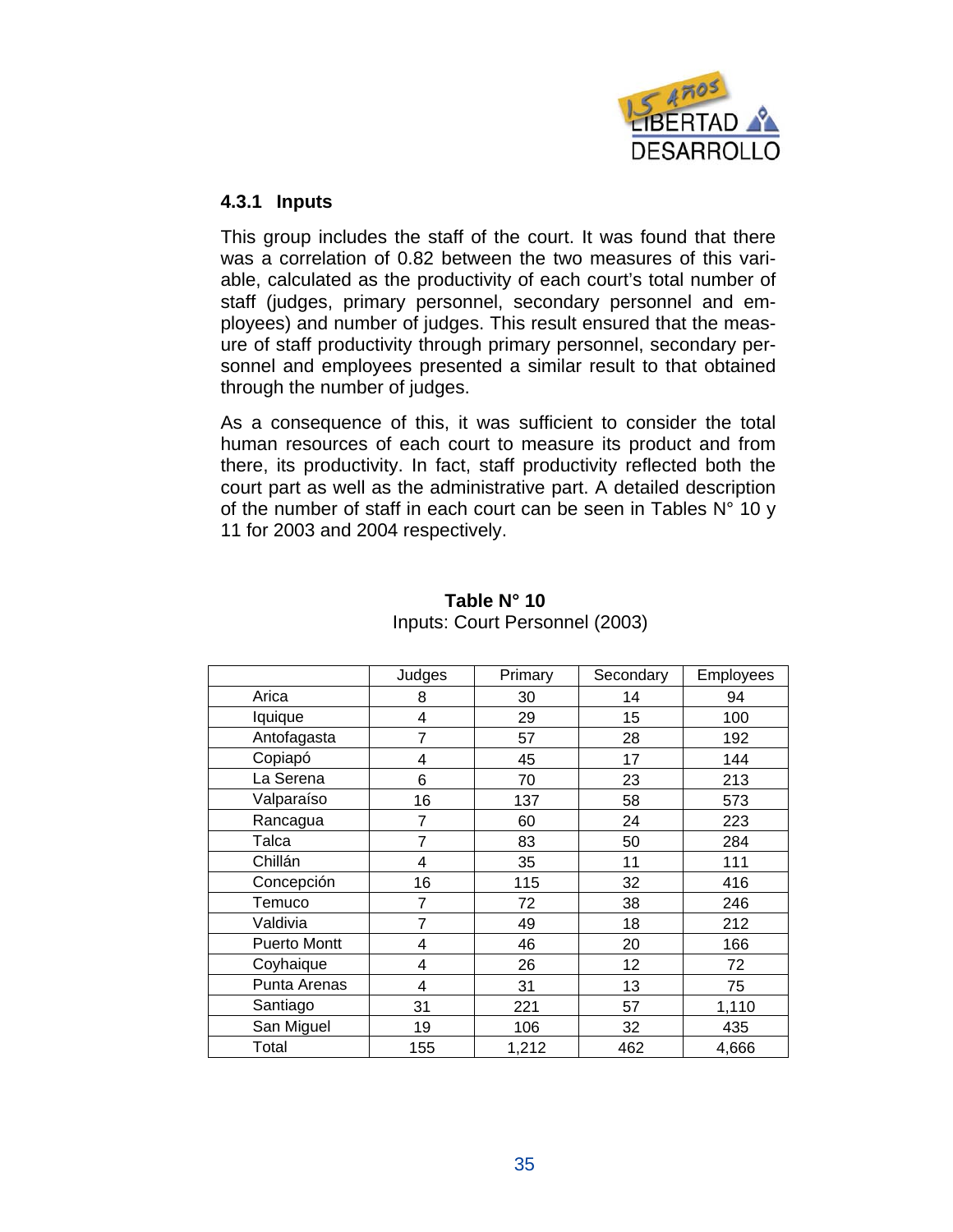### 4.3.1 Inputs

This group includes the staff of the court. It was found that there was a correlation of 0.82 between the two measures of this variable, calculated as the productivity of each court's total number of staff (judges, primary personnel, secondary personnel and employees) and number of judges. This result ensured that the measure of staff productivity through primary personnel, secondary personnel and employees presented a similar result to that obtained through the number of judges.

As a consequence of this, it was sufficient to consider the total human resources of each court to measure its product and from there, its productivity. In fact, staff productivity reflected both the court part as well as the administrative part. A detailed description of the number of staff in each court can be seen in Tables N° 10 y 11 for 2003 and 2004 respectively.

**Table N° 10**
Inputs: Court Personnel (2003)

| | Judges | Primary | Secondary | Employees |
|---|---|---|---|---|
| Arica | 8 | 30 | 14 | 94 |
| Iquique | 4 | 29 | 15 | 100 |
| Antofagasta | 7 | 57 | 28 | 192 |
| Copiapó | 4 | 45 | 17 | 144 |
| La Serena | 6 | 70 | 23 | 213 |
| Valparaíso | 16 | 137 | 58 | 573 |
| Rancagua | 7 | 60 | 24 | 223 |
| Talca | 7 | 83 | 50 | 284 |
| Chillán | 4 | 35 | 11 | 111 |
| Concepción | 16 | 115 | 32 | 416 |
| Temuco | 7 | 72 | 38 | 246 |
| Valdivia | 7 | 49 | 18 | 212 |
| Puerto Montt | 4 | 46 | 20 | 166 |
| Coyhaique | 4 | 26 | 12 | 72 |
| Punta Arenas | 4 | 31 | 13 | 75 |
| Santiago | 31 | 221 | 57 | 1,110 |
| San Miguel | 19 | 106 | 32 | 435 |
| Total | 155 | 1,212 | 462 | 4,666 |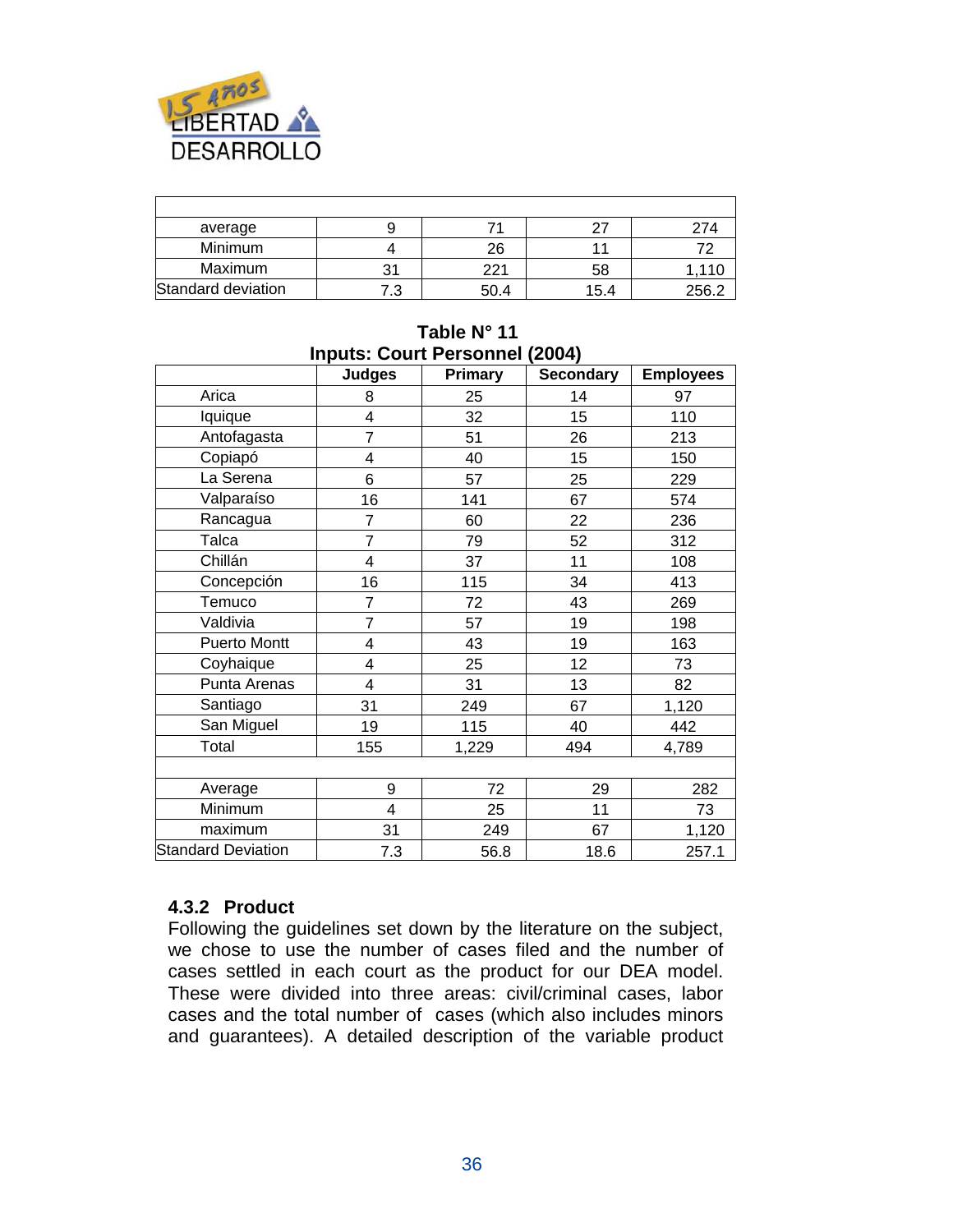| | | | | |
|---|---|---|---|---|
| average | 9 | 71 | 27 | 274 |
| Minimum | 4 | 26 | 11 | 72 |
| Maximum | 31 | 221 | 58 | 1,110 |
| Standard deviation | 7.3 | 50.4 | 15.4 | 256.2 |

**Table N° 11**
**Inputs: Court Personnel (2004)**

| | Judges | Primary | Secondary | Employees |
|---|---|---|---|---|
| Arica | 8 | 25 | 14 | 97 |
| Iquique | 4 | 32 | 15 | 110 |
| Antofagasta | 7 | 51 | 26 | 213 |
| Copiapó | 4 | 40 | 15 | 150 |
| La Serena | 6 | 57 | 25 | 229 |
| Valparaíso | 16 | 141 | 67 | 574 |
| Rancagua | 7 | 60 | 22 | 236 |
| Talca | 7 | 79 | 52 | 312 |
| Chillán | 4 | 37 | 11 | 108 |
| Concepción | 16 | 115 | 34 | 413 |
| Temuco | 7 | 72 | 43 | 269 |
| Valdivia | 7 | 57 | 19 | 198 |
| Puerto Montt | 4 | 43 | 19 | 163 |
| Coyhaique | 4 | 25 | 12 | 73 |
| Punta Arenas | 4 | 31 | 13 | 82 |
| Santiago | 31 | 249 | 67 | 1,120 |
| San Miguel | 19 | 115 | 40 | 442 |
| Total | 155 | 1,229 | 494 | 4,789 |
| | | | | |
| Average | 9 | 72 | 29 | 282 |
| Minimum | 4 | 25 | 11 | 73 |
| maximum | 31 | 249 | 67 | 1,120 |
| Standard Deviation | 7.3 | 56.8 | 18.6 | 257.1 |

### 4.3.2 Product

Following the guidelines set down by the literature on the subject, we chose to use the number of cases filed and the number of cases settled in each court as the product for our DEA model. These were divided into three areas: civil/criminal cases, labor cases and the total number of cases (which also includes minors and guarantees). A detailed description of the variable product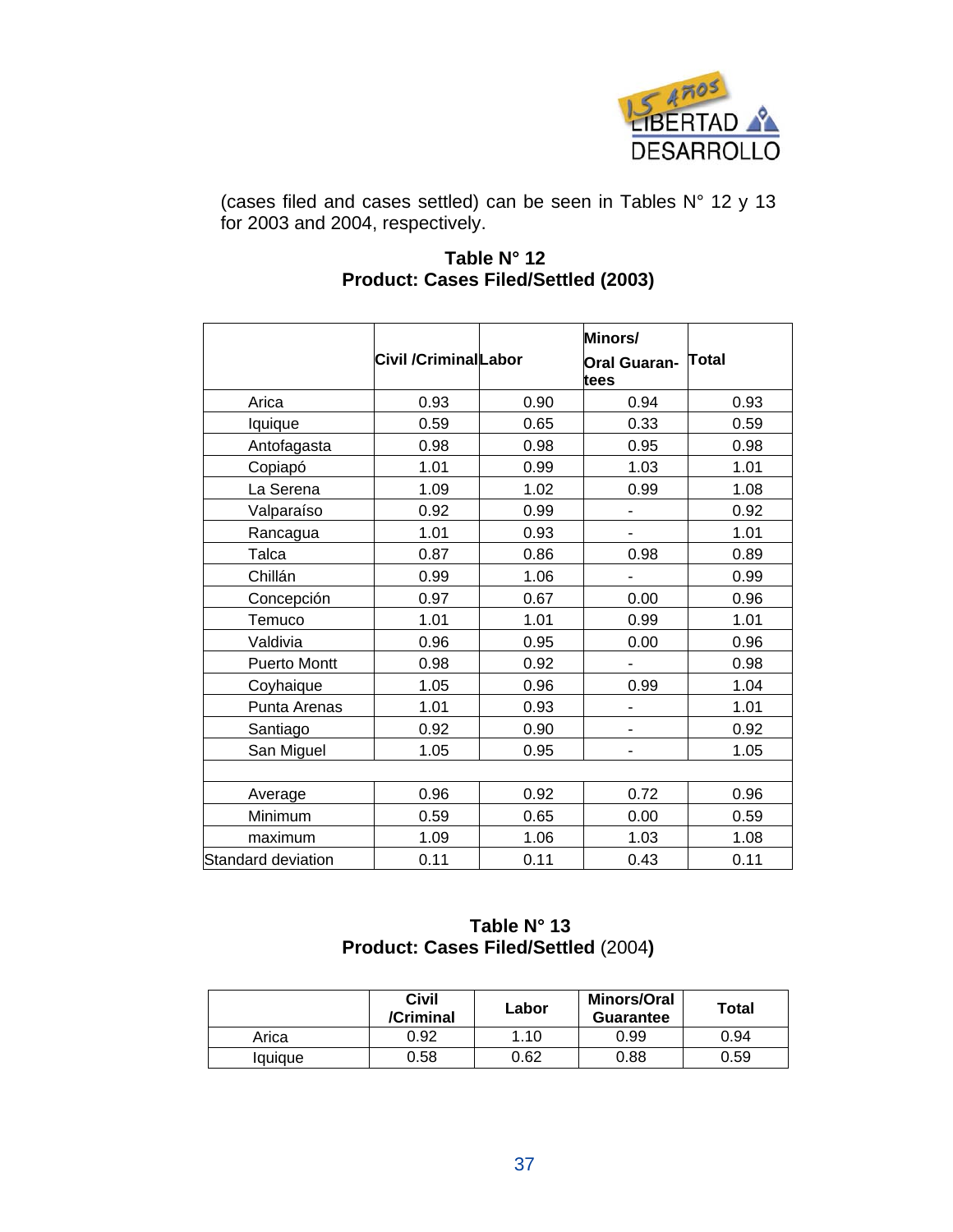(cases filed and cases settled) can be seen in Tables N° 12 y 13 for 2003 and 2004, respectively.

**Table N° 12**
**Product: Cases Filed/Settled (2003)**

| | Civil /Criminal | Labor | Minors/ Oral Guaran-tees | Total |
|---|---|---|---|---|
| Arica | 0.93 | 0.90 | 0.94 | 0.93 |
| Iquique | 0.59 | 0.65 | 0.33 | 0.59 |
| Antofagasta | 0.98 | 0.98 | 0.95 | 0.98 |
| Copiapó | 1.01 | 0.99 | 1.03 | 1.01 |
| La Serena | 1.09 | 1.02 | 0.99 | 1.08 |
| Valparaíso | 0.92 | 0.99 | - | 0.92 |
| Rancagua | 1.01 | 0.93 | - | 1.01 |
| Talca | 0.87 | 0.86 | 0.98 | 0.89 |
| Chillán | 0.99 | 1.06 | - | 0.99 |
| Concepción | 0.97 | 0.67 | 0.00 | 0.96 |
| Temuco | 1.01 | 1.01 | 0.99 | 1.01 |
| Valdivia | 0.96 | 0.95 | 0.00 | 0.96 |
| Puerto Montt | 0.98 | 0.92 | - | 0.98 |
| Coyhaique | 1.05 | 0.96 | 0.99 | 1.04 |
| Punta Arenas | 1.01 | 0.93 | - | 1.01 |
| Santiago | 0.92 | 0.90 | - | 0.92 |
| San Miguel | 1.05 | 0.95 | - | 1.05 |
| | | | | |
| Average | 0.96 | 0.92 | 0.72 | 0.96 |
| Minimum | 0.59 | 0.65 | 0.00 | 0.59 |
| maximum | 1.09 | 1.06 | 1.03 | 1.08 |
| Standard deviation | 0.11 | 0.11 | 0.43 | 0.11 |

**Table N° 13**
**Product: Cases Filed/Settled** (2004**)**

| | Civil /Criminal | Labor | Minors/Oral Guarantee | Total |
|---|---|---|---|---|
| Arica | 0.92 | 1.10 | 0.99 | 0.94 |
| Iquique | 0.58 | 0.62 | 0.88 | 0.59 |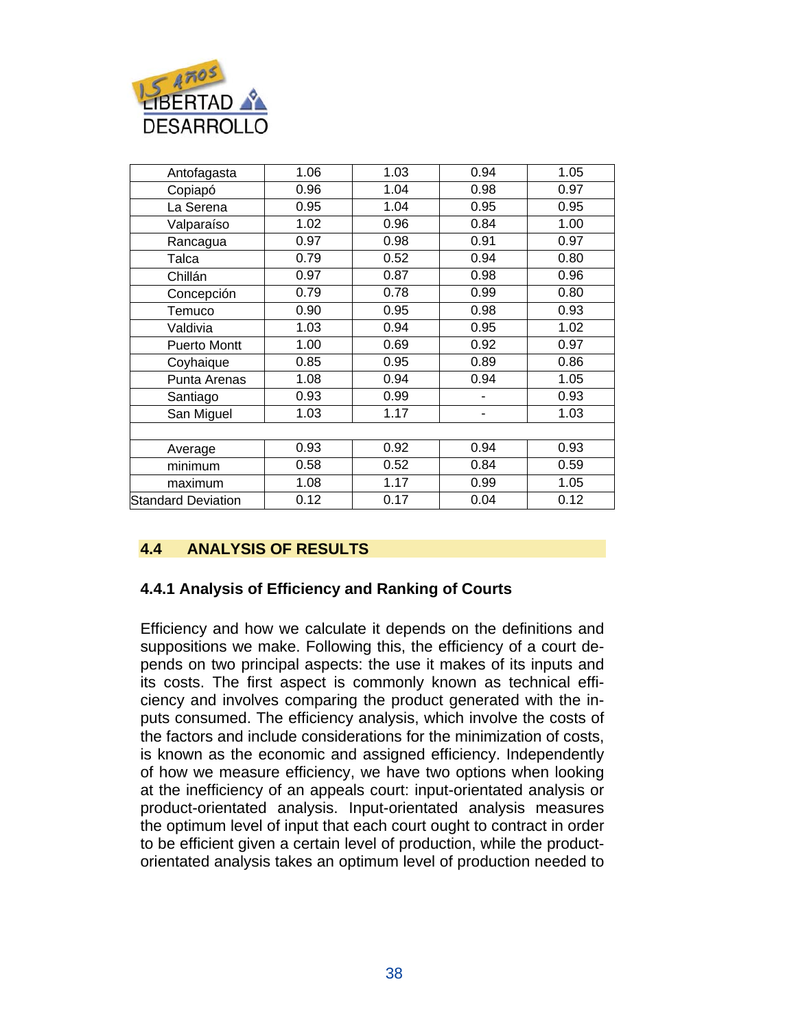| | | | | |
|---|---|---|---|---|
| Antofagasta | 1.06 | 1.03 | 0.94 | 1.05 |
| Copiapó | 0.96 | 1.04 | 0.98 | 0.97 |
| La Serena | 0.95 | 1.04 | 0.95 | 0.95 |
| Valparaíso | 1.02 | 0.96 | 0.84 | 1.00 |
| Rancagua | 0.97 | 0.98 | 0.91 | 0.97 |
| Talca | 0.79 | 0.52 | 0.94 | 0.80 |
| Chillán | 0.97 | 0.87 | 0.98 | 0.96 |
| Concepción | 0.79 | 0.78 | 0.99 | 0.80 |
| Temuco | 0.90 | 0.95 | 0.98 | 0.93 |
| Valdivia | 1.03 | 0.94 | 0.95 | 1.02 |
| Puerto Montt | 1.00 | 0.69 | 0.92 | 0.97 |
| Coyhaique | 0.85 | 0.95 | 0.89 | 0.86 |
| Punta Arenas | 1.08 | 0.94 | 0.94 | 1.05 |
| Santiago | 0.93 | 0.99 | - | 0.93 |
| San Miguel | 1.03 | 1.17 | - | 1.03 |
| | | | | |
| Average | 0.93 | 0.92 | 0.94 | 0.93 |
| minimum | 0.58 | 0.52 | 0.84 | 0.59 |
| maximum | 1.08 | 1.17 | 0.99 | 1.05 |
| Standard Deviation | 0.12 | 0.17 | 0.04 | 0.12 |

## 4.4 ANALYSIS OF RESULTS

### 4.4.1 Analysis of Efficiency and Ranking of Courts

Efficiency and how we calculate it depends on the definitions and suppositions we make. Following this, the efficiency of a court depends on two principal aspects: the use it makes of its inputs and its costs. The first aspect is commonly known as technical efficiency and involves comparing the product generated with the inputs consumed. The efficiency analysis, which involve the costs of the factors and include considerations for the minimization of costs, is known as the economic and assigned efficiency. Independently of how we measure efficiency, we have two options when looking at the inefficiency of an appeals court: input-orientated analysis or product-orientated analysis. Input-orientated analysis measures the optimum level of input that each court ought to contract in order to be efficient given a certain level of production, while the product-orientated analysis takes an optimum level of production needed to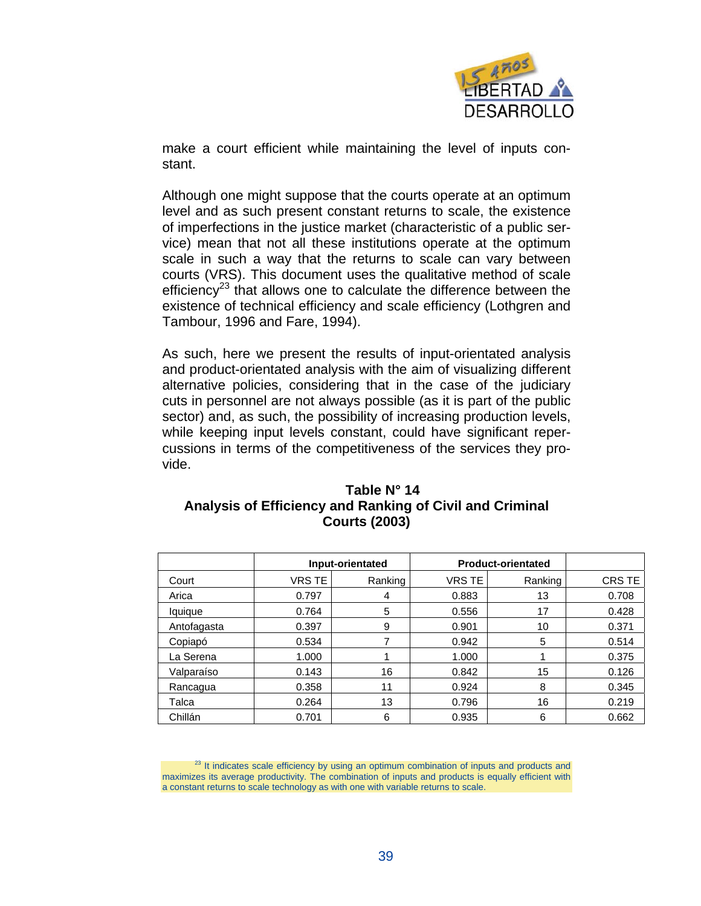make a court efficient while maintaining the level of inputs constant.

Although one might suppose that the courts operate at an optimum level and as such present constant returns to scale, the existence of imperfections in the justice market (characteristic of a public service) mean that not all these institutions operate at the optimum scale in such a way that the returns to scale can vary between courts (VRS). This document uses the qualitative method of scale efficiency[23] that allows one to calculate the difference between the existence of technical efficiency and scale efficiency (Lothgren and Tambour, 1996 and Fare, 1994).

As such, here we present the results of input-orientated analysis and product-orientated analysis with the aim of visualizing different alternative policies, considering that in the case of the judiciary cuts in personnel are not always possible (as it is part of the public sector) and, as such, the possibility of increasing production levels, while keeping input levels constant, could have significant repercussions in terms of the competitiveness of the services they provide.

**Table N° 14**
**Analysis of Efficiency and Ranking of Civil and Criminal Courts (2003)**

| | Input-orientated | | Product-orientated | | |
|---|---|---|---|---|---|
| Court | VRS TE | Ranking | VRS TE | Ranking | CRS TE |
| Arica | 0.797 | 4 | 0.883 | 13 | 0.708 |
| Iquique | 0.764 | 5 | 0.556 | 17 | 0.428 |
| Antofagasta | 0.397 | 9 | 0.901 | 10 | 0.371 |
| Copiapó | 0.534 | 7 | 0.942 | 5 | 0.514 |
| La Serena | 1.000 | 1 | 1.000 | 1 | 0.375 |
| Valparaíso | 0.143 | 16 | 0.842 | 15 | 0.126 |
| Rancagua | 0.358 | 11 | 0.924 | 8 | 0.345 |
| Talca | 0.264 | 13 | 0.796 | 16 | 0.219 |
| Chillán | 0.701 | 6 | 0.935 | 6 | 0.662 |

[23] It indicates scale efficiency by using an optimum combination of inputs and products and maximizes its average productivity. The combination of inputs and products is equally efficient with a constant returns to scale technology as with one with variable returns to scale.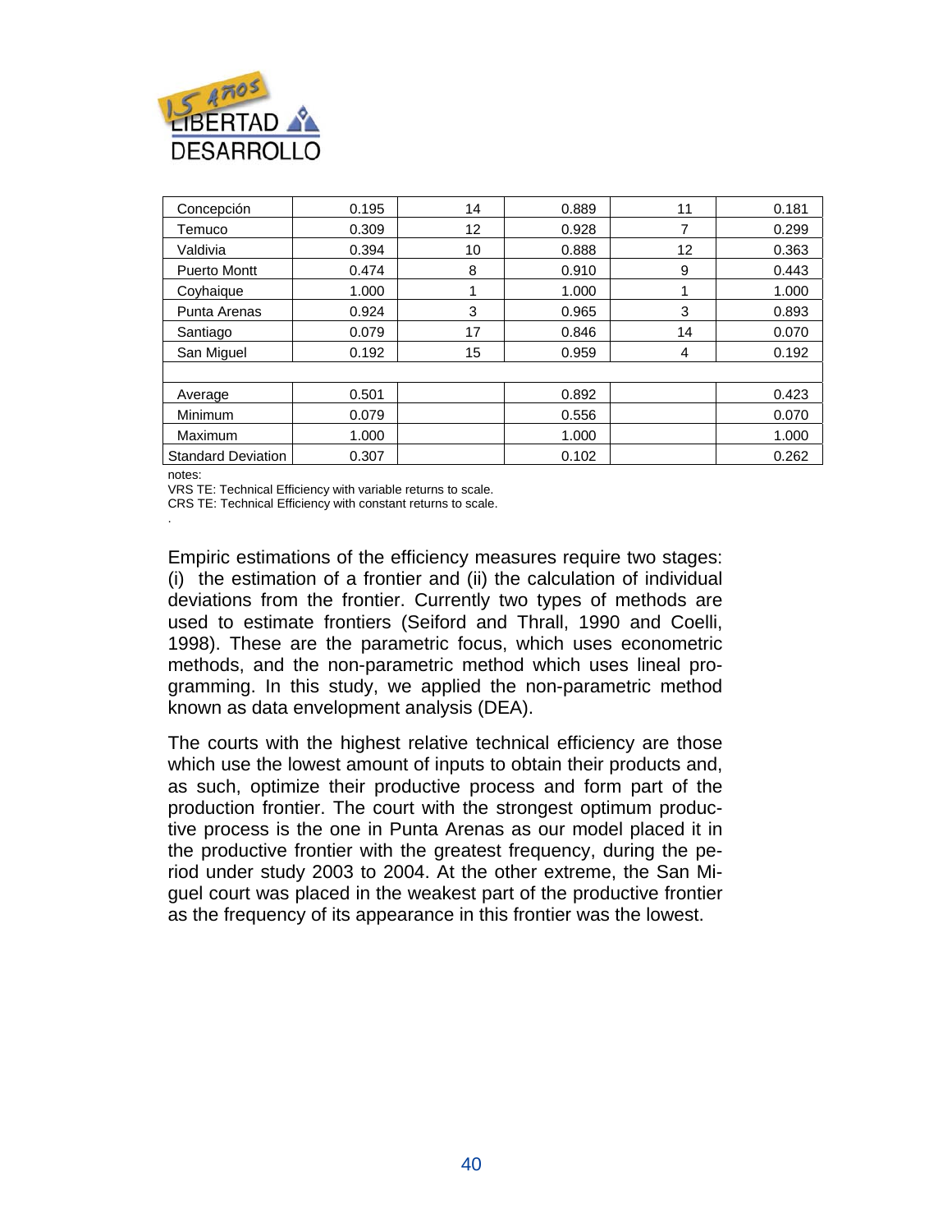| | | | | | |
|---|---|---|---|---|---|
| Concepción | 0.195 | 14 | 0.889 | 11 | 0.181 |
| Temuco | 0.309 | 12 | 0.928 | 7 | 0.299 |
| Valdivia | 0.394 | 10 | 0.888 | 12 | 0.363 |
| Puerto Montt | 0.474 | 8 | 0.910 | 9 | 0.443 |
| Coyhaique | 1.000 | 1 | 1.000 | 1 | 1.000 |
| Punta Arenas | 0.924 | 3 | 0.965 | 3 | 0.893 |
| Santiago | 0.079 | 17 | 0.846 | 14 | 0.070 |
| San Miguel | 0.192 | 15 | 0.959 | 4 | 0.192 |
| | | | | | |
| Average | 0.501 | | 0.892 | | 0.423 |
| Minimum | 0.079 | | 0.556 | | 0.070 |
| Maximum | 1.000 | | 1.000 | | 1.000 |
| Standard Deviation | 0.307 | | 0.102 | | 0.262 |

notes:
VRS TE: Technical Efficiency with variable returns to scale.
CRS TE: Technical Efficiency with constant returns to scale.
.

Empiric estimations of the efficiency measures require two stages: (i) the estimation of a frontier and (ii) the calculation of individual deviations from the frontier. Currently two types of methods are used to estimate frontiers (Seiford and Thrall, 1990 and Coelli, 1998). These are the parametric focus, which uses econometric methods, and the non-parametric method which uses lineal programming. In this study, we applied the non-parametric method known as data envelopment analysis (DEA).

The courts with the highest relative technical efficiency are those which use the lowest amount of inputs to obtain their products and, as such, optimize their productive process and form part of the production frontier. The court with the strongest optimum productive process is the one in Punta Arenas as our model placed it in the productive frontier with the greatest frequency, during the period under study 2003 to 2004. At the other extreme, the San Miguel court was placed in the weakest part of the productive frontier as the frequency of its appearance in this frontier was the lowest.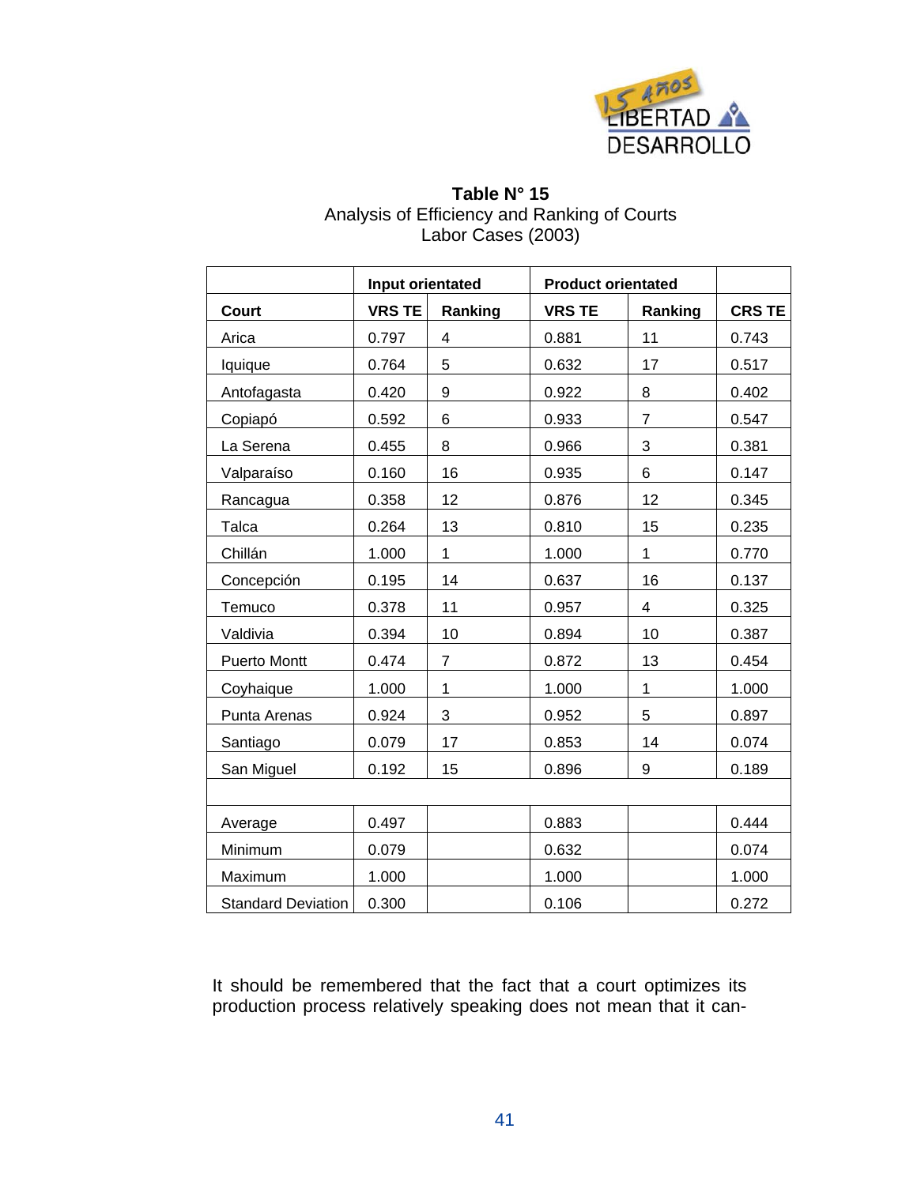**Table N° 15**
Analysis of Efficiency and Ranking of Courts
Labor Cases (2003)

| | Input orientated | | Product orientated | | |
|---|---|---|---|---|---|
| **Court** | **VRS TE** | **Ranking** | **VRS TE** | **Ranking** | **CRS TE** |
| Arica | 0.797 | 4 | 0.881 | 11 | 0.743 |
| Iquique | 0.764 | 5 | 0.632 | 17 | 0.517 |
| Antofagasta | 0.420 | 9 | 0.922 | 8 | 0.402 |
| Copiapó | 0.592 | 6 | 0.933 | 7 | 0.547 |
| La Serena | 0.455 | 8 | 0.966 | 3 | 0.381 |
| Valparaíso | 0.160 | 16 | 0.935 | 6 | 0.147 |
| Rancagua | 0.358 | 12 | 0.876 | 12 | 0.345 |
| Talca | 0.264 | 13 | 0.810 | 15 | 0.235 |
| Chillán | 1.000 | 1 | 1.000 | 1 | 0.770 |
| Concepción | 0.195 | 14 | 0.637 | 16 | 0.137 |
| Temuco | 0.378 | 11 | 0.957 | 4 | 0.325 |
| Valdivia | 0.394 | 10 | 0.894 | 10 | 0.387 |
| Puerto Montt | 0.474 | 7 | 0.872 | 13 | 0.454 |
| Coyhaique | 1.000 | 1 | 1.000 | 1 | 1.000 |
| Punta Arenas | 0.924 | 3 | 0.952 | 5 | 0.897 |
| Santiago | 0.079 | 17 | 0.853 | 14 | 0.074 |
| San Miguel | 0.192 | 15 | 0.896 | 9 | 0.189 |
| | | | | | |
| Average | 0.497 | | 0.883 | | 0.444 |
| Minimum | 0.079 | | 0.632 | | 0.074 |
| Maximum | 1.000 | | 1.000 | | 1.000 |
| Standard Deviation | 0.300 | | 0.106 | | 0.272 |

It should be remembered that the fact that a court optimizes its production process relatively speaking does not mean that it can-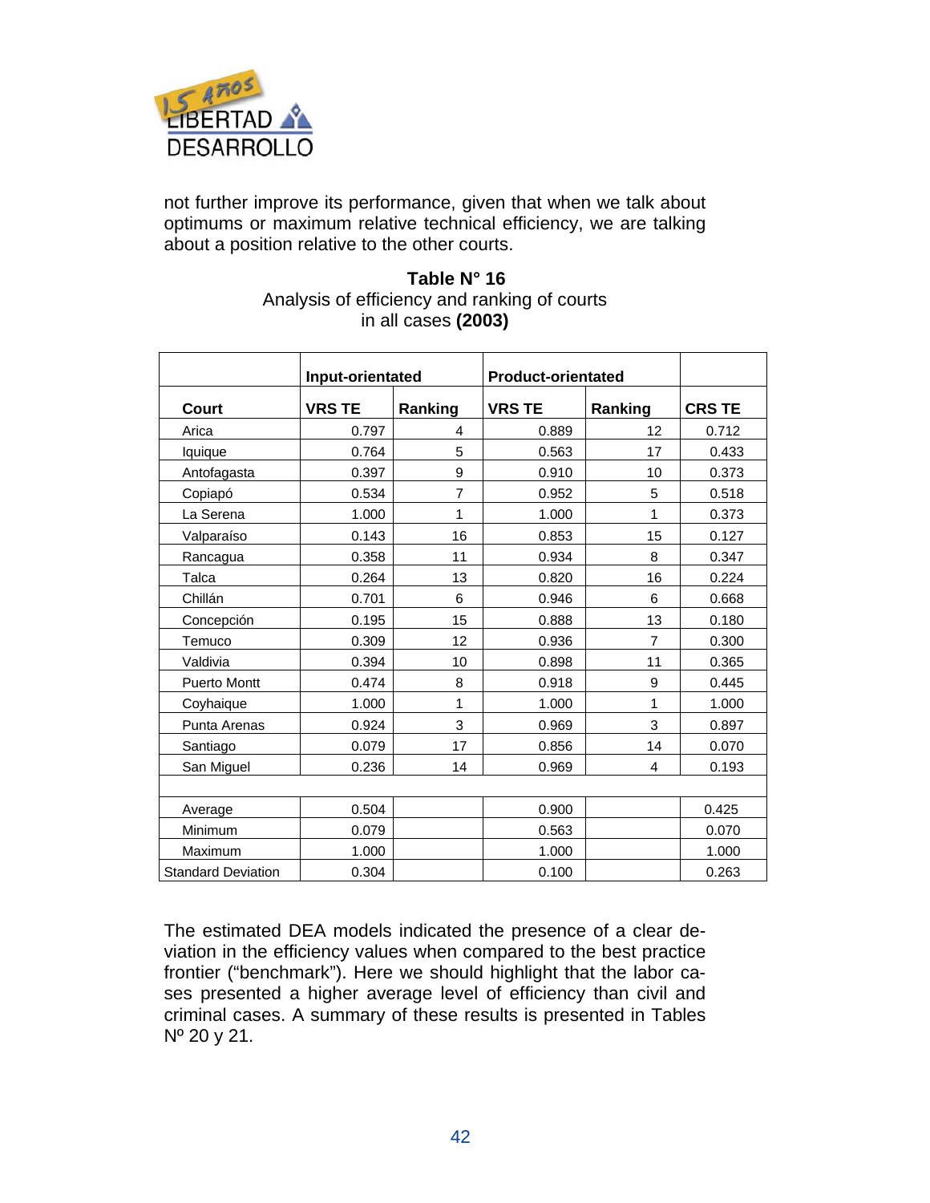not further improve its performance, given that when we talk about optimums or maximum relative technical efficiency, we are talking about a position relative to the other courts.

**Table N° 16**
Analysis of efficiency and ranking of courts
in all cases **(2003)**

| | Input-orientated | | Product-orientated | | |
|---|---|---|---|---|---|
| **Court** | **VRS TE** | **Ranking** | **VRS TE** | **Ranking** | **CRS TE** |
| Arica | 0.797 | 4 | 0.889 | 12 | 0.712 |
| Iquique | 0.764 | 5 | 0.563 | 17 | 0.433 |
| Antofagasta | 0.397 | 9 | 0.910 | 10 | 0.373 |
| Copiapó | 0.534 | 7 | 0.952 | 5 | 0.518 |
| La Serena | 1.000 | 1 | 1.000 | 1 | 0.373 |
| Valparaíso | 0.143 | 16 | 0.853 | 15 | 0.127 |
| Rancagua | 0.358 | 11 | 0.934 | 8 | 0.347 |
| Talca | 0.264 | 13 | 0.820 | 16 | 0.224 |
| Chillán | 0.701 | 6 | 0.946 | 6 | 0.668 |
| Concepción | 0.195 | 15 | 0.888 | 13 | 0.180 |
| Temuco | 0.309 | 12 | 0.936 | 7 | 0.300 |
| Valdivia | 0.394 | 10 | 0.898 | 11 | 0.365 |
| Puerto Montt | 0.474 | 8 | 0.918 | 9 | 0.445 |
| Coyhaique | 1.000 | 1 | 1.000 | 1 | 1.000 |
| Punta Arenas | 0.924 | 3 | 0.969 | 3 | 0.897 |
| Santiago | 0.079 | 17 | 0.856 | 14 | 0.070 |
| San Miguel | 0.236 | 14 | 0.969 | 4 | 0.193 |
| | | | | | |
| Average | 0.504 | | 0.900 | | 0.425 |
| Minimum | 0.079 | | 0.563 | | 0.070 |
| Maximum | 1.000 | | 1.000 | | 1.000 |
| Standard Deviation | 0.304 | | 0.100 | | 0.263 |

The estimated DEA models indicated the presence of a clear deviation in the efficiency values when compared to the best practice frontier ("benchmark"). Here we should highlight that the labor cases presented a higher average level of efficiency than civil and criminal cases. A summary of these results is presented in Tables Nº 20 y 21.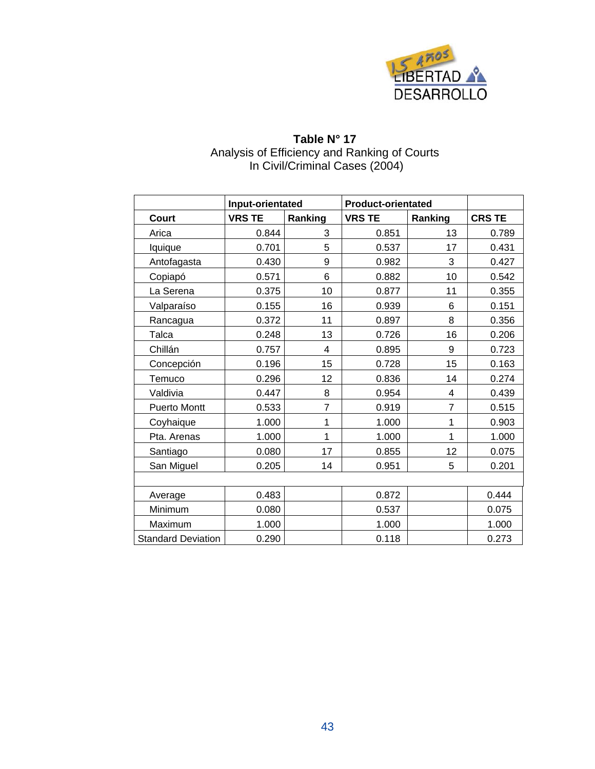**Table N° 17**
Analysis of Efficiency and Ranking of Courts
In Civil/Criminal Cases (2004)

| | Input-orientated | | Product-orientated | | |
|---|---|---|---|---|---|
| **Court** | **VRS TE** | **Ranking** | **VRS TE** | **Ranking** | **CRS TE** |
| Arica | 0.844 | 3 | 0.851 | 13 | 0.789 |
| Iquique | 0.701 | 5 | 0.537 | 17 | 0.431 |
| Antofagasta | 0.430 | 9 | 0.982 | 3 | 0.427 |
| Copiapó | 0.571 | 6 | 0.882 | 10 | 0.542 |
| La Serena | 0.375 | 10 | 0.877 | 11 | 0.355 |
| Valparaíso | 0.155 | 16 | 0.939 | 6 | 0.151 |
| Rancagua | 0.372 | 11 | 0.897 | 8 | 0.356 |
| Talca | 0.248 | 13 | 0.726 | 16 | 0.206 |
| Chillán | 0.757 | 4 | 0.895 | 9 | 0.723 |
| Concepción | 0.196 | 15 | 0.728 | 15 | 0.163 |
| Temuco | 0.296 | 12 | 0.836 | 14 | 0.274 |
| Valdivia | 0.447 | 8 | 0.954 | 4 | 0.439 |
| Puerto Montt | 0.533 | 7 | 0.919 | 7 | 0.515 |
| Coyhaique | 1.000 | 1 | 1.000 | 1 | 0.903 |
| Pta. Arenas | 1.000 | 1 | 1.000 | 1 | 1.000 |
| Santiago | 0.080 | 17 | 0.855 | 12 | 0.075 |
| San Miguel | 0.205 | 14 | 0.951 | 5 | 0.201 |
| | | | | | |
| Average | 0.483 | | 0.872 | | 0.444 |
| Minimum | 0.080 | | 0.537 | | 0.075 |
| Maximum | 1.000 | | 1.000 | | 1.000 |
| Standard Deviation | 0.290 | | 0.118 | | 0.273 |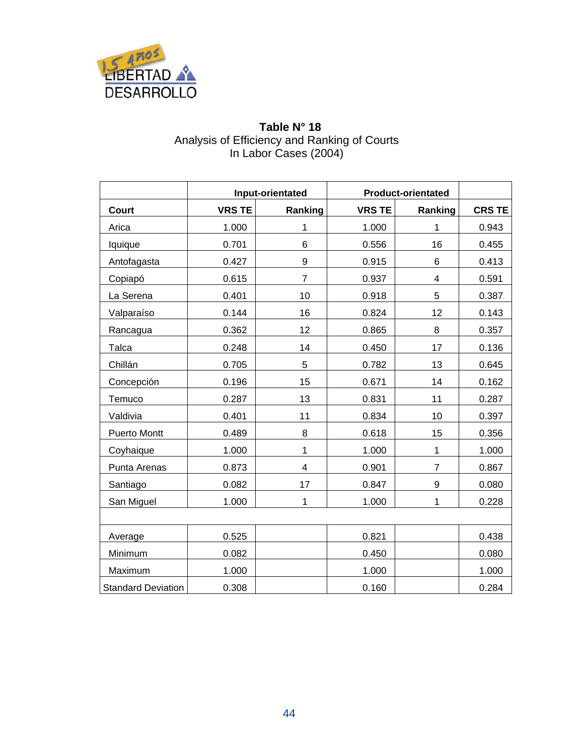**Table N° 18**
Analysis of Efficiency and Ranking of Courts
In Labor Cases (2004)

| | Input-orientated | | Product-orientated | | |
|---|---|---|---|---|---|
| Court | VRS TE | Ranking | VRS TE | Ranking | CRS TE |
| Arica | 1.000 | 1 | 1.000 | 1 | 0.943 |
| Iquique | 0.701 | 6 | 0.556 | 16 | 0.455 |
| Antofagasta | 0.427 | 9 | 0.915 | 6 | 0.413 |
| Copiapó | 0.615 | 7 | 0.937 | 4 | 0.591 |
| La Serena | 0.401 | 10 | 0.918 | 5 | 0.387 |
| Valparaíso | 0.144 | 16 | 0.824 | 12 | 0.143 |
| Rancagua | 0.362 | 12 | 0.865 | 8 | 0.357 |
| Talca | 0.248 | 14 | 0.450 | 17 | 0.136 |
| Chillán | 0.705 | 5 | 0.782 | 13 | 0.645 |
| Concepción | 0.196 | 15 | 0.671 | 14 | 0.162 |
| Temuco | 0.287 | 13 | 0.831 | 11 | 0.287 |
| Valdivia | 0.401 | 11 | 0.834 | 10 | 0.397 |
| Puerto Montt | 0.489 | 8 | 0.618 | 15 | 0.356 |
| Coyhaique | 1.000 | 1 | 1.000 | 1 | 1.000 |
| Punta Arenas | 0.873 | 4 | 0.901 | 7 | 0.867 |
| Santiago | 0.082 | 17 | 0.847 | 9 | 0.080 |
| San Miguel | 1.000 | 1 | 1.000 | 1 | 0.228 |
| | | | | | |
| Average | 0.525 | | 0.821 | | 0.438 |
| Minimum | 0.082 | | 0.450 | | 0.080 |
| Maximum | 1.000 | | 1.000 | | 1.000 |
| Standard Deviation | 0.308 | | 0.160 | | 0.284 |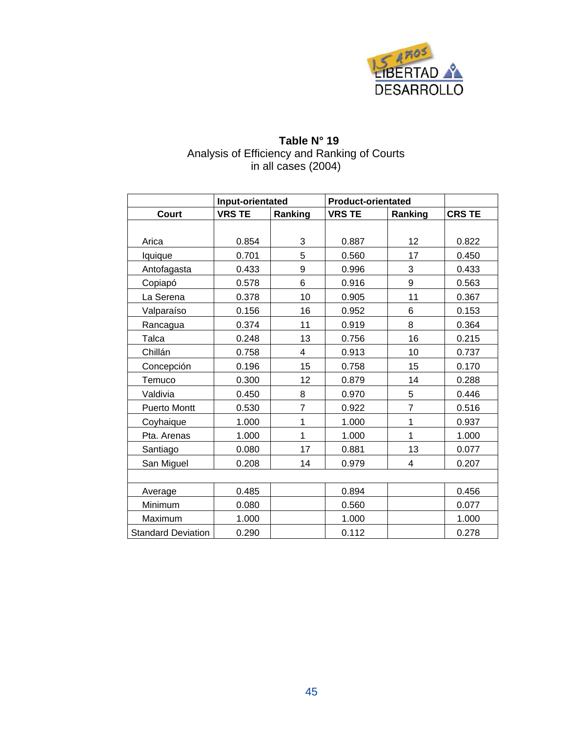**Table N° 19**
Analysis of Efficiency and Ranking of Courts
in all cases (2004)

| | Input-orientated | | Product-orientated | | |
|---|---|---|---|---|---|
| Court | VRS TE | Ranking | VRS TE | Ranking | CRS TE |
| Arica | 0.854 | 3 | 0.887 | 12 | 0.822 |
| Iquique | 0.701 | 5 | 0.560 | 17 | 0.450 |
| Antofagasta | 0.433 | 9 | 0.996 | 3 | 0.433 |
| Copiapó | 0.578 | 6 | 0.916 | 9 | 0.563 |
| La Serena | 0.378 | 10 | 0.905 | 11 | 0.367 |
| Valparaíso | 0.156 | 16 | 0.952 | 6 | 0.153 |
| Rancagua | 0.374 | 11 | 0.919 | 8 | 0.364 |
| Talca | 0.248 | 13 | 0.756 | 16 | 0.215 |
| Chillán | 0.758 | 4 | 0.913 | 10 | 0.737 |
| Concepción | 0.196 | 15 | 0.758 | 15 | 0.170 |
| Temuco | 0.300 | 12 | 0.879 | 14 | 0.288 |
| Valdivia | 0.450 | 8 | 0.970 | 5 | 0.446 |
| Puerto Montt | 0.530 | 7 | 0.922 | 7 | 0.516 |
| Coyhaique | 1.000 | 1 | 1.000 | 1 | 0.937 |
| Pta. Arenas | 1.000 | 1 | 1.000 | 1 | 1.000 |
| Santiago | 0.080 | 17 | 0.881 | 13 | 0.077 |
| San Miguel | 0.208 | 14 | 0.979 | 4 | 0.207 |
| | | | | | |
| Average | 0.485 | | 0.894 | | 0.456 |
| Minimum | 0.080 | | 0.560 | | 0.077 |
| Maximum | 1.000 | | 1.000 | | 1.000 |
| Standard Deviation | 0.290 | | 0.112 | | 0.278 |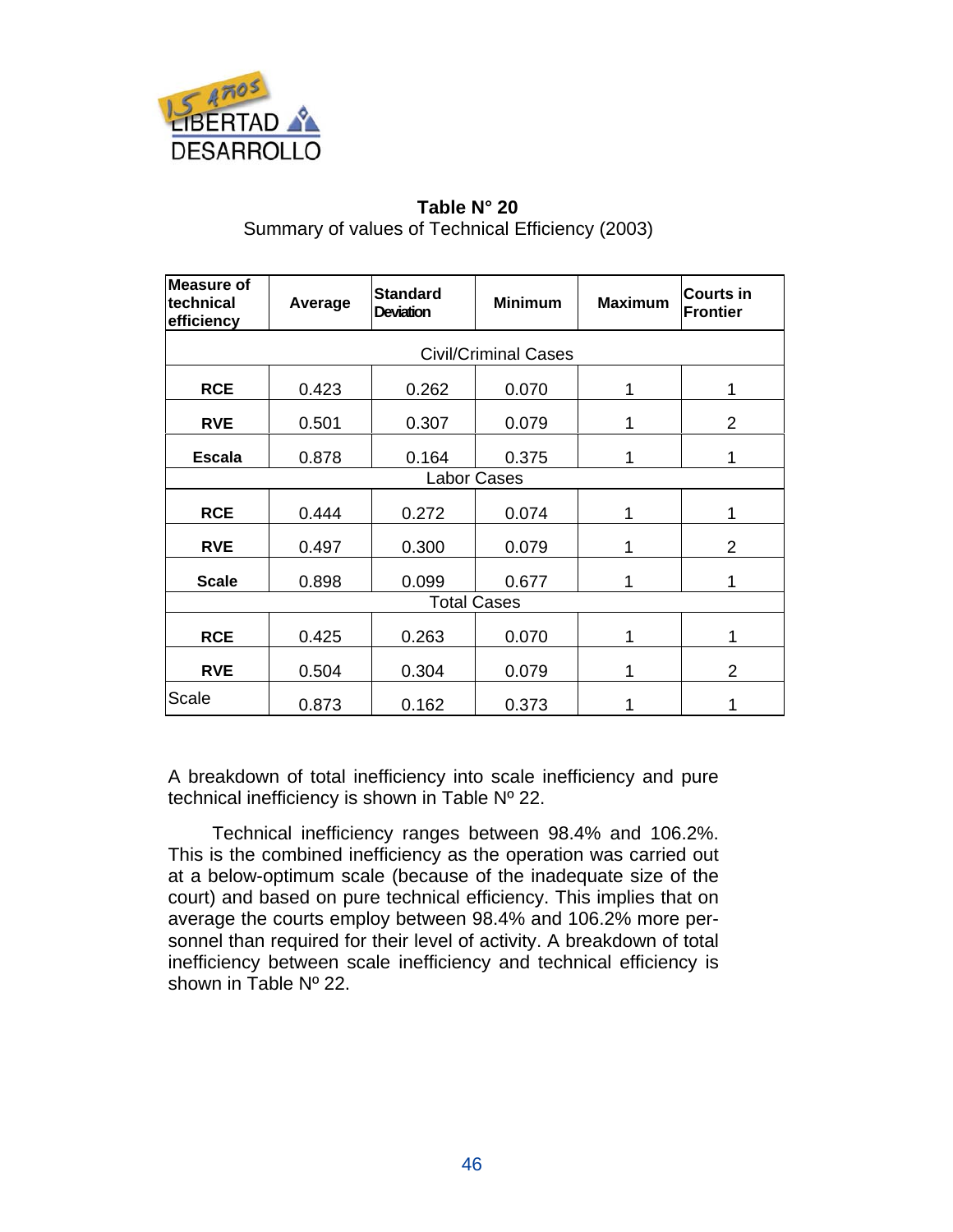**Table N° 20**

Summary of values of Technical Efficiency (2003)

| Measure of technical efficiency | Average | Standard Deviation | Minimum | Maximum | Courts in Frontier |
|---|---|---|---|---|---|
| Civil/Criminal Cases | | | | | |
| **RCE** | 0.423 | 0.262 | 0.070 | 1 | 1 |
| **RVE** | 0.501 | 0.307 | 0.079 | 1 | 2 |
| **Escala** | 0.878 | 0.164 | 0.375 | 1 | 1 |
| Labor Cases | | | | | |
| **RCE** | 0.444 | 0.272 | 0.074 | 1 | 1 |
| **RVE** | 0.497 | 0.300 | 0.079 | 1 | 2 |
| **Scale** | 0.898 | 0.099 | 0.677 | 1 | 1 |
| Total Cases | | | | | |
| **RCE** | 0.425 | 0.263 | 0.070 | 1 | 1 |
| **RVE** | 0.504 | 0.304 | 0.079 | 1 | 2 |
| Scale | 0.873 | 0.162 | 0.373 | 1 | 1 |

A breakdown of total inefficiency into scale inefficiency and pure technical inefficiency is shown in Table Nº 22.

Technical inefficiency ranges between 98.4% and 106.2%. This is the combined inefficiency as the operation was carried out at a below-optimum scale (because of the inadequate size of the court) and based on pure technical efficiency. This implies that on average the courts employ between 98.4% and 106.2% more personnel than required for their level of activity. A breakdown of total inefficiency between scale inefficiency and technical efficiency is shown in Table Nº 22.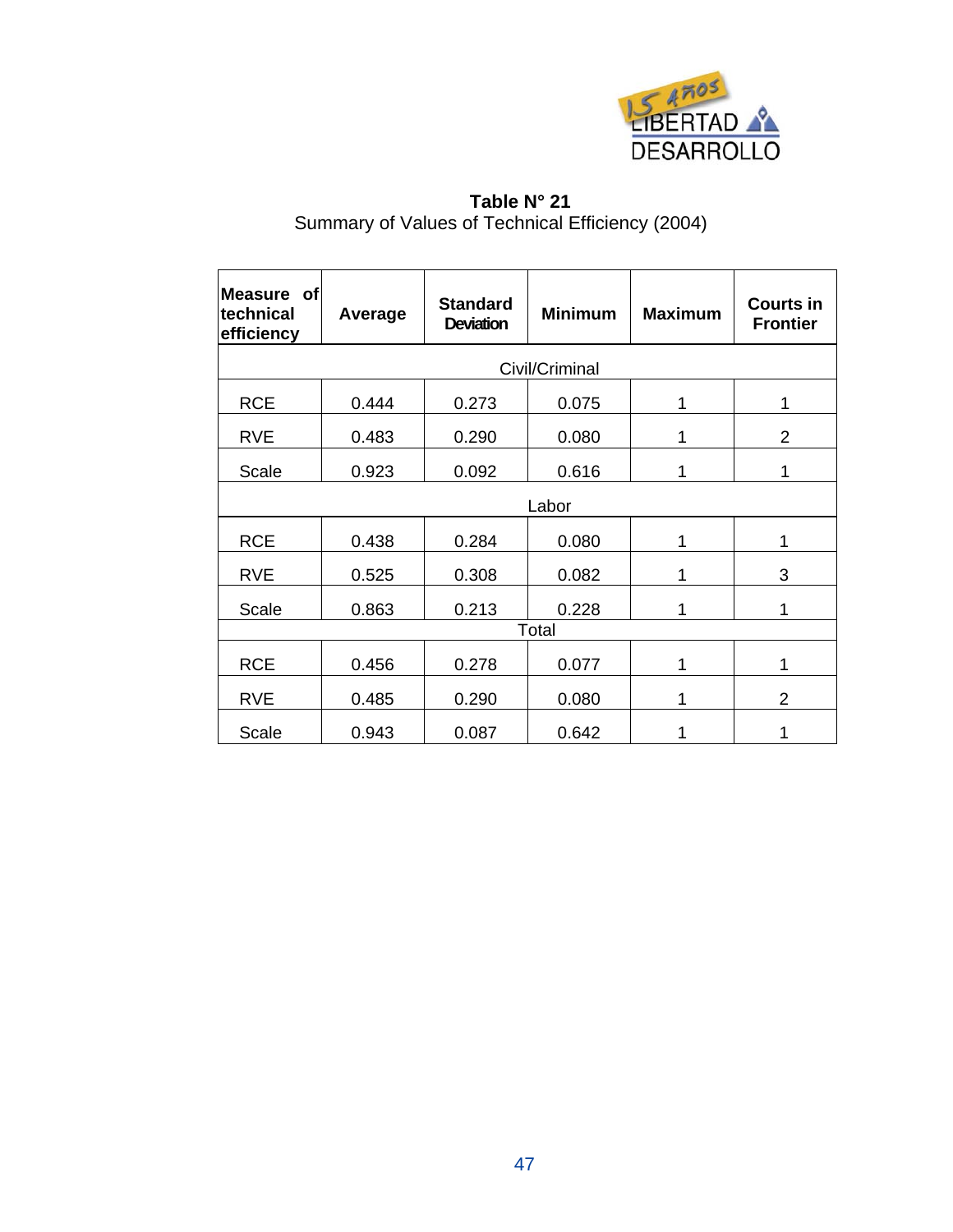**Table N° 21**
Summary of Values of Technical Efficiency (2004)

| Measure of technical efficiency | Average | Standard Deviation | Minimum | Maximum | Courts in Frontier |
|---|---|---|---|---|---|
| Civil/Criminal | | | | | |
| RCE | 0.444 | 0.273 | 0.075 | 1 | 1 |
| RVE | 0.483 | 0.290 | 0.080 | 1 | 2 |
| Scale | 0.923 | 0.092 | 0.616 | 1 | 1 |
| Labor | | | | | |
| RCE | 0.438 | 0.284 | 0.080 | 1 | 1 |
| RVE | 0.525 | 0.308 | 0.082 | 1 | 3 |
| Scale | 0.863 | 0.213 | 0.228 | 1 | 1 |
| Total | | | | | |
| RCE | 0.456 | 0.278 | 0.077 | 1 | 1 |
| RVE | 0.485 | 0.290 | 0.080 | 1 | 2 |
| Scale | 0.943 | 0.087 | 0.642 | 1 | 1 |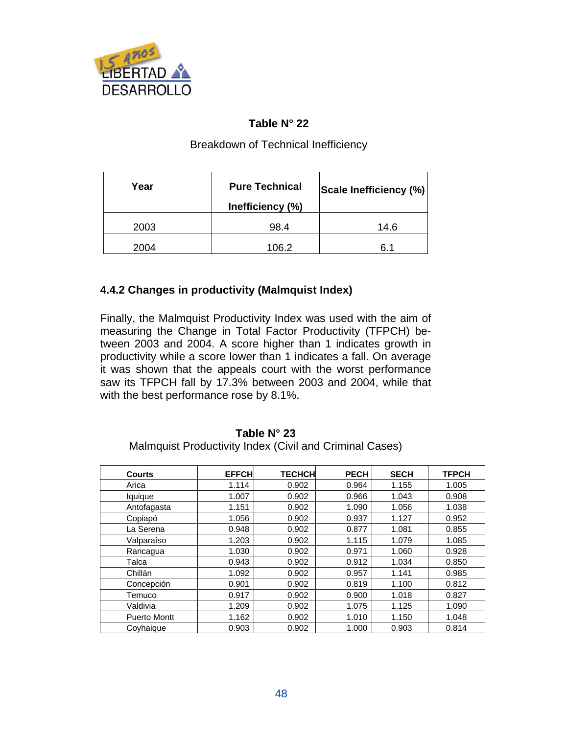**Table N° 22**

Breakdown of Technical Inefficiency

| Year | Pure Technical Inefficiency (%) | Scale Inefficiency (%) |
|---|---|---|
| 2003 | 98.4 | 14.6 |
| 2004 | 106.2 | 6.1 |

### 4.4.2 Changes in productivity (Malmquist Index)

Finally, the Malmquist Productivity Index was used with the aim of measuring the Change in Total Factor Productivity (TFPCH) between 2003 and 2004. A score higher than 1 indicates growth in productivity while a score lower than 1 indicates a fall. On average it was shown that the appeals court with the worst performance saw its TFPCH fall by 17.3% between 2003 and 2004, while that with the best performance rose by 8.1%.

**Table N° 23**

Malmquist Productivity Index (Civil and Criminal Cases)

| Courts | EFFCH | TECHCH | PECH | SECH | TFPCH |
|---|---|---|---|---|---|
| Arica | 1.114 | 0.902 | 0.964 | 1.155 | 1.005 |
| Iquique | 1.007 | 0.902 | 0.966 | 1.043 | 0.908 |
| Antofagasta | 1.151 | 0.902 | 1.090 | 1.056 | 1.038 |
| Copiapó | 1.056 | 0.902 | 0.937 | 1.127 | 0.952 |
| La Serena | 0.948 | 0.902 | 0.877 | 1.081 | 0.855 |
| Valparaíso | 1.203 | 0.902 | 1.115 | 1.079 | 1.085 |
| Rancagua | 1.030 | 0.902 | 0.971 | 1.060 | 0.928 |
| Talca | 0.943 | 0.902 | 0.912 | 1.034 | 0.850 |
| Chillán | 1.092 | 0.902 | 0.957 | 1.141 | 0.985 |
| Concepción | 0.901 | 0.902 | 0.819 | 1.100 | 0.812 |
| Temuco | 0.917 | 0.902 | 0.900 | 1.018 | 0.827 |
| Valdivia | 1.209 | 0.902 | 1.075 | 1.125 | 1.090 |
| Puerto Montt | 1.162 | 0.902 | 1.010 | 1.150 | 1.048 |
| Coyhaique | 0.903 | 0.902 | 1.000 | 0.903 | 0.814 |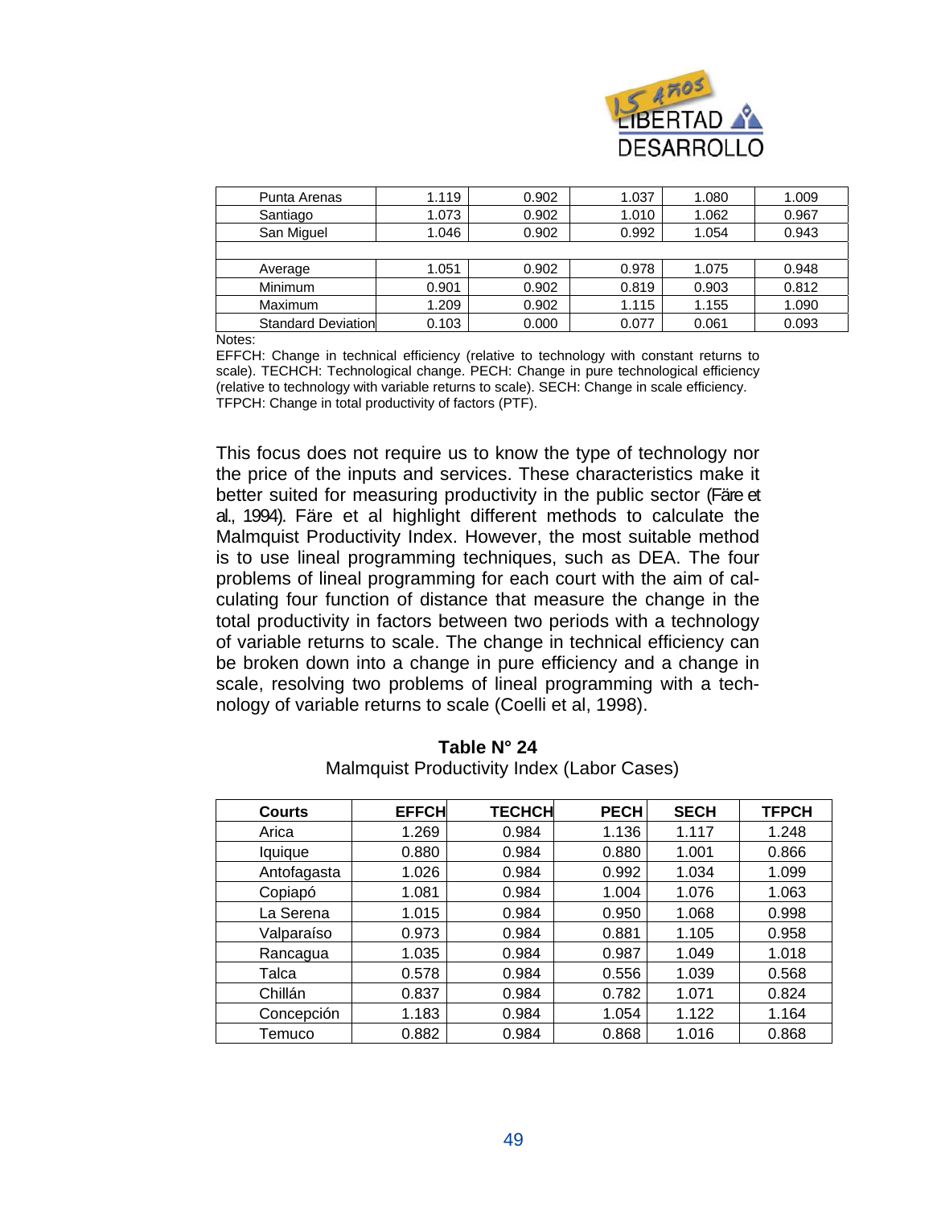| | | | | | |
|---|---|---|---|---|---|
| Punta Arenas | 1.119 | 0.902 | 1.037 | 1.080 | 1.009 |
| Santiago | 1.073 | 0.902 | 1.010 | 1.062 | 0.967 |
| San Miguel | 1.046 | 0.902 | 0.992 | 1.054 | 0.943 |
| | | | | | |
| Average | 1.051 | 0.902 | 0.978 | 1.075 | 0.948 |
| Minimum | 0.901 | 0.902 | 0.819 | 0.903 | 0.812 |
| Maximum | 1.209 | 0.902 | 1.115 | 1.155 | 1.090 |
| Standard Deviation | 0.103 | 0.000 | 0.077 | 0.061 | 0.093 |

Notes:

EFFCH: Change in technical efficiency (relative to technology with constant returns to scale). TECHCH: Technological change. PECH: Change in pure technological efficiency (relative to technology with variable returns to scale). SECH: Change in scale efficiency. TFPCH: Change in total productivity of factors (PTF).

This focus does not require us to know the type of technology nor the price of the inputs and services. These characteristics make it better suited for measuring productivity in the public sector (Färe et al., 1994). Färe et al highlight different methods to calculate the Malmquist Productivity Index. However, the most suitable method is to use lineal programming techniques, such as DEA. The four problems of lineal programming for each court with the aim of calculating four function of distance that measure the change in the total productivity in factors between two periods with a technology of variable returns to scale. The change in technical efficiency can be broken down into a change in pure efficiency and a change in scale, resolving two problems of lineal programming with a technology of variable returns to scale (Coelli et al, 1998).

**Table N° 24**

Malmquist Productivity Index (Labor Cases)

| Courts | EFFCH | TECHCH | PECH | SECH | TFPCH |
|---|---|---|---|---|---|
| Arica | 1.269 | 0.984 | 1.136 | 1.117 | 1.248 |
| Iquique | 0.880 | 0.984 | 0.880 | 1.001 | 0.866 |
| Antofagasta | 1.026 | 0.984 | 0.992 | 1.034 | 1.099 |
| Copiapó | 1.081 | 0.984 | 1.004 | 1.076 | 1.063 |
| La Serena | 1.015 | 0.984 | 0.950 | 1.068 | 0.998 |
| Valparaíso | 0.973 | 0.984 | 0.881 | 1.105 | 0.958 |
| Rancagua | 1.035 | 0.984 | 0.987 | 1.049 | 1.018 |
| Talca | 0.578 | 0.984 | 0.556 | 1.039 | 0.568 |
| Chillán | 0.837 | 0.984 | 0.782 | 1.071 | 0.824 |
| Concepción | 1.183 | 0.984 | 1.054 | 1.122 | 1.164 |
| Temuco | 0.882 | 0.984 | 0.868 | 1.016 | 0.868 |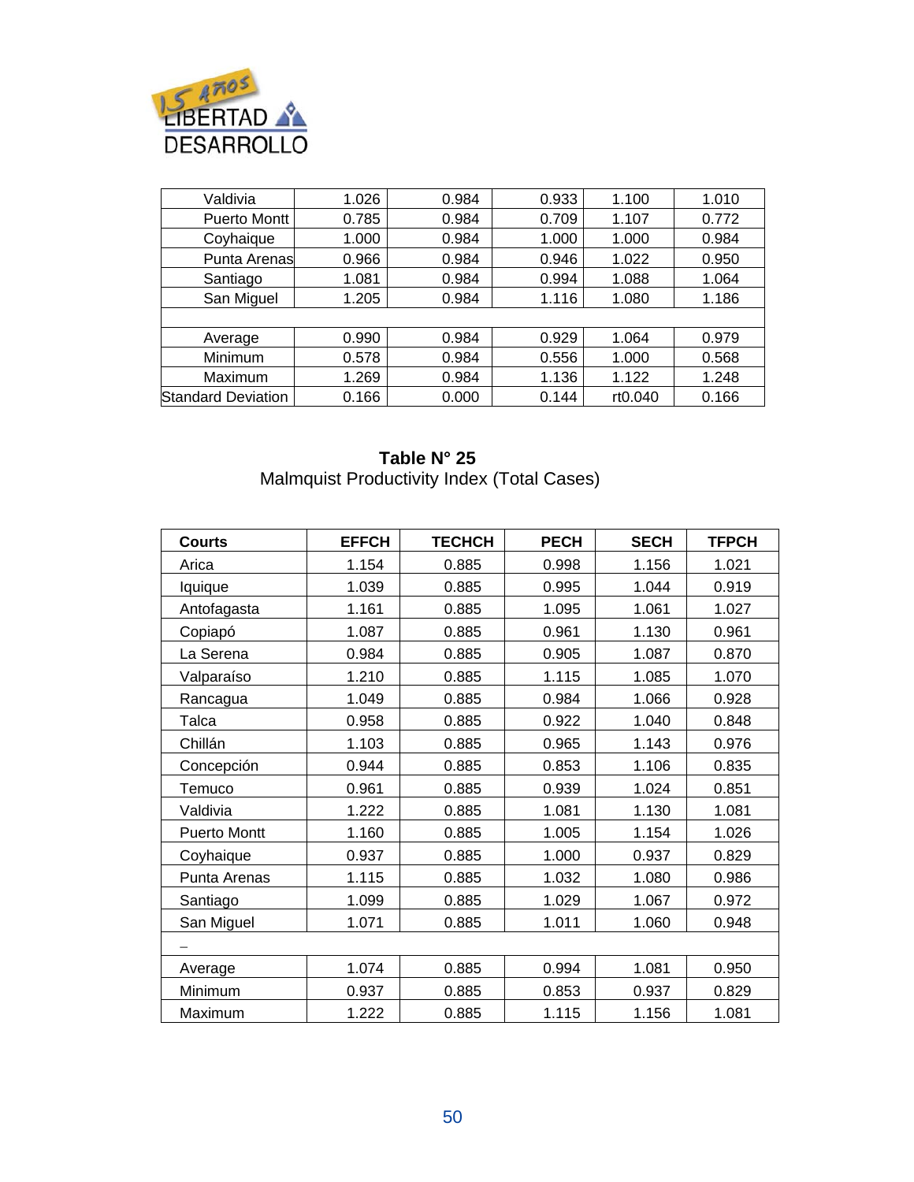| | | | | | |
|---|---|---|---|---|---|
| Valdivia | 1.026 | 0.984 | 0.933 | 1.100 | 1.010 |
| Puerto Montt | 0.785 | 0.984 | 0.709 | 1.107 | 0.772 |
| Coyhaique | 1.000 | 0.984 | 1.000 | 1.000 | 0.984 |
| Punta Arenas | 0.966 | 0.984 | 0.946 | 1.022 | 0.950 |
| Santiago | 1.081 | 0.984 | 0.994 | 1.088 | 1.064 |
| San Miguel | 1.205 | 0.984 | 1.116 | 1.080 | 1.186 |
| | | | | | |
| Average | 0.990 | 0.984 | 0.929 | 1.064 | 0.979 |
| Minimum | 0.578 | 0.984 | 0.556 | 1.000 | 0.568 |
| Maximum | 1.269 | 0.984 | 1.136 | 1.122 | 1.248 |
| Standard Deviation | 0.166 | 0.000 | 0.144 | rt0.040 | 0.166 |

**Table N° 25**

Malmquist Productivity Index (Total Cases)

| Courts | EFFCH | TECHCH | PECH | SECH | TFPCH |
|---|---|---|---|---|---|
| Arica | 1.154 | 0.885 | 0.998 | 1.156 | 1.021 |
| Iquique | 1.039 | 0.885 | 0.995 | 1.044 | 0.919 |
| Antofagasta | 1.161 | 0.885 | 1.095 | 1.061 | 1.027 |
| Copiapó | 1.087 | 0.885 | 0.961 | 1.130 | 0.961 |
| La Serena | 0.984 | 0.885 | 0.905 | 1.087 | 0.870 |
| Valparaíso | 1.210 | 0.885 | 1.115 | 1.085 | 1.070 |
| Rancagua | 1.049 | 0.885 | 0.984 | 1.066 | 0.928 |
| Talca | 0.958 | 0.885 | 0.922 | 1.040 | 0.848 |
| Chillán | 1.103 | 0.885 | 0.965 | 1.143 | 0.976 |
| Concepción | 0.944 | 0.885 | 0.853 | 1.106 | 0.835 |
| Temuco | 0.961 | 0.885 | 0.939 | 1.024 | 0.851 |
| Valdivia | 1.222 | 0.885 | 1.081 | 1.130 | 1.081 |
| Puerto Montt | 1.160 | 0.885 | 1.005 | 1.154 | 1.026 |
| Coyhaique | 0.937 | 0.885 | 1.000 | 0.937 | 0.829 |
| Punta Arenas | 1.115 | 0.885 | 1.032 | 1.080 | 0.986 |
| Santiago | 1.099 | 0.885 | 1.029 | 1.067 | 0.972 |
| San Miguel | 1.071 | 0.885 | 1.011 | 1.060 | 0.948 |
| _ | | | | | |
| Average | 1.074 | 0.885 | 0.994 | 1.081 | 0.950 |
| Minimum | 0.937 | 0.885 | 0.853 | 0.937 | 0.829 |
| Maximum | 1.222 | 0.885 | 1.115 | 1.156 | 1.081 |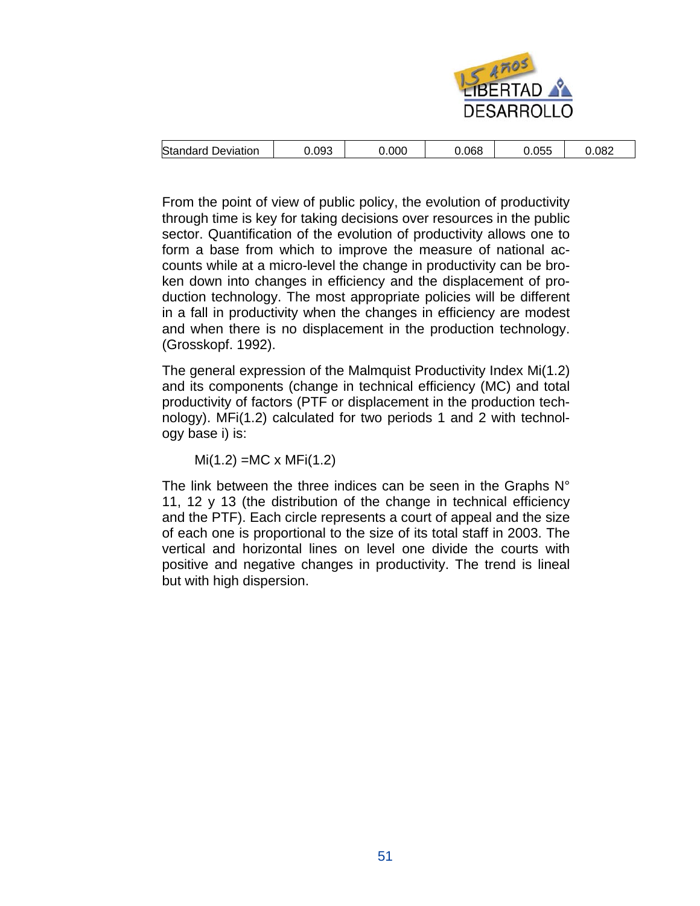| Standard Deviation | 0.093 | 0.000 | 0.068 | 0.055 | 0.082 |
|---|---|---|---|---|---|

From the point of view of public policy, the evolution of productivity through time is key for taking decisions over resources in the public sector. Quantification of the evolution of productivity allows one to form a base from which to improve the measure of national accounts while at a micro-level the change in productivity can be broken down into changes in efficiency and the displacement of production technology. The most appropriate policies will be different in a fall in productivity when the changes in efficiency are modest and when there is no displacement in the production technology. (Grosskopf. 1992).

The general expression of the Malmquist Productivity Index Mi(1.2) and its components (change in technical efficiency (MC) and total productivity of factors (PTF or displacement in the production technology). MFi(1.2) calculated for two periods 1 and 2 with technology base i) is:

$$Mi(1.2) = MC \times MFi(1.2)$$

The link between the three indices can be seen in the Graphs N° 11, 12 y 13 (the distribution of the change in technical efficiency and the PTF). Each circle represents a court of appeal and the size of each one is proportional to the size of its total staff in 2003. The vertical and horizontal lines on level one divide the courts with positive and negative changes in productivity. The trend is lineal but with high dispersion.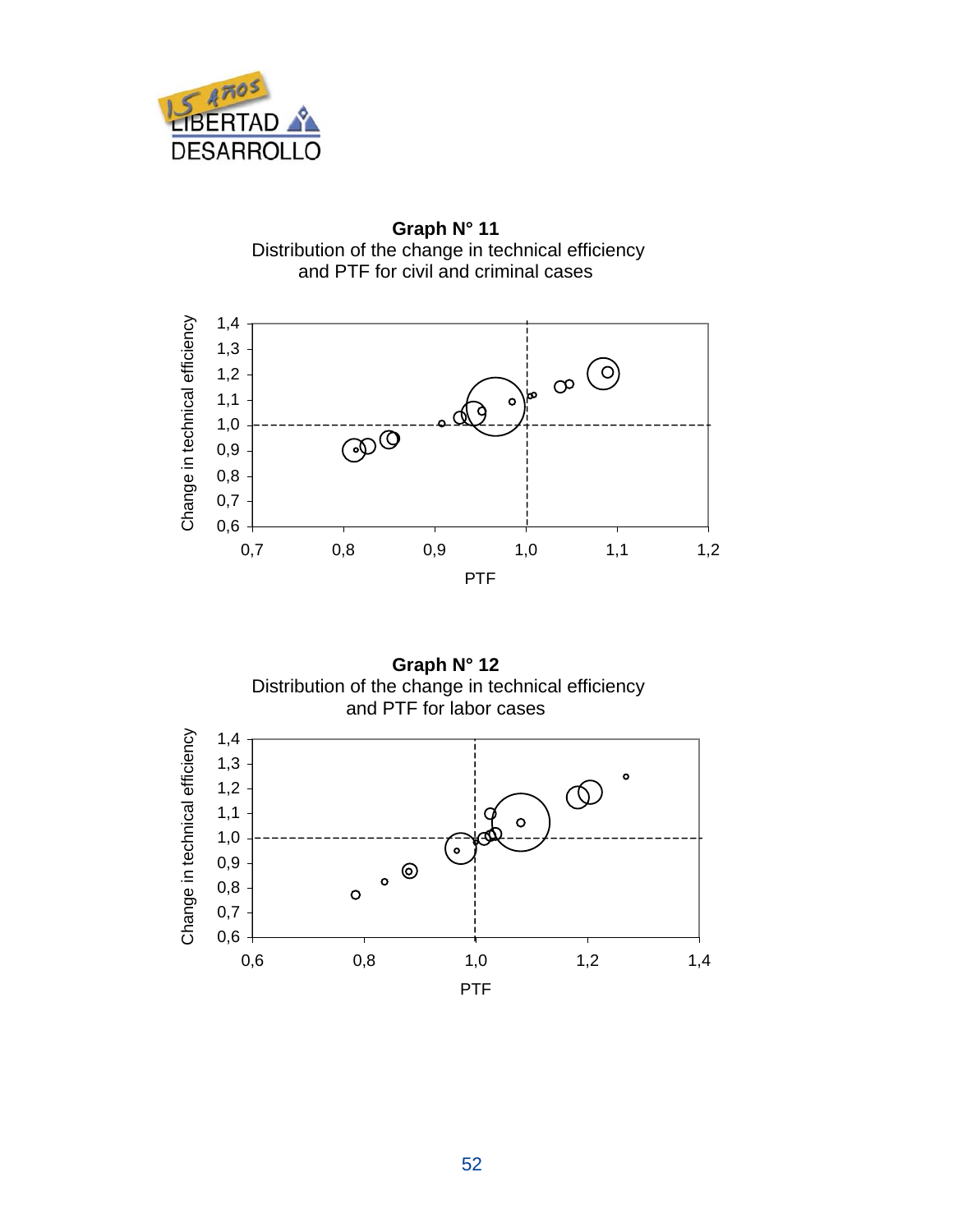**Graph N° 11**

Distribution of the change in technical efficiency and PTF for civil and criminal cases

**Graph N° 12**

Distribution of the change in technical efficiency and PTF for labor cases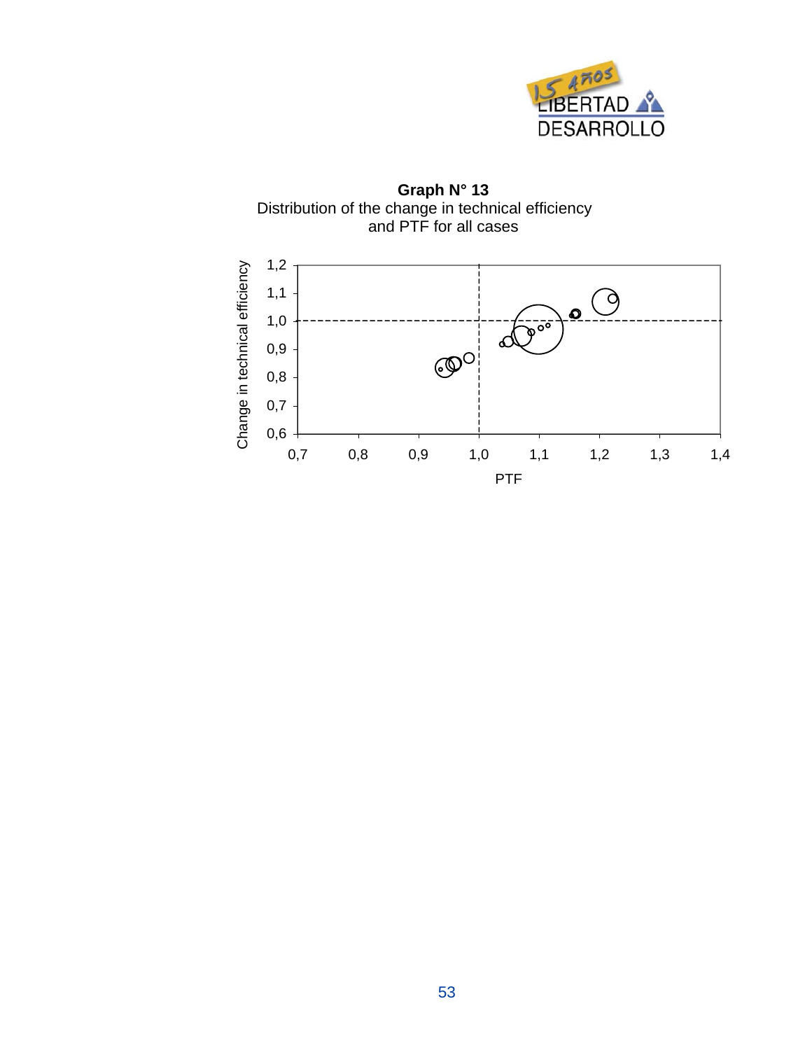**Graph N° 13**
Distribution of the change in technical efficiency and PTF for all cases

Change in technical efficiency

1,2
1,1
1,0
0,9
0,8
0,7
0,6

0,7 0,8 0,9 1,0 1,1 1,2 1,3 1,4

PTF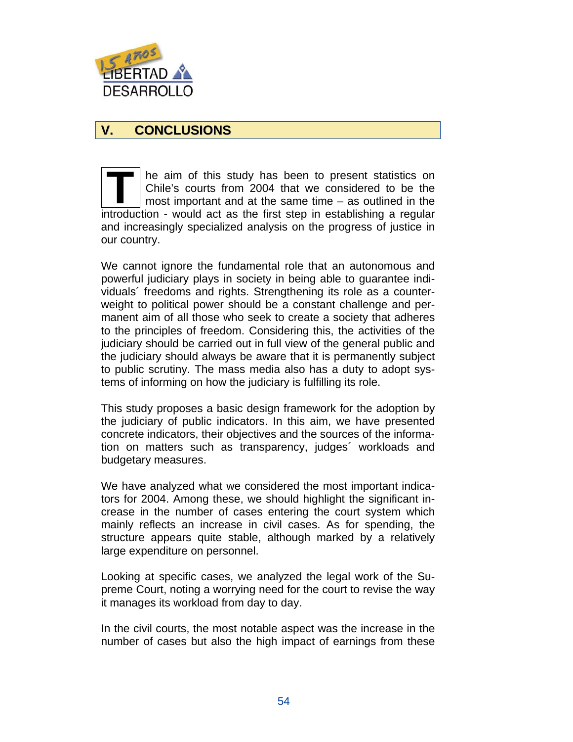## V. CONCLUSIONS

The aim of this study has been to present statistics on Chile's courts from 2004 that we considered to be the most important and at the same time – as outlined in the introduction - would act as the first step in establishing a regular and increasingly specialized analysis on the progress of justice in our country.

We cannot ignore the fundamental role that an autonomous and powerful judiciary plays in society in being able to guarantee individuals´ freedoms and rights. Strengthening its role as a counterweight to political power should be a constant challenge and permanent aim of all those who seek to create a society that adheres to the principles of freedom. Considering this, the activities of the judiciary should be carried out in full view of the general public and the judiciary should always be aware that it is permanently subject to public scrutiny. The mass media also has a duty to adopt systems of informing on how the judiciary is fulfilling its role.

This study proposes a basic design framework for the adoption by the judiciary of public indicators. In this aim, we have presented concrete indicators, their objectives and the sources of the information on matters such as transparency, judges´ workloads and budgetary measures.

We have analyzed what we considered the most important indicators for 2004. Among these, we should highlight the significant increase in the number of cases entering the court system which mainly reflects an increase in civil cases. As for spending, the structure appears quite stable, although marked by a relatively large expenditure on personnel.

Looking at specific cases, we analyzed the legal work of the Supreme Court, noting a worrying need for the court to revise the way it manages its workload from day to day.

In the civil courts, the most notable aspect was the increase in the number of cases but also the high impact of earnings from these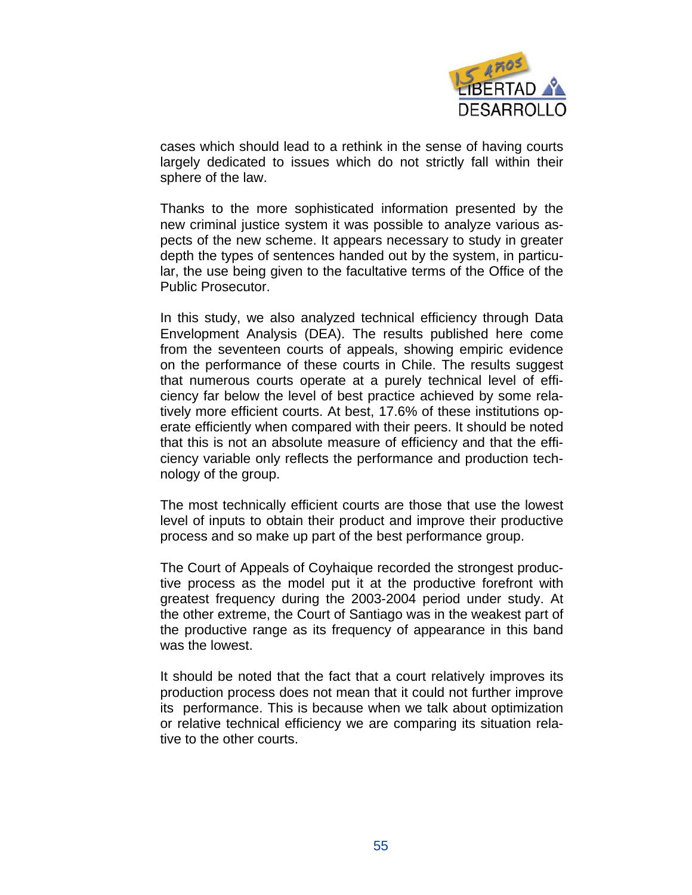cases which should lead to a rethink in the sense of having courts largely dedicated to issues which do not strictly fall within their sphere of the law.

Thanks to the more sophisticated information presented by the new criminal justice system it was possible to analyze various aspects of the new scheme. It appears necessary to study in greater depth the types of sentences handed out by the system, in particular, the use being given to the facultative terms of the Office of the Public Prosecutor.

In this study, we also analyzed technical efficiency through Data Envelopment Analysis (DEA). The results published here come from the seventeen courts of appeals, showing empiric evidence on the performance of these courts in Chile. The results suggest that numerous courts operate at a purely technical level of efficiency far below the level of best practice achieved by some relatively more efficient courts. At best, 17.6% of these institutions operate efficiently when compared with their peers. It should be noted that this is not an absolute measure of efficiency and that the efficiency variable only reflects the performance and production technology of the group.

The most technically efficient courts are those that use the lowest level of inputs to obtain their product and improve their productive process and so make up part of the best performance group.

The Court of Appeals of Coyhaique recorded the strongest productive process as the model put it at the productive forefront with greatest frequency during the 2003-2004 period under study. At the other extreme, the Court of Santiago was in the weakest part of the productive range as its frequency of appearance in this band was the lowest.

It should be noted that the fact that a court relatively improves its production process does not mean that it could not further improve its performance. This is because when we talk about optimization or relative technical efficiency we are comparing its situation relative to the other courts.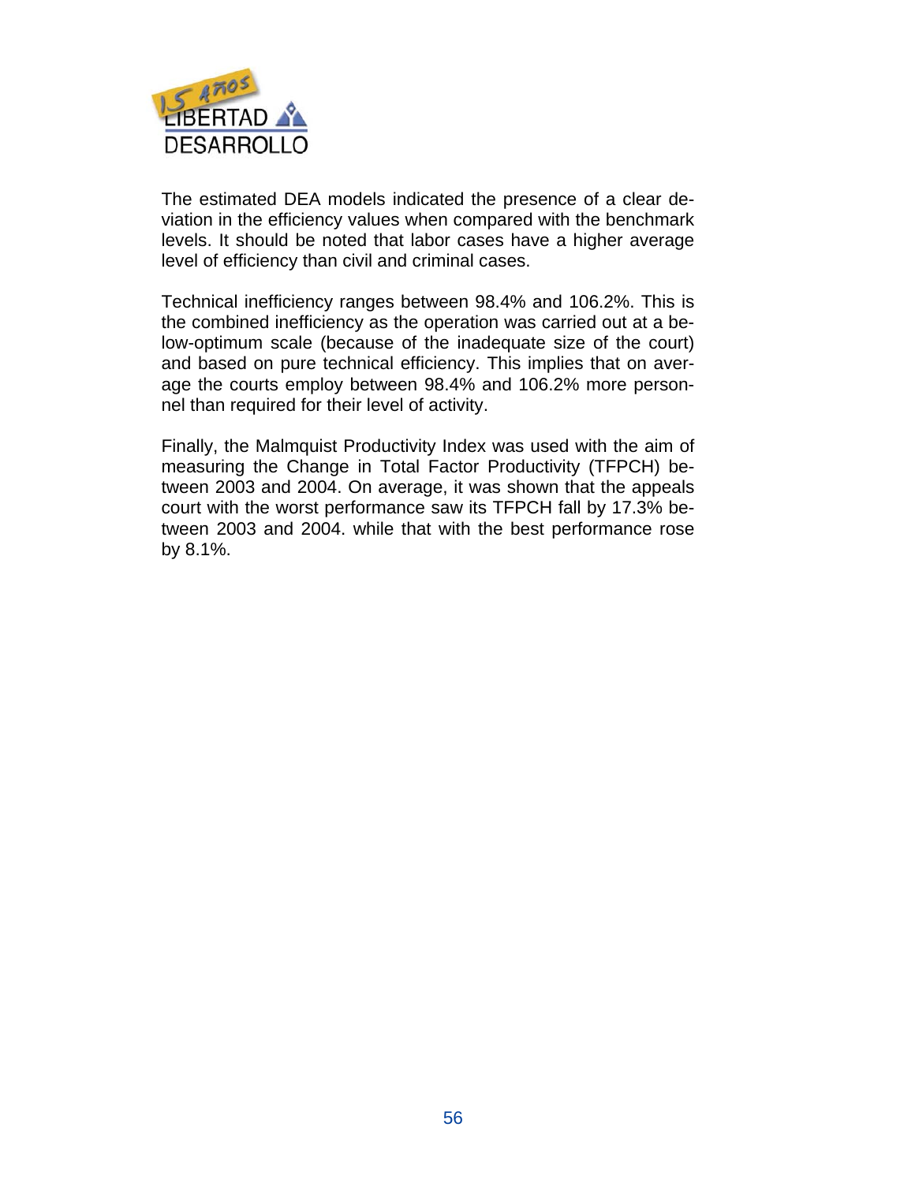The estimated DEA models indicated the presence of a clear deviation in the efficiency values when compared with the benchmark levels. It should be noted that labor cases have a higher average level of efficiency than civil and criminal cases.

Technical inefficiency ranges between 98.4% and 106.2%. This is the combined inefficiency as the operation was carried out at a below-optimum scale (because of the inadequate size of the court) and based on pure technical efficiency. This implies that on average the courts employ between 98.4% and 106.2% more personnel than required for their level of activity.

Finally, the Malmquist Productivity Index was used with the aim of measuring the Change in Total Factor Productivity (TFPCH) between 2003 and 2004. On average, it was shown that the appeals court with the worst performance saw its TFPCH fall by 17.3% between 2003 and 2004. while that with the best performance rose by 8.1%.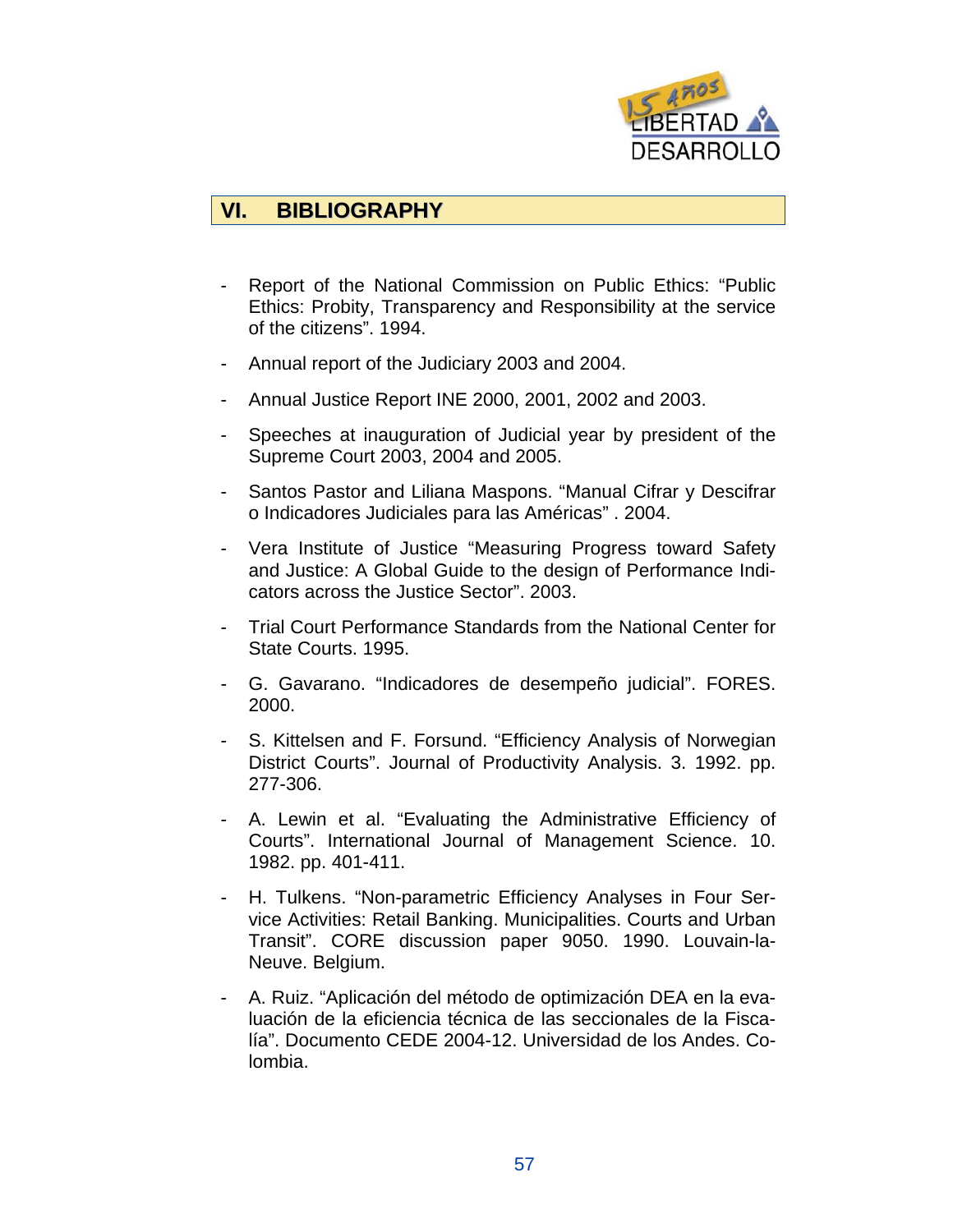## VI. BIBLIOGRAPHY

- Report of the National Commission on Public Ethics: "Public Ethics: Probity, Transparency and Responsibility at the service of the citizens". 1994.
- Annual report of the Judiciary 2003 and 2004.
- Annual Justice Report INE 2000, 2001, 2002 and 2003.
- Speeches at inauguration of Judicial year by president of the Supreme Court 2003, 2004 and 2005.
- Santos Pastor and Liliana Maspons. "Manual Cifrar y Descifrar o Indicadores Judiciales para las Américas" . 2004.
- Vera Institute of Justice "Measuring Progress toward Safety and Justice: A Global Guide to the design of Performance Indicators across the Justice Sector". 2003.
- Trial Court Performance Standards from the National Center for State Courts. 1995.
- G. Gavarano. "Indicadores de desempeño judicial". FORES. 2000.
- S. Kittelsen and F. Forsund. "Efficiency Analysis of Norwegian District Courts". Journal of Productivity Analysis. 3. 1992. pp. 277-306.
- A. Lewin et al. "Evaluating the Administrative Efficiency of Courts". International Journal of Management Science. 10. 1982. pp. 401-411.
- H. Tulkens. "Non-parametric Efficiency Analyses in Four Service Activities: Retail Banking. Municipalities. Courts and Urban Transit". CORE discussion paper 9050. 1990. Louvain-la-Neuve. Belgium.
- A. Ruiz. "Aplicación del método de optimización DEA en la evaluación de la eficiencia técnica de las seccionales de la Fiscalía". Documento CEDE 2004-12. Universidad de los Andes. Colombia.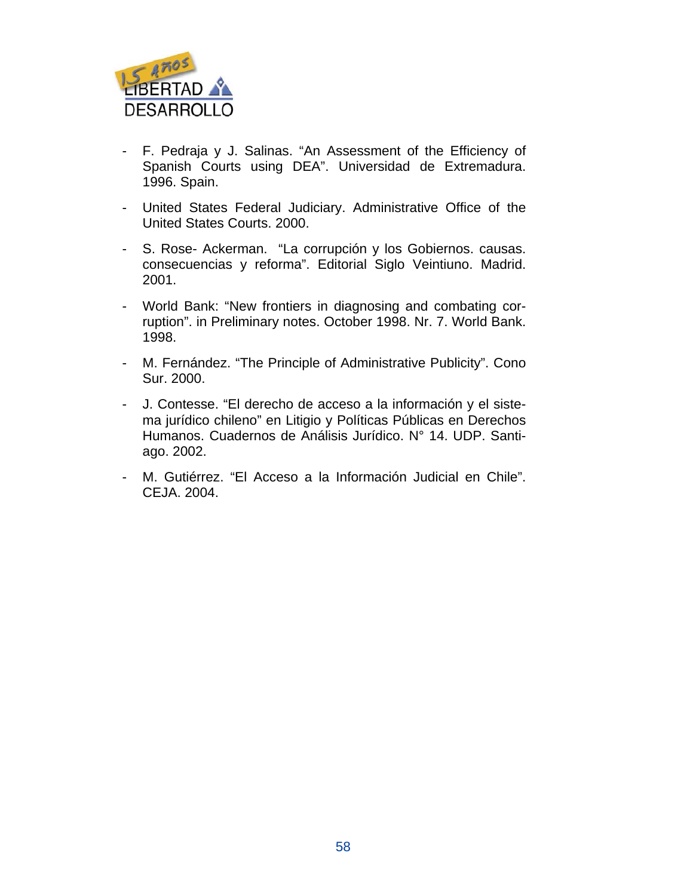- F. Pedraja y J. Salinas. “An Assessment of the Efficiency of Spanish Courts using DEA”. Universidad de Extremadura. 1996. Spain.
- United States Federal Judiciary. Administrative Office of the United States Courts. 2000.
- S. Rose- Ackerman. “La corrupción y los Gobiernos. causas. consecuencias y reforma”. Editorial Siglo Veintiuno. Madrid. 2001.
- World Bank: “New frontiers in diagnosing and combating corruption”. in Preliminary notes. October 1998. Nr. 7. World Bank. 1998.
- M. Fernández. “The Principle of Administrative Publicity”. Cono Sur. 2000.
- J. Contesse. “El derecho de acceso a la información y el sistema jurídico chileno” en Litigio y Políticas Públicas en Derechos Humanos. Cuadernos de Análisis Jurídico. N° 14. UDP. Santiago. 2002.
- M. Gutiérrez. “El Acceso a la Información Judicial en Chile”. CEJA. 2004.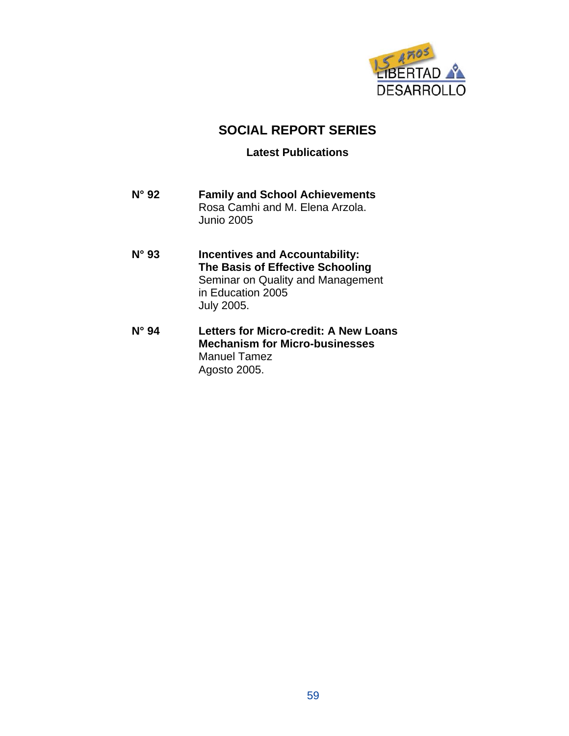# SOCIAL REPORT SERIES

### Latest Publications

**N° 92** **Family and School Achievements**
Rosa Camhi and M. Elena Arzola.
Junio 2005

**N° 93** **Incentives and Accountability: The Basis of Effective Schooling**
Seminar on Quality and Management in Education 2005
July 2005.

**N° 94** **Letters for Micro-credit: A New Loans Mechanism for Micro-businesses**
Manuel Tamez
Agosto 2005.